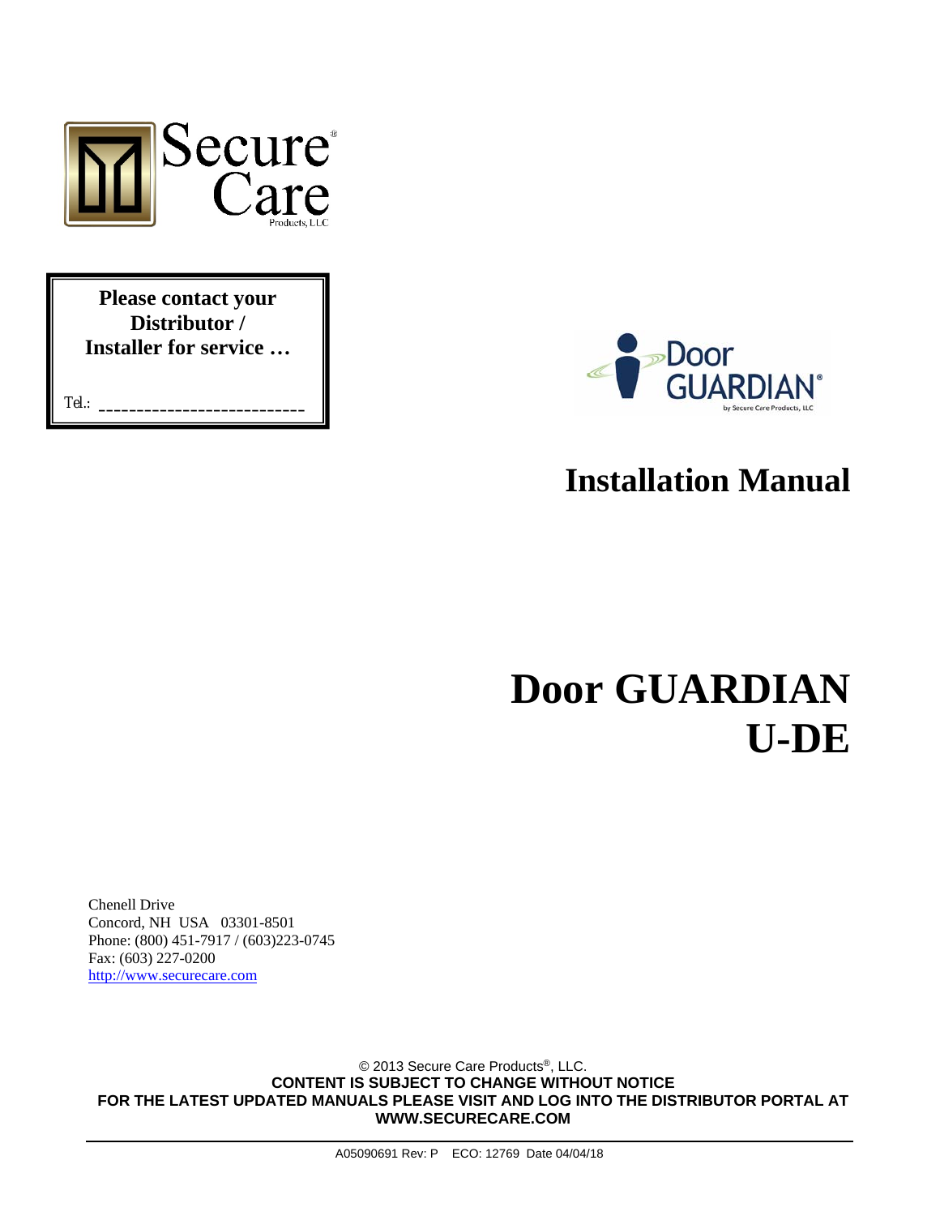Secure Care Products, LLC

**Please contact your Distributor / Installer for service …**

Tel.: ___________________________

Door GUARDIAN® by Secure Care Products, LLC

# Installation Manual

# Door GUARDIAN U-DE

Chenell Drive
Concord, NH USA 03301-8501
Phone: (800) 451-7917 / (603)223-0745
Fax: (603) 227-0200
http://www.securecare.com

© 2013 Secure Care Products®, LLC.
**CONTENT IS SUBJECT TO CHANGE WITHOUT NOTICE**
**FOR THE LATEST UPDATED MANUALS PLEASE VISIT AND LOG INTO THE DISTRIBUTOR PORTAL AT WWW.SECURECARE.COM**

A05090691 Rev: P ECO: 12769 Date 04/04/18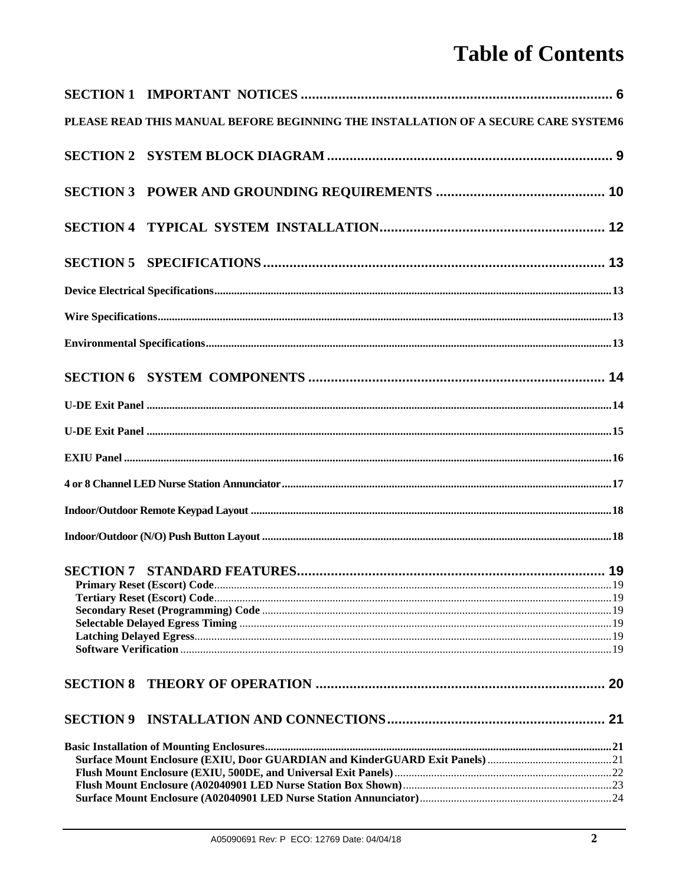# Table of Contents

**SECTION 1 IMPORTANT NOTICES** ........ 6

PLEASE READ THIS MANUAL BEFORE BEGINNING THE INSTALLATION OF A SECURE CARE SYSTEM ........ 6

**SECTION 2 SYSTEM BLOCK DIAGRAM** ........ 9

**SECTION 3 POWER AND GROUNDING REQUIREMENTS** ........ 10

**SECTION 4 TYPICAL SYSTEM INSTALLATION** ........ 12

**SECTION 5 SPECIFICATIONS** ........ 13

Device Electrical Specifications ........ 13

Wire Specifications ........ 13

Environmental Specifications ........ 13

**SECTION 6 SYSTEM COMPONENTS** ........ 14

U-DE Exit Panel ........ 14

U-DE Exit Panel ........ 15

EXIU Panel ........ 16

4 or 8 Channel LED Nurse Station Annunciator ........ 17

Indoor/Outdoor Remote Keypad Layout ........ 18

Indoor/Outdoor (N/O) Push Button Layout ........ 18

**SECTION 7 STANDARD FEATURES** ........ 19

- Primary Reset (Escort) Code ........ 19
- Tertiary Reset (Escort) Code ........ 19
- Secondary Reset (Programming) Code ........ 19
- Selectable Delayed Egress Timing ........ 19
- Latching Delayed Egress ........ 19
- Software Verification ........ 19

**SECTION 8 THEORY OF OPERATION** ........ 20

**SECTION 9 INSTALLATION AND CONNECTIONS** ........ 21

Basic Installation of Mounting Enclosures ........ 21

- Surface Mount Enclosure (EXIU, Door GUARDIAN and KinderGUARD Exit Panels) ........ 21
- Flush Mount Enclosure (EXIU, 500DE, and Universal Exit Panels) ........ 22
- Flush Mount Enclosure (A02040901 LED Nurse Station Box Shown) ........ 23
- Surface Mount Enclosure (A02040901 LED Nurse Station Annunciator) ........ 24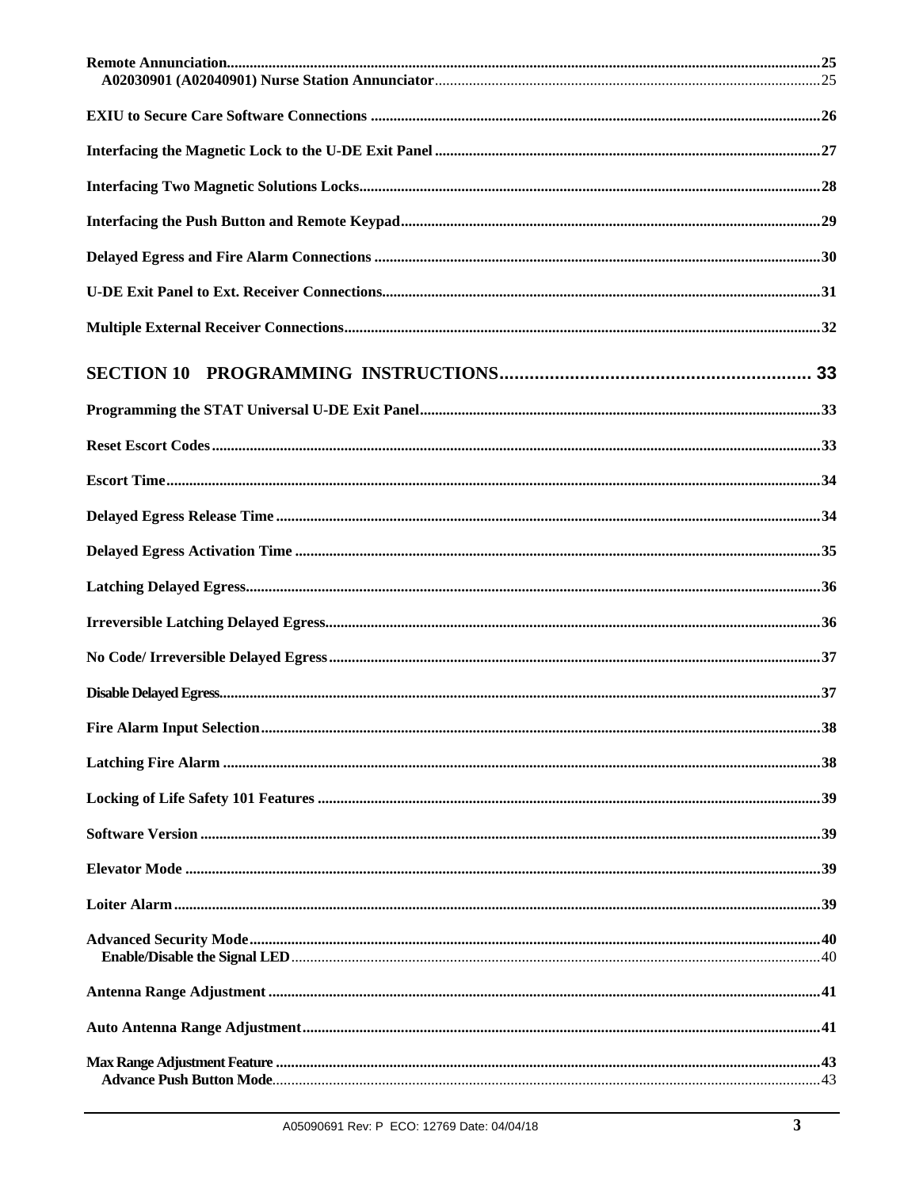**Remote Annunciation**.......................................................................................................................................25
A02030901 (A02040901) Nurse Station Annunciator......................................................................................25

**EXIU to Secure Care Software Connections** ....................................................................................................26

**Interfacing the Magnetic Lock to the U-DE Exit Panel** ....................................................................................27

**Interfacing Two Magnetic Solutions Locks**........................................................................................................28

**Interfacing the Push Button and Remote Keypad**............................................................................................29

**Delayed Egress and Fire Alarm Connections** ...................................................................................................30

**U-DE Exit Panel to Ext. Receiver Connections**..................................................................................................31

**Multiple External Receiver Connections**...........................................................................................................32

## SECTION 10 PROGRAMMING INSTRUCTIONS.............................................................. 33

**Programming the STAT Universal U-DE Exit Panel**........................................................................................33

**Reset Escort Codes**...............................................................................................................................................33

**Escort Time**...........................................................................................................................................................34

**Delayed Egress Release Time** ..............................................................................................................................34

**Delayed Egress Activation Time** .........................................................................................................................35

**Latching Delayed Egress**......................................................................................................................................36

**Irreversible Latching Delayed Egress**.................................................................................................................36

**No Code/ Irreversible Delayed Egress**................................................................................................................37

**Disable Delayed Egress**.........................................................................................................................................37

**Fire Alarm Input Selection**..................................................................................................................................38

**Latching Fire Alarm** ............................................................................................................................................38

**Locking of Life Safety 101 Features** ...................................................................................................................39

**Software Version** ..................................................................................................................................................39

**Elevator Mode** ......................................................................................................................................................39

**Loiter Alarm**..........................................................................................................................................................39

**Advanced Security Mode**.....................................................................................................................................40
Enable/Disable the Signal LED.........................................................................................................................40

**Antenna Range Adjustment** ................................................................................................................................41

**Auto Antenna Range Adjustment**.......................................................................................................................41

**Max Range Adjustment Feature** ..........................................................................................................................43
Advance Push Button Mode...............................................................................................................................43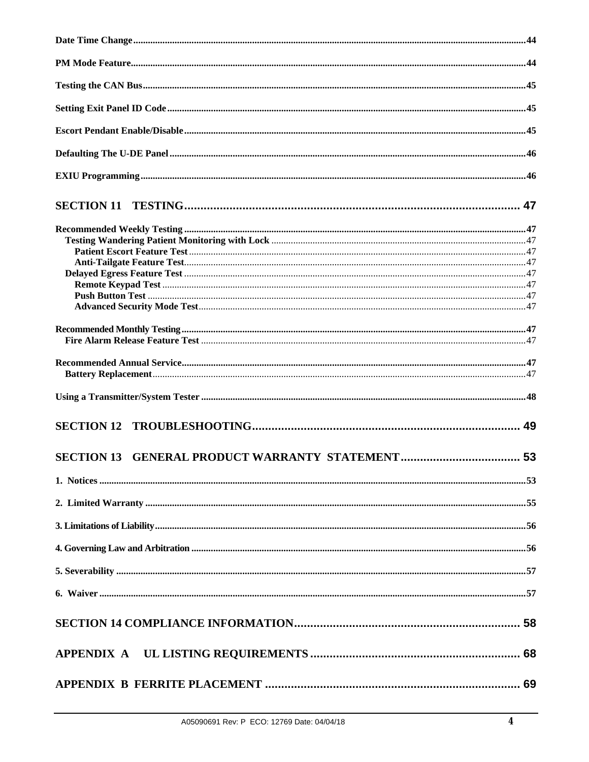Date Time Change ....................................................................................................................................................44

PM Mode Feature.....................................................................................................................................................44

Testing the CAN Bus................................................................................................................................................45

Setting Exit Panel ID Code .....................................................................................................................................45

Escort Pendant Enable/Disable ..............................................................................................................................45

Defaulting The U-DE Panel ....................................................................................................................................46

EXIU Programming ................................................................................................................................................46

**SECTION 11 TESTING......................................................................................................... 47**

Recommended Weekly Testing ..............................................................................................................................47

- Testing Wandering Patient Monitoring with Lock .........................................................................................47
  - Patient Escort Feature Test ..........................................................................................................................47
  - Anti-Tailgate Feature Test.............................................................................................................................47
- Delayed Egress Feature Test .............................................................................................................................47
  - Remote Keypad Test .....................................................................................................................................47
  - Push Button Test ...........................................................................................................................................47
  - Advanced Security Mode Test......................................................................................................................47

Recommended Monthly Testing ............................................................................................................................47

- Fire Alarm Release Feature Test ......................................................................................................................47

Recommended Annual Service...............................................................................................................................47

- Battery Replacement..........................................................................................................................................47

Using a Transmitter/System Tester .......................................................................................................................48

**SECTION 12 TROUBLESHOOTING.................................................................................... 49**

**SECTION 13 GENERAL PRODUCT WARRANTY STATEMENT..................................... 53**

1. Notices ..................................................................................................................................................................53

2. Limited Warranty ...............................................................................................................................................55

3. Limitations of Liability........................................................................................................................................56

4. Governing Law and Arbitration .........................................................................................................................56

5. Severability ..........................................................................................................................................................57

6. Waiver ..................................................................................................................................................................57

**SECTION 14 COMPLIANCE INFORMATION....................................................................... 58**

**APPENDIX A UL LISTING REQUIREMENTS .................................................................. 68**

**APPENDIX B FERRITE PLACEMENT ................................................................................ 69**

A05090691 Rev: P ECO: 12769 Date: 04/04/18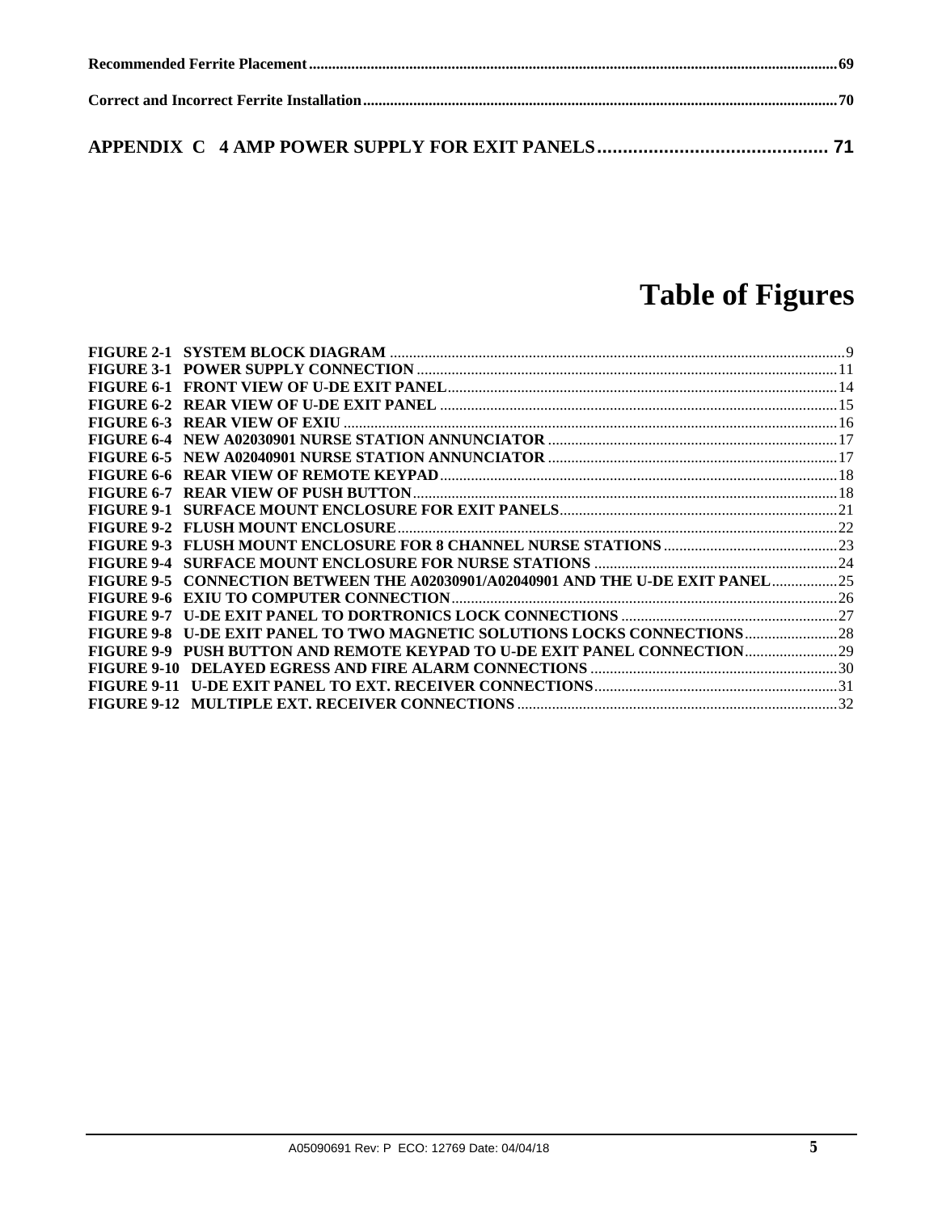**Recommended Ferrite Placement**........................................................................................................69

**Correct and Incorrect Ferrite Installation**..........................................................................................70

**APPENDIX C 4 AMP POWER SUPPLY FOR EXIT PANELS**............................................ 71

# Table of Figures

FIGURE 2-1 SYSTEM BLOCK DIAGRAM ....................................................................................9
FIGURE 3-1 POWER SUPPLY CONNECTION ............................................................................11
FIGURE 6-1 FRONT VIEW OF U-DE EXIT PANEL....................................................................14
FIGURE 6-2 REAR VIEW OF U-DE EXIT PANEL ......................................................................15
FIGURE 6-3 REAR VIEW OF EXIU ..............................................................................................16
FIGURE 6-4 NEW A02030901 NURSE STATION ANNUNCIATOR ...........................................17
FIGURE 6-5 NEW A02040901 NURSE STATION ANNUNCIATOR ...........................................17
FIGURE 6-6 REAR VIEW OF REMOTE KEYPAD.......................................................................18
FIGURE 6-7 REAR VIEW OF PUSH BUTTON.............................................................................18
FIGURE 9-1 SURFACE MOUNT ENCLOSURE FOR EXIT PANELS........................................21
FIGURE 9-2 FLUSH MOUNT ENCLOSURE.................................................................................22
FIGURE 9-3 FLUSH MOUNT ENCLOSURE FOR 8 CHANNEL NURSE STATIONS .............23
FIGURE 9-4 SURFACE MOUNT ENCLOSURE FOR NURSE STATIONS ...............................24
FIGURE 9-5 CONNECTION BETWEEN THE A02030901/A02040901 AND THE U-DE EXIT PANEL.................25
FIGURE 9-6 EXIU TO COMPUTER CONNECTION...................................................................26
FIGURE 9-7 U-DE EXIT PANEL TO DORTRONICS LOCK CONNECTIONS ........................27
FIGURE 9-8 U-DE EXIT PANEL TO TWO MAGNETIC SOLUTIONS LOCKS CONNECTIONS........................28
FIGURE 9-9 PUSH BUTTON AND REMOTE KEYPAD TO U-DE EXIT PANEL CONNECTION........................29
FIGURE 9-10 DELAYED EGRESS AND FIRE ALARM CONNECTIONS ................................30
FIGURE 9-11 U-DE EXIT PANEL TO EXT. RECEIVER CONNECTIONS...............................31
FIGURE 9-12 MULTIPLE EXT. RECEIVER CONNECTIONS ..................................................32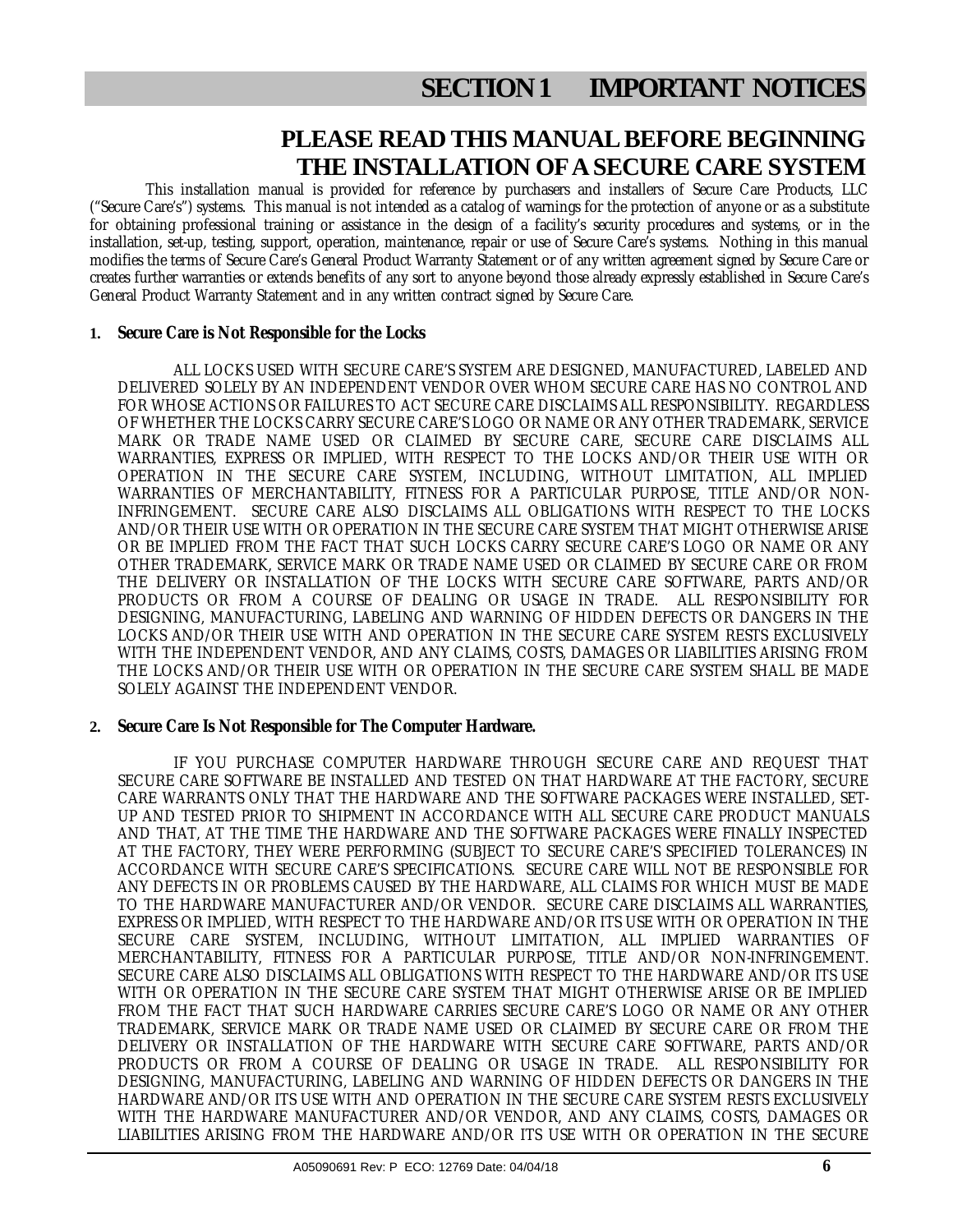# SECTION 1 IMPORTANT NOTICES

## PLEASE READ THIS MANUAL BEFORE BEGINNING THE INSTALLATION OF A SECURE CARE SYSTEM

This installation manual is provided for reference by purchasers and installers of Secure Care Products, LLC ("Secure Care's") systems. This manual is not intended as a catalog of warnings for the protection of anyone or as a substitute for obtaining professional training or assistance in the design of a facility's security procedures and systems, or in the installation, set-up, testing, support, operation, maintenance, repair or use of Secure Care's systems. Nothing in this manual modifies the terms of Secure Care's General Product Warranty Statement or of any written agreement signed by Secure Care or creates further warranties or extends benefits of any sort to anyone beyond those already expressly established in Secure Care's General Product Warranty Statement and in any written contract signed by Secure Care.

### 1. Secure Care is Not Responsible for the Locks

ALL LOCKS USED WITH SECURE CARE'S SYSTEM ARE DESIGNED, MANUFACTURED, LABELED AND DELIVERED SOLELY BY AN INDEPENDENT VENDOR OVER WHOM SECURE CARE HAS NO CONTROL AND FOR WHOSE ACTIONS OR FAILURES TO ACT SECURE CARE DISCLAIMS ALL RESPONSIBILITY. REGARDLESS OF WHETHER THE LOCKS CARRY SECURE CARE'S LOGO OR NAME OR ANY OTHER TRADEMARK, SERVICE MARK OR TRADE NAME USED OR CLAIMED BY SECURE CARE, SECURE CARE DISCLAIMS ALL WARRANTIES, EXPRESS OR IMPLIED, WITH RESPECT TO THE LOCKS AND/OR THEIR USE WITH OR OPERATION IN THE SECURE CARE SYSTEM, INCLUDING, WITHOUT LIMITATION, ALL IMPLIED WARRANTIES OF MERCHANTABILITY, FITNESS FOR A PARTICULAR PURPOSE, TITLE AND/OR NON-INFRINGEMENT. SECURE CARE ALSO DISCLAIMS ALL OBLIGATIONS WITH RESPECT TO THE LOCKS AND/OR THEIR USE WITH OR OPERATION IN THE SECURE CARE SYSTEM THAT MIGHT OTHERWISE ARISE OR BE IMPLIED FROM THE FACT THAT SUCH LOCKS CARRY SECURE CARE'S LOGO OR NAME OR ANY OTHER TRADEMARK, SERVICE MARK OR TRADE NAME USED OR CLAIMED BY SECURE CARE OR FROM THE DELIVERY OR INSTALLATION OF THE LOCKS WITH SECURE CARE SOFTWARE, PARTS AND/OR PRODUCTS OR FROM A COURSE OF DEALING OR USAGE IN TRADE. ALL RESPONSIBILITY FOR DESIGNING, MANUFACTURING, LABELING AND WARNING OF HIDDEN DEFECTS OR DANGERS IN THE LOCKS AND/OR THEIR USE WITH AND OPERATION IN THE SECURE CARE SYSTEM RESTS EXCLUSIVELY WITH THE INDEPENDENT VENDOR, AND ANY CLAIMS, COSTS, DAMAGES OR LIABILITIES ARISING FROM THE LOCKS AND/OR THEIR USE WITH OR OPERATION IN THE SECURE CARE SYSTEM SHALL BE MADE SOLELY AGAINST THE INDEPENDENT VENDOR.

### 2. Secure Care Is Not Responsible for The Computer Hardware.

IF YOU PURCHASE COMPUTER HARDWARE THROUGH SECURE CARE AND REQUEST THAT SECURE CARE SOFTWARE BE INSTALLED AND TESTED ON THAT HARDWARE AT THE FACTORY, SECURE CARE WARRANTS ONLY THAT THE HARDWARE AND THE SOFTWARE PACKAGES WERE INSTALLED, SET-UP AND TESTED PRIOR TO SHIPMENT IN ACCORDANCE WITH ALL SECURE CARE PRODUCT MANUALS AND THAT, AT THE TIME THE HARDWARE AND THE SOFTWARE PACKAGES WERE FINALLY INSPECTED AT THE FACTORY, THEY WERE PERFORMING (SUBJECT TO SECURE CARE'S SPECIFIED TOLERANCES) IN ACCORDANCE WITH SECURE CARE'S SPECIFICATIONS. SECURE CARE WILL NOT BE RESPONSIBLE FOR ANY DEFECTS IN OR PROBLEMS CAUSED BY THE HARDWARE, ALL CLAIMS FOR WHICH MUST BE MADE TO THE HARDWARE MANUFACTURER AND/OR VENDOR. SECURE CARE DISCLAIMS ALL WARRANTIES, EXPRESS OR IMPLIED, WITH RESPECT TO THE HARDWARE AND/OR ITS USE WITH OR OPERATION IN THE SECURE CARE SYSTEM, INCLUDING, WITHOUT LIMITATION, ALL IMPLIED WARRANTIES OF MERCHANTABILITY, FITNESS FOR A PARTICULAR PURPOSE, TITLE AND/OR NON-INFRINGEMENT. SECURE CARE ALSO DISCLAIMS ALL OBLIGATIONS WITH RESPECT TO THE HARDWARE AND/OR ITS USE WITH OR OPERATION IN THE SECURE CARE SYSTEM THAT MIGHT OTHERWISE ARISE OR BE IMPLIED FROM THE FACT THAT SUCH HARDWARE CARRIES SECURE CARE'S LOGO OR NAME OR ANY OTHER TRADEMARK, SERVICE MARK OR TRADE NAME USED OR CLAIMED BY SECURE CARE OR FROM THE DELIVERY OR INSTALLATION OF THE HARDWARE WITH SECURE CARE SOFTWARE, PARTS AND/OR PRODUCTS OR FROM A COURSE OF DEALING OR USAGE IN TRADE. ALL RESPONSIBILITY FOR DESIGNING, MANUFACTURING, LABELING AND WARNING OF HIDDEN DEFECTS OR DANGERS IN THE HARDWARE AND/OR ITS USE WITH AND OPERATION IN THE SECURE CARE SYSTEM RESTS EXCLUSIVELY WITH THE HARDWARE MANUFACTURER AND/OR VENDOR, AND ANY CLAIMS, COSTS, DAMAGES OR LIABILITIES ARISING FROM THE HARDWARE AND/OR ITS USE WITH OR OPERATION IN THE SECURE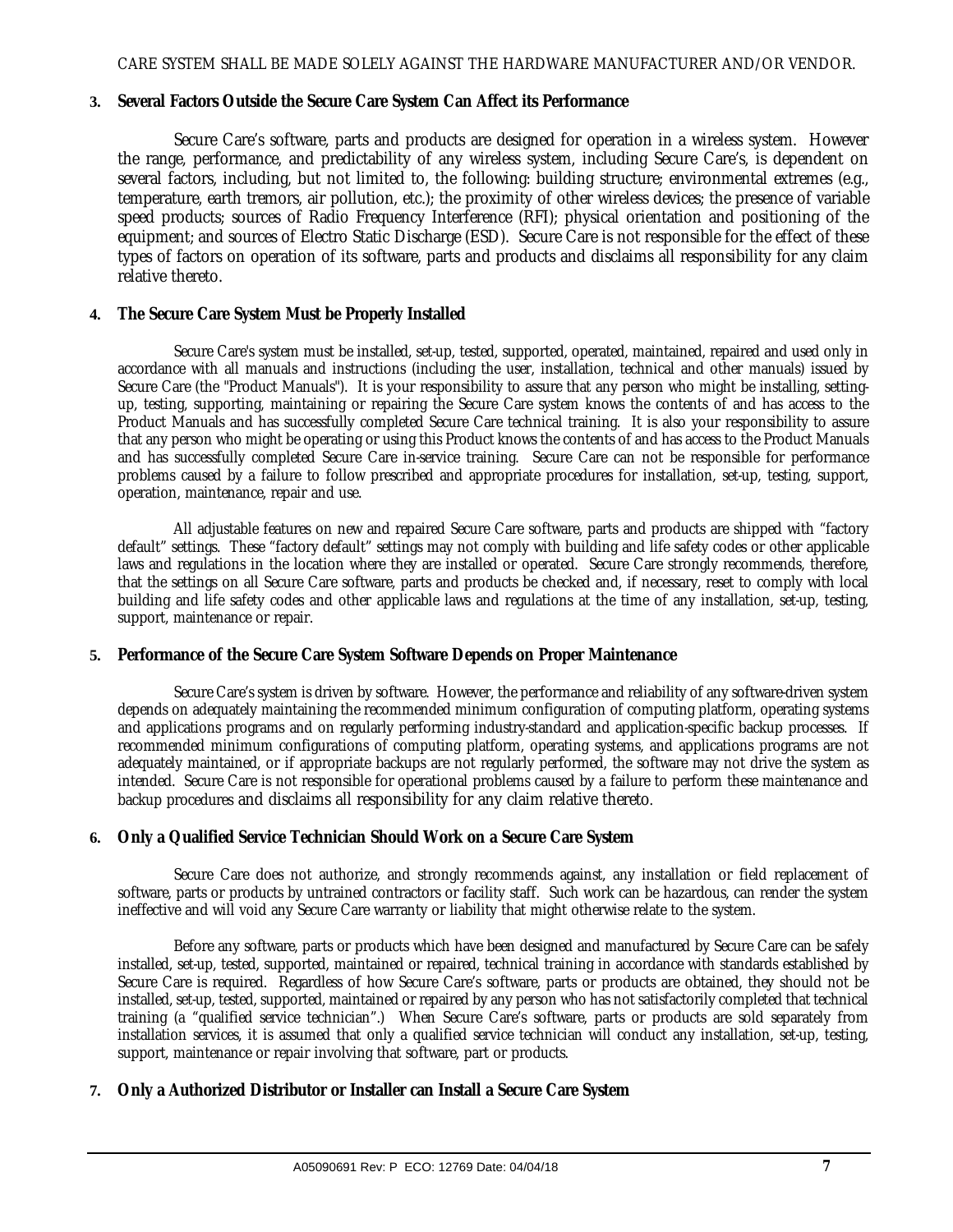CARE SYSTEM SHALL BE MADE SOLELY AGAINST THE HARDWARE MANUFACTURER AND/OR VENDOR.

**3. Several Factors Outside the Secure Care System Can Affect its Performance**

Secure Care's software, parts and products are designed for operation in a wireless system. However the range, performance, and predictability of any wireless system, including Secure Care's, is dependent on several factors, including, but not limited to, the following: building structure; environmental extremes (e.g., temperature, earth tremors, air pollution, etc.); the proximity of other wireless devices; the presence of variable speed products; sources of Radio Frequency Interference (RFI); physical orientation and positioning of the equipment; and sources of Electro Static Discharge (ESD). Secure Care is not responsible for the effect of these types of factors on operation of its software, parts and products and disclaims all responsibility for any claim relative thereto.

**4. The Secure Care System Must be Properly Installed**

Secure Care's system must be installed, set-up, tested, supported, operated, maintained, repaired and used only in accordance with all manuals and instructions (including the user, installation, technical and other manuals) issued by Secure Care (the "Product Manuals"). It is your responsibility to assure that any person who might be installing, setting-up, testing, supporting, maintaining or repairing the Secure Care system knows the contents of and has access to the Product Manuals and has successfully completed Secure Care technical training. It is also your responsibility to assure that any person who might be operating or using this Product knows the contents of and has access to the Product Manuals and has successfully completed Secure Care in-service training. Secure Care can not be responsible for performance problems caused by a failure to follow prescribed and appropriate procedures for installation, set-up, testing, support, operation, maintenance, repair and use.

All adjustable features on new and repaired Secure Care software, parts and products are shipped with "factory default" settings. These "factory default" settings may not comply with building and life safety codes or other applicable laws and regulations in the location where they are installed or operated. Secure Care strongly recommends, therefore, that the settings on all Secure Care software, parts and products be checked and, if necessary, reset to comply with local building and life safety codes and other applicable laws and regulations at the time of any installation, set-up, testing, support, maintenance or repair.

**5. Performance of the Secure Care System Software Depends on Proper Maintenance**

Secure Care's system is driven by software. However, the performance and reliability of any software-driven system depends on adequately maintaining the recommended minimum configuration of computing platform, operating systems and applications programs and on regularly performing industry-standard and application-specific backup processes. If recommended minimum configurations of computing platform, operating systems, and applications programs are not adequately maintained, or if appropriate backups are not regularly performed, the software may not drive the system as intended. Secure Care is not responsible for operational problems caused by a failure to perform these maintenance and backup procedures and disclaims all responsibility for any claim relative thereto.

**6. Only a Qualified Service Technician Should Work on a Secure Care System**

Secure Care does not authorize, and strongly recommends against, any installation or field replacement of software, parts or products by untrained contractors or facility staff. Such work can be hazardous, can render the system ineffective and will void any Secure Care warranty or liability that might otherwise relate to the system.

Before any software, parts or products which have been designed and manufactured by Secure Care can be safely installed, set-up, tested, supported, maintained or repaired, technical training in accordance with standards established by Secure Care is required. Regardless of how Secure Care's software, parts or products are obtained, they should not be installed, set-up, tested, supported, maintained or repaired by any person who has not satisfactorily completed that technical training (a "qualified service technician".) When Secure Care's software, parts or products are sold separately from installation services, it is assumed that only a qualified service technician will conduct any installation, set-up, testing, support, maintenance or repair involving that software, part or products.

**7. Only a Authorized Distributor or Installer can Install a Secure Care System**

A05090691 Rev: P ECO: 12769 Date: 04/04/18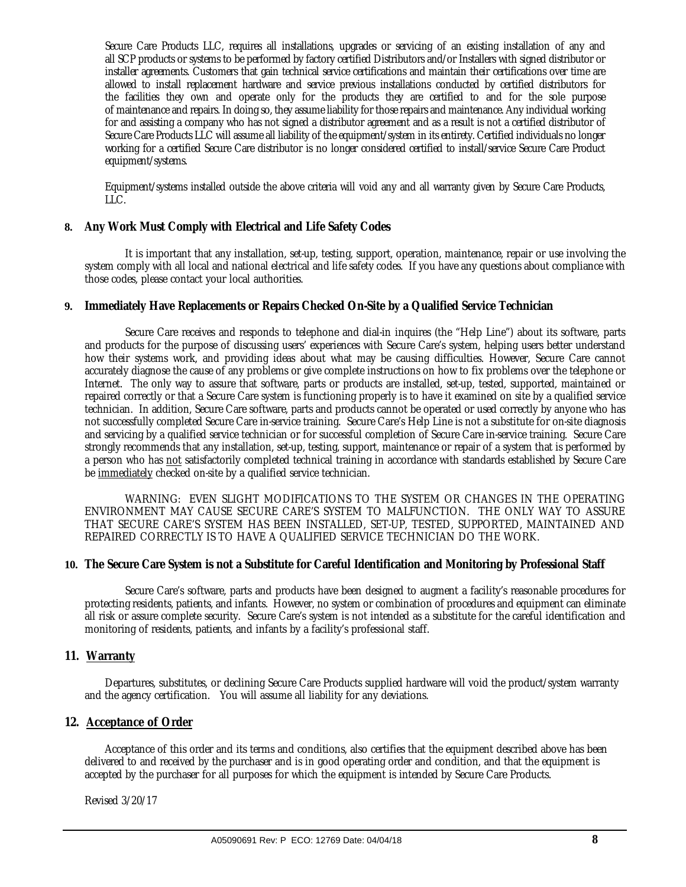Secure Care Products LLC, requires all installations, upgrades or servicing of an existing installation of any and all SCP products or systems to be performed by factory certified Distributors and/or Installers with signed distributor or installer agreements. Customers that gain technical service certifications and maintain their certifications over time are allowed to install replacement hardware and service previous installations conducted by certified distributors for the facilities they own and operate only for the products they are certified to and for the sole purpose of maintenance and repairs. In doing so, they assume liability for those repairs and maintenance. Any individual working for and assisting a company who has not signed a distributor agreement and as a result is not a certified distributor of Secure Care Products LLC will assume all liability of the equipment/system in its entirety. Certified individuals no longer working for a certified Secure Care distributor is no longer considered certified to install/service Secure Care Product equipment/systems.

Equipment/systems installed outside the above criteria will void any and all warranty given by Secure Care Products, LLC.

## 8. Any Work Must Comply with Electrical and Life Safety Codes

It is important that any installation, set-up, testing, support, operation, maintenance, repair or use involving the system comply with all local and national electrical and life safety codes. If you have any questions about compliance with those codes, please contact your local authorities.

## 9. Immediately Have Replacements or Repairs Checked On-Site by a Qualified Service Technician

Secure Care receives and responds to telephone and dial-in inquires (the "Help Line") about its software, parts and products for the purpose of discussing users' experiences with Secure Care's system, helping users better understand how their systems work, and providing ideas about what may be causing difficulties. However, Secure Care cannot accurately diagnose the cause of any problems or give complete instructions on how to fix problems over the telephone or Internet. The only way to assure that software, parts or products are installed, set-up, tested, supported, maintained or repaired correctly or that a Secure Care system is functioning properly is to have it examined on site by a qualified service technician. In addition, Secure Care software, parts and products cannot be operated or used correctly by anyone who has not successfully completed Secure Care in-service training. Secure Care's Help Line is not a substitute for on-site diagnosis and servicing by a qualified service technician or for successful completion of Secure Care in-service training. Secure Care strongly recommends that any installation, set-up, testing, support, maintenance or repair of a system that is performed by a person who has <u>not</u> satisfactorily completed technical training in accordance with standards established by Secure Care be <u>immediately</u> checked on-site by a qualified service technician.

WARNING: EVEN SLIGHT MODIFICATIONS TO THE SYSTEM OR CHANGES IN THE OPERATING ENVIRONMENT MAY CAUSE SECURE CARE'S SYSTEM TO MALFUNCTION. THE ONLY WAY TO ASSURE THAT SECURE CARE'S SYSTEM HAS BEEN INSTALLED, SET-UP, TESTED, SUPPORTED, MAINTAINED AND REPAIRED CORRECTLY IS TO HAVE A QUALIFIED SERVICE TECHNICIAN DO THE WORK.

## 10. The Secure Care System is not a Substitute for Careful Identification and Monitoring by Professional Staff

Secure Care's software, parts and products have been designed to augment a facility's reasonable procedures for protecting residents, patients, and infants. However, no system or combination of procedures and equipment can eliminate all risk or assure complete security. Secure Care's system is not intended as a substitute for the careful identification and monitoring of residents, patients, and infants by a facility's professional staff.

## 11. <u>Warranty</u>

Departures, substitutes, or declining Secure Care Products supplied hardware will void the product/system warranty and the agency certification. You will assume all liability for any deviations.

## 12. <u>Acceptance of Order</u>

Acceptance of this order and its terms and conditions, also certifies that the equipment described above has been delivered to and received by the purchaser and is in good operating order and condition, and that the equipment is accepted by the purchaser for all purposes for which the equipment is intended by Secure Care Products.

Revised 3/20/17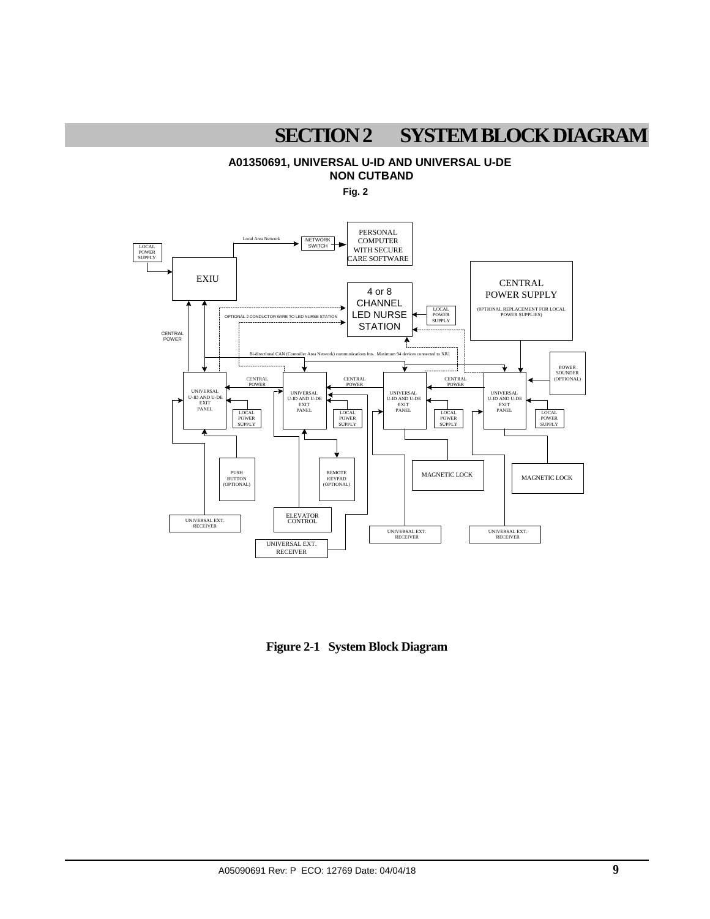# SECTION 2 SYSTEM BLOCK DIAGRAM

**A01350691, UNIVERSAL U-ID AND UNIVERSAL U-DE NON CUTBAND**

**Fig. 2**

LOCAL POWER SUPPLY

EXIU

Local Area Network

NETWORK SWITCH

PERSONAL COMPUTER WITH SECURE CARE SOFTWARE

4 or 8 CHANNEL LED NURSE STATION

LOCAL POWER SUPPLY

CENTRAL POWER SUPPLY

(OPTIONAL REPLACEMENT FOR LOCAL POWER SUPPLIES)

OPTIONAL 2 CONDUCTOR WIRE TO LED NURSE STATION

CENTRAL POWER

Bi-directional CAN (Controller Area Network) communications bus. Maximum 94 devices connected to XIU.

POWER SOUNDER (OPTIONAL)

UNIVERSAL U-ID AND U-DE EXIT PANEL

CENTRAL POWER

UNIVERSAL U-ID AND U-DE EXIT PANEL

CENTRAL POWER

UNIVERSAL U-ID AND U-DE EXIT PANEL

CENTRAL POWER

UNIVERSAL U-ID AND U-DE EXIT PANEL

LOCAL POWER SUPPLY

LOCAL POWER SUPPLY

LOCAL POWER SUPPLY

LOCAL POWER SUPPLY

PUSH BUTTON (OPTIONAL)

REMOTE KEYPAD (OPTIONAL)

MAGNETIC LOCK

MAGNETIC LOCK

UNIVERSAL EXT. RECEIVER

ELEVATOR CONTROL

UNIVERSAL EXT. RECEIVER

UNIVERSAL EXT. RECEIVER

UNIVERSAL EXT. RECEIVER

**Figure 2-1 System Block Diagram**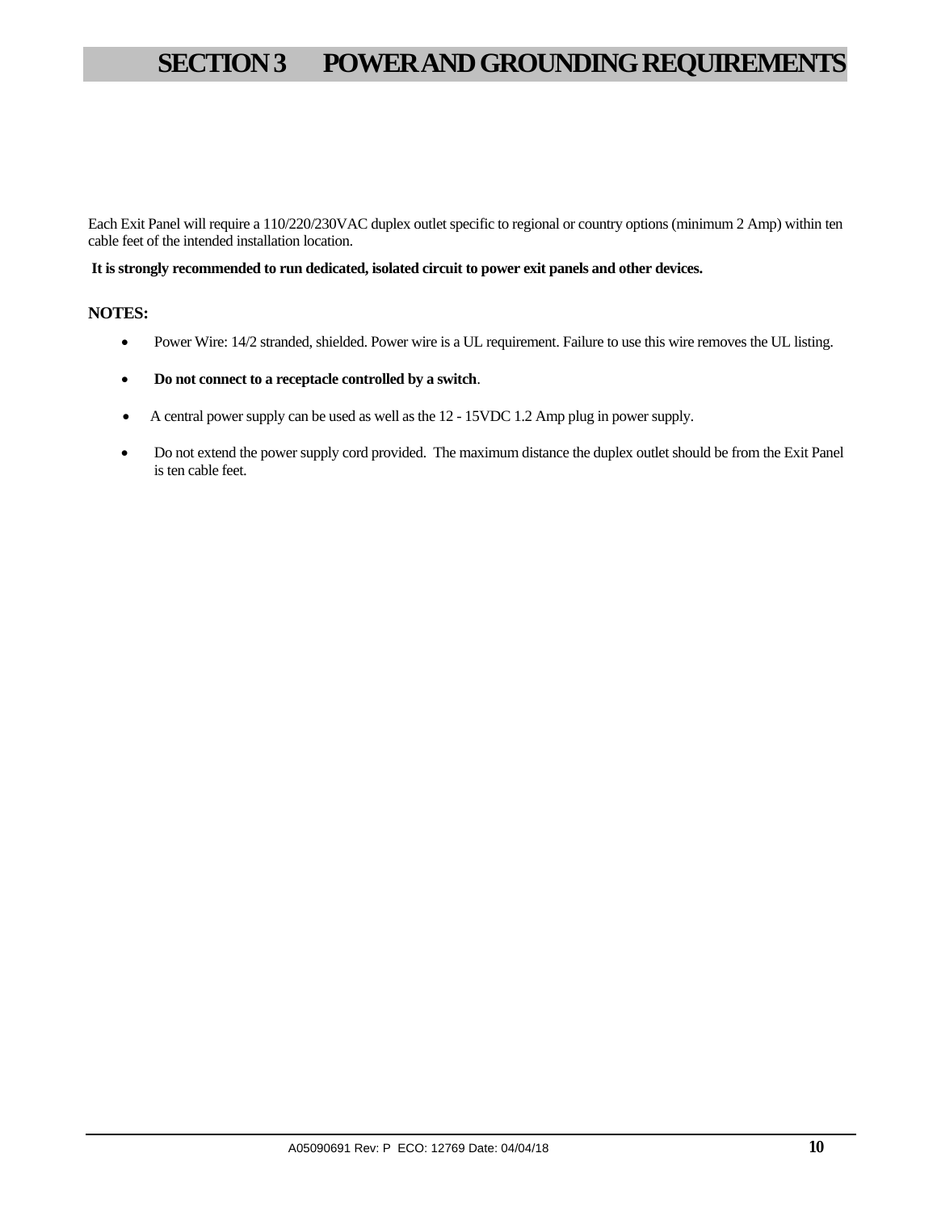# SECTION 3 POWER AND GROUNDING REQUIREMENTS

Each Exit Panel will require a 110/220/230VAC duplex outlet specific to regional or country options (minimum 2 Amp) within ten cable feet of the intended installation location.

**It is strongly recommended to run dedicated, isolated circuit to power exit panels and other devices.**

**NOTES:**

- Power Wire: 14/2 stranded, shielded. Power wire is a UL requirement. Failure to use this wire removes the UL listing.
- **Do not connect to a receptacle controlled by a switch**.
- A central power supply can be used as well as the 12 - 15VDC 1.2 Amp plug in power supply.
- Do not extend the power supply cord provided. The maximum distance the duplex outlet should be from the Exit Panel is ten cable feet.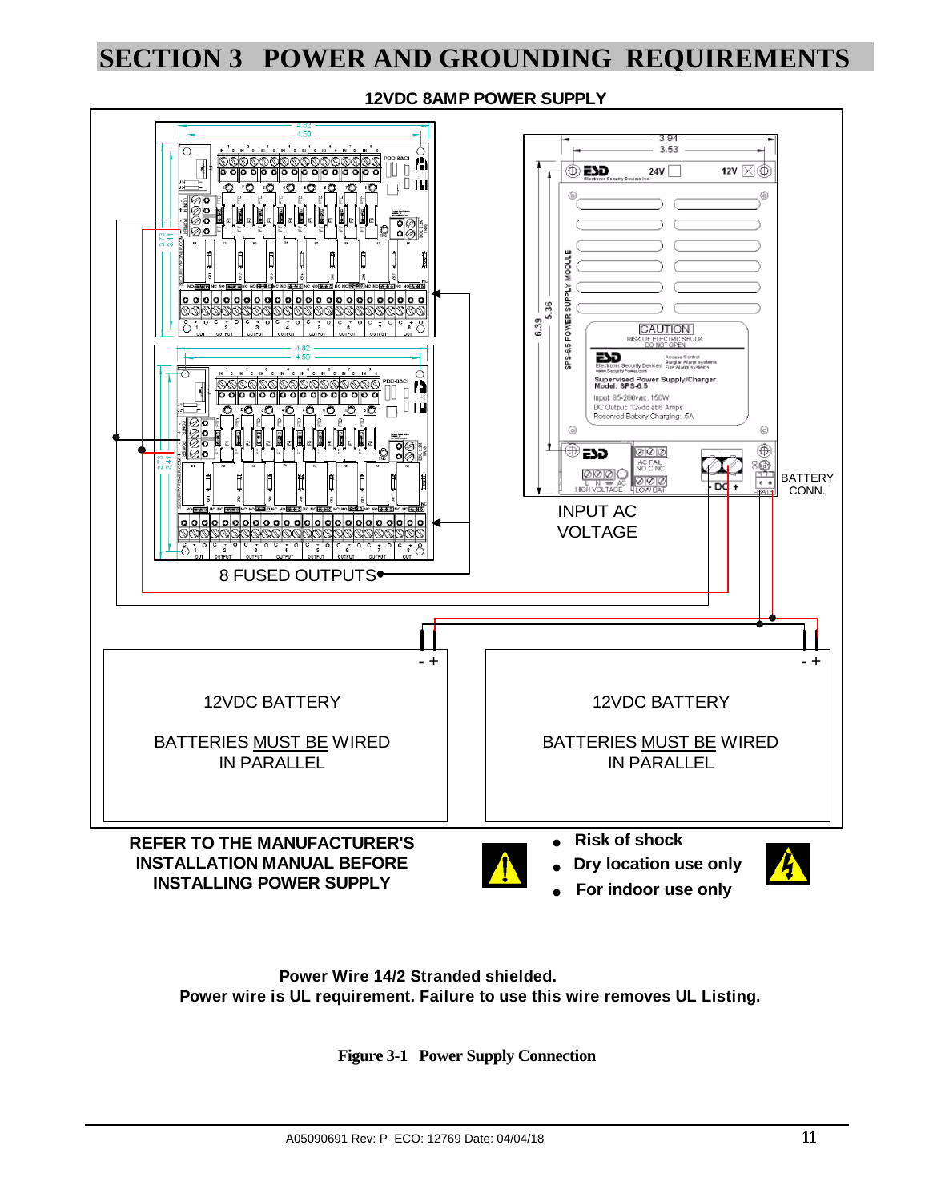# SECTION 3 POWER AND GROUNDING REQUIREMENTS

**12VDC 8AMP POWER SUPPLY**

8 FUSED OUTPUTS

INPUT AC VOLTAGE

BATTERY CONN.

12VDC BATTERY

BATTERIES MUST BE WIRED IN PARALLEL

12VDC BATTERY

BATTERIES MUST BE WIRED IN PARALLEL

**REFER TO THE MANUFACTURER'S INSTALLATION MANUAL BEFORE INSTALLING POWER SUPPLY**

- **Risk of shock**
- **Dry location use only**
- **For indoor use only**

**Power Wire 14/2 Stranded shielded.**
**Power wire is UL requirement. Failure to use this wire removes UL Listing.**

**Figure 3-1 Power Supply Connection**

A05090691 Rev: P ECO: 12769 Date: 04/04/18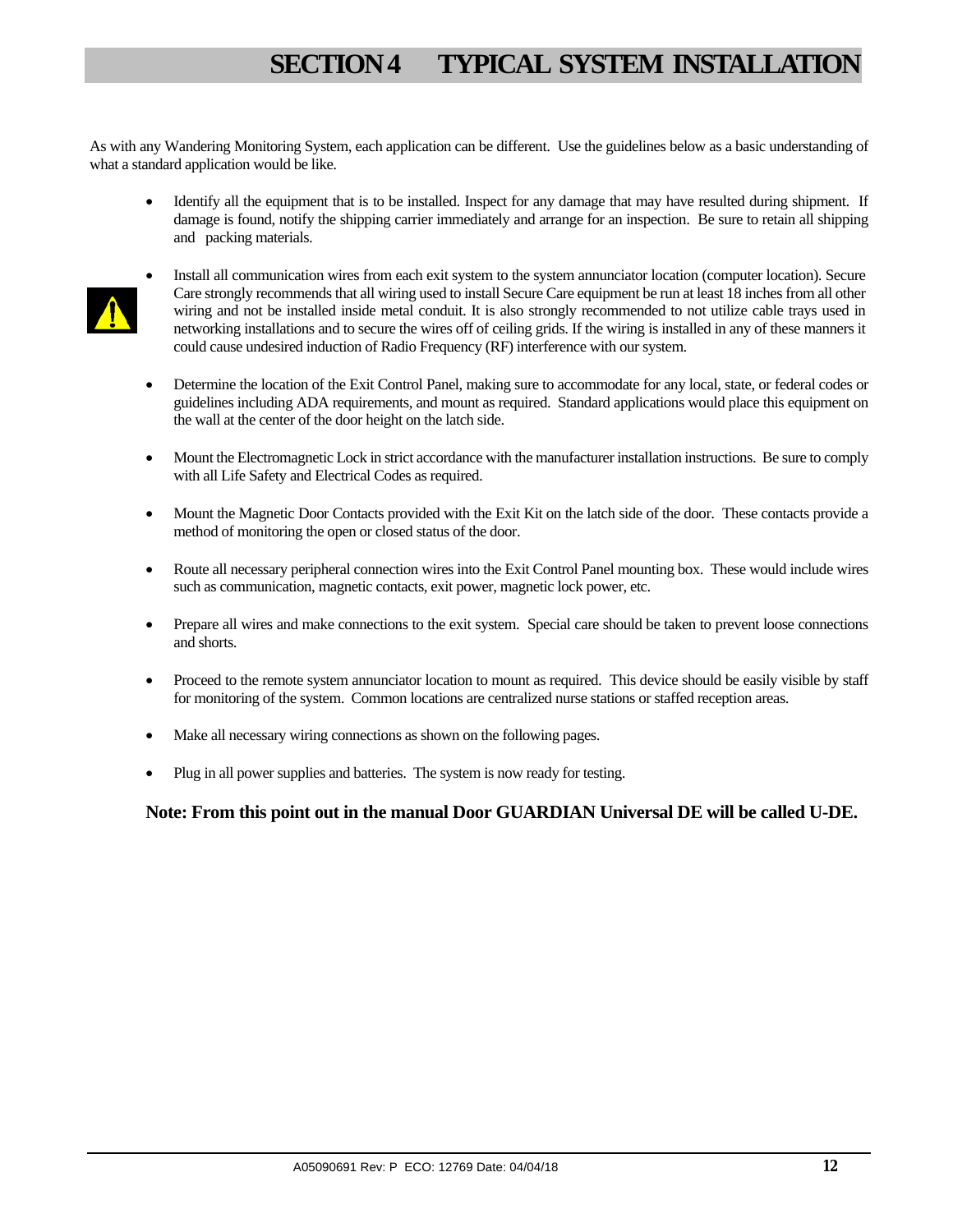# SECTION 4 TYPICAL SYSTEM INSTALLATION

As with any Wandering Monitoring System, each application can be different. Use the guidelines below as a basic understanding of what a standard application would be like.

- Identify all the equipment that is to be installed. Inspect for any damage that may have resulted during shipment. If damage is found, notify the shipping carrier immediately and arrange for an inspection. Be sure to retain all shipping and packing materials.
- Install all communication wires from each exit system to the system annunciator location (computer location). Secure Care strongly recommends that all wiring used to install Secure Care equipment be run at least 18 inches from all other wiring and not be installed inside metal conduit. It is also strongly recommended to not utilize cable trays used in networking installations and to secure the wires off of ceiling grids. If the wiring is installed in any of these manners it could cause undesired induction of Radio Frequency (RF) interference with our system.
- Determine the location of the Exit Control Panel, making sure to accommodate for any local, state, or federal codes or guidelines including ADA requirements, and mount as required. Standard applications would place this equipment on the wall at the center of the door height on the latch side.
- Mount the Electromagnetic Lock in strict accordance with the manufacturer installation instructions. Be sure to comply with all Life Safety and Electrical Codes as required.
- Mount the Magnetic Door Contacts provided with the Exit Kit on the latch side of the door. These contacts provide a method of monitoring the open or closed status of the door.
- Route all necessary peripheral connection wires into the Exit Control Panel mounting box. These would include wires such as communication, magnetic contacts, exit power, magnetic lock power, etc.
- Prepare all wires and make connections to the exit system. Special care should be taken to prevent loose connections and shorts.
- Proceed to the remote system annunciator location to mount as required. This device should be easily visible by staff for monitoring of the system. Common locations are centralized nurse stations or staffed reception areas.
- Make all necessary wiring connections as shown on the following pages.
- Plug in all power supplies and batteries. The system is now ready for testing.

**Note: From this point out in the manual Door GUARDIAN Universal DE will be called U-DE.**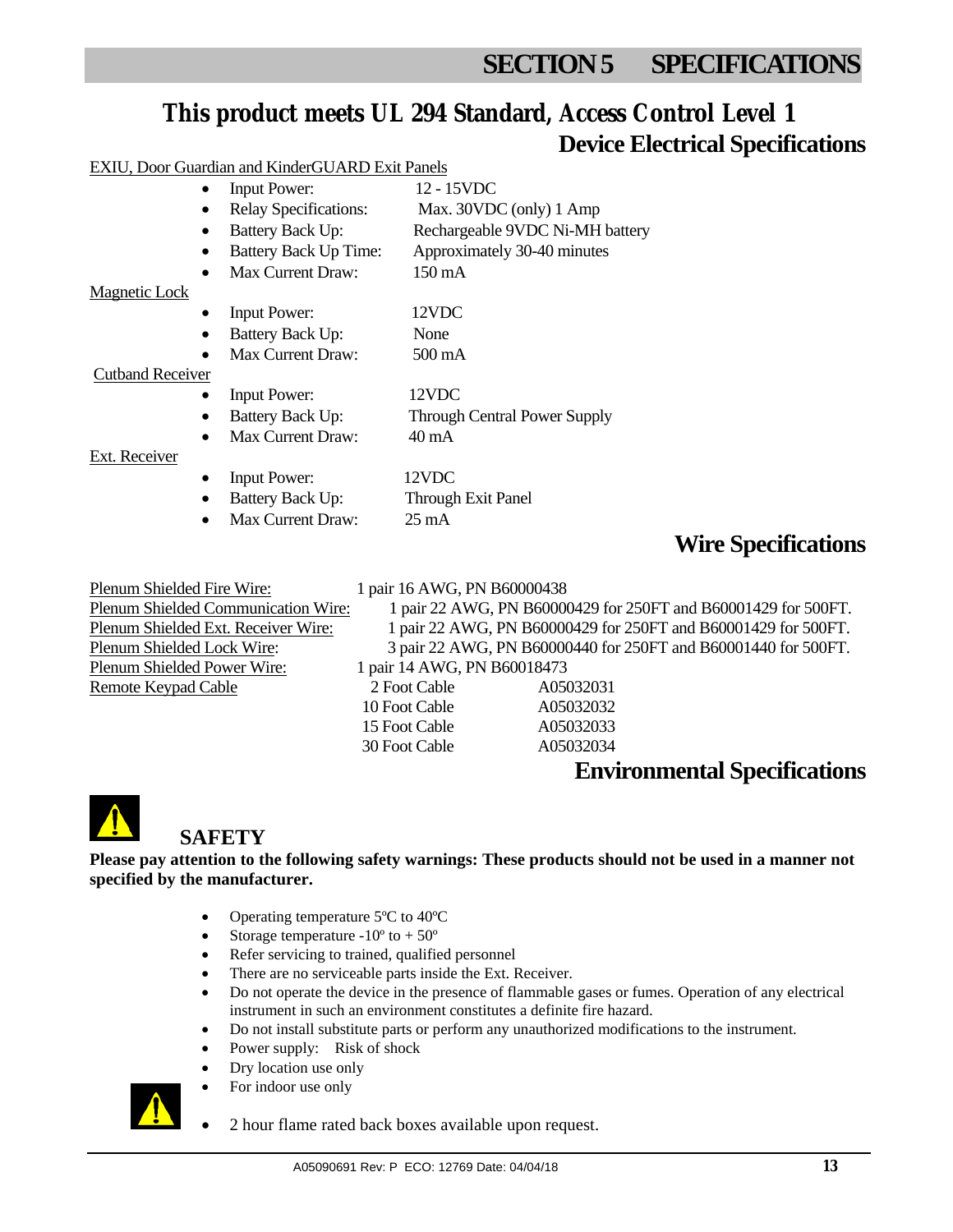# SECTION 5 SPECIFICATIONS

## This product meets UL 294 Standard, Access Control Level 1

### Device Electrical Specifications

EXIU, Door Guardian and KinderGUARD Exit Panels

- Input Power: 12 - 15VDC
- Relay Specifications: Max. 30VDC (only) 1 Amp
- Battery Back Up: Rechargeable 9VDC Ni-MH battery
- Battery Back Up Time: Approximately 30-40 minutes
- Max Current Draw: 150 mA

Magnetic Lock

- Input Power: 12VDC
- Battery Back Up: None
- Max Current Draw: 500 mA

Cutband Receiver

- Input Power: 12VDC
- Battery Back Up: Through Central Power Supply
- Max Current Draw: 40 mA

Ext. Receiver

- Input Power: 12VDC
- Battery Back Up: Through Exit Panel
- Max Current Draw: 25 mA

### Wire Specifications

| | | |
|---|---|---|
| Plenum Shielded Fire Wire: | 1 pair 16 AWG, PN B60000438 | |
| Plenum Shielded Communication Wire: | 1 pair 22 AWG, PN B60000429 for 250FT and B60001429 for 500FT. | |
| Plenum Shielded Ext. Receiver Wire: | 1 pair 22 AWG, PN B60000429 for 250FT and B60001429 for 500FT. | |
| Plenum Shielded Lock Wire: | 3 pair 22 AWG, PN B60000440 for 250FT and B60001440 for 500FT. | |
| Plenum Shielded Power Wire: | 1 pair 14 AWG, PN B60018473 | |
| Remote Keypad Cable | 2 Foot Cable | A05032031 |
| | 10 Foot Cable | A05032032 |
| | 15 Foot Cable | A05032033 |
| | 30 Foot Cable | A05032034 |

### Environmental Specifications

## SAFETY

**Please pay attention to the following safety warnings: These products should not be used in a manner not specified by the manufacturer.**

- Operating temperature 5ºC to 40ºC
- Storage temperature -10º to + 50º
- Refer servicing to trained, qualified personnel
- There are no serviceable parts inside the Ext. Receiver.
- Do not operate the device in the presence of flammable gases or fumes. Operation of any electrical instrument in such an environment constitutes a definite fire hazard.
- Do not install substitute parts or perform any unauthorized modifications to the instrument.
- Power supply: Risk of shock
- Dry location use only
- For indoor use only
- 2 hour flame rated back boxes available upon request.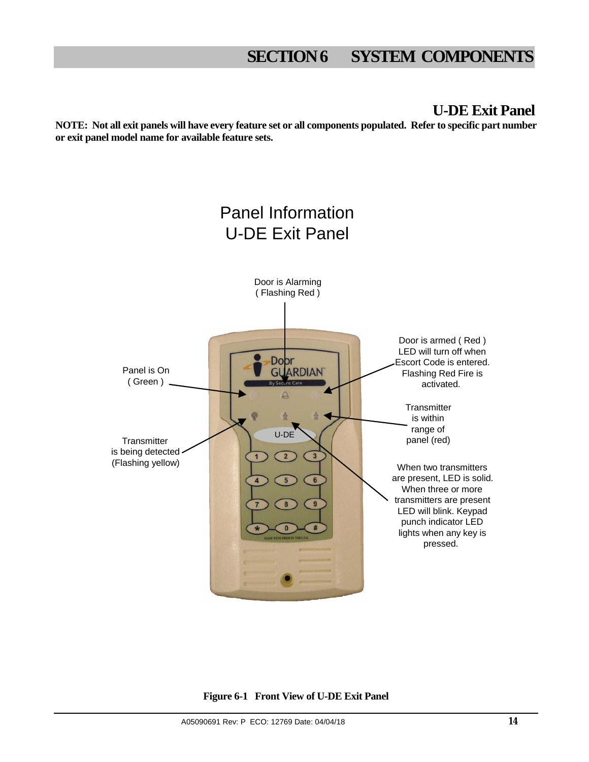# SECTION 6 SYSTEM COMPONENTS

## U-DE Exit Panel

**NOTE: Not all exit panels will have every feature set or all components populated. Refer to specific part number or exit panel model name for available feature sets.**

Panel Information
U-DE Exit Panel

Door is Alarming
( Flashing Red )

Panel is On
( Green )

Door is armed ( Red )
LED will turn off when
Escort Code is entered.
Flashing Red Fire is
activated.

Transmitter
is within
range of
panel (red)

Transmitter
is being detected
(Flashing yellow)

When two transmitters
are present, LED is solid.
When three or more
transmitters are present
LED will blink. Keypad
punch indicator LED
lights when any key is
pressed.

**Figure 6-1 Front View of U-DE Exit Panel**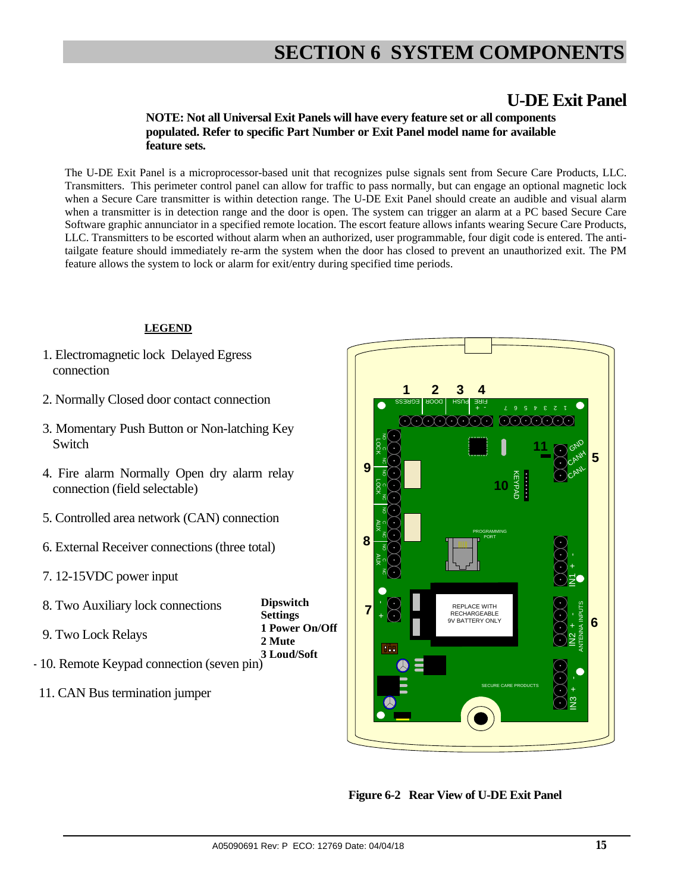# SECTION 6 SYSTEM COMPONENTS

## U-DE Exit Panel

**NOTE: Not all Universal Exit Panels will have every feature set or all components populated. Refer to specific Part Number or Exit Panel model name for available feature sets.**

The U-DE Exit Panel is a microprocessor-based unit that recognizes pulse signals sent from Secure Care Products, LLC. Transmitters. This perimeter control panel can allow for traffic to pass normally, but can engage an optional magnetic lock when a Secure Care transmitter is within detection range. The U-DE Exit Panel should create an audible and visual alarm when a transmitter is in detection range and the door is open. The system can trigger an alarm at a PC based Secure Care Software graphic annunciator in a specified remote location. The escort feature allows infants wearing Secure Care Products, LLC. Transmitters to be escorted without alarm when an authorized, user programmable, four digit code is entered. The anti-tailgate feature should immediately re-arm the system when the door has closed to prevent an unauthorized exit. The PM feature allows the system to lock or alarm for exit/entry during specified time periods.

**LEGEND**

1. Electromagnetic lock Delayed Egress connection
2. Normally Closed door contact connection
3. Momentary Push Button or Non-latching Key Switch
4. Fire alarm Normally Open dry alarm relay connection (field selectable)
5. Controlled area network (CAN) connection
6. External Receiver connections (three total)
7. 12-15VDC power input
8. Two Auxiliary lock connections
9. Two Lock Relays
10. Remote Keypad connection (seven pin)
11. CAN Bus termination jumper

**Dipswitch Settings**
**1 Power On/Off**
**2 Mute**
**3 Loud/Soft**

**Figure 6-2 Rear View of U-DE Exit Panel**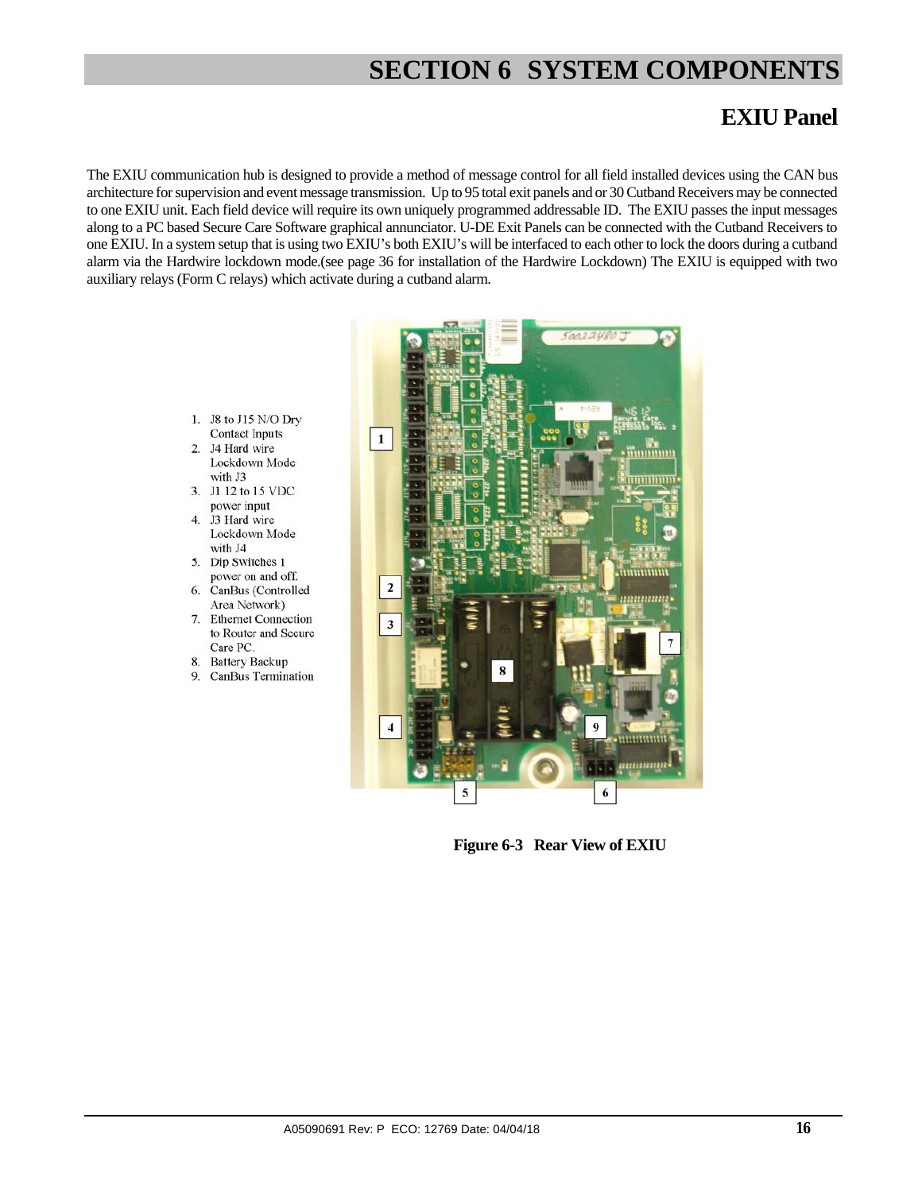# SECTION 6 SYSTEM COMPONENTS

## EXIU Panel

The EXIU communication hub is designed to provide a method of message control for all field installed devices using the CAN bus architecture for supervision and event message transmission. Up to 95 total exit panels and or 30 Cutband Receivers may be connected to one EXIU unit. Each field device will require its own uniquely programmed addressable ID. The EXIU passes the input messages along to a PC based Secure Care Software graphical annunciator. U-DE Exit Panels can be connected with the Cutband Receivers to one EXIU. In a system setup that is using two EXIU's both EXIU's will be interfaced to each other to lock the doors during a cutband alarm via the Hardwire lockdown mode.(see page 36 for installation of the Hardwire Lockdown) The EXIU is equipped with two auxiliary relays (Form C relays) which activate during a cutband alarm.

1. J8 to J15 N/O Dry Contact Inputs
2. J4 Hard wire Lockdown Mode with J3
3. J1 12 to 15 VDC power input
4. J3 Hard wire Lockdown Mode with J4
5. Dip Switches 1 power on and off.
6. CanBus (Controlled Area Network)
7. Ethernet Connection to Router and Secure Care PC.
8. Battery Backup
9. CanBus Termination

**Figure 6-3 Rear View of EXIU**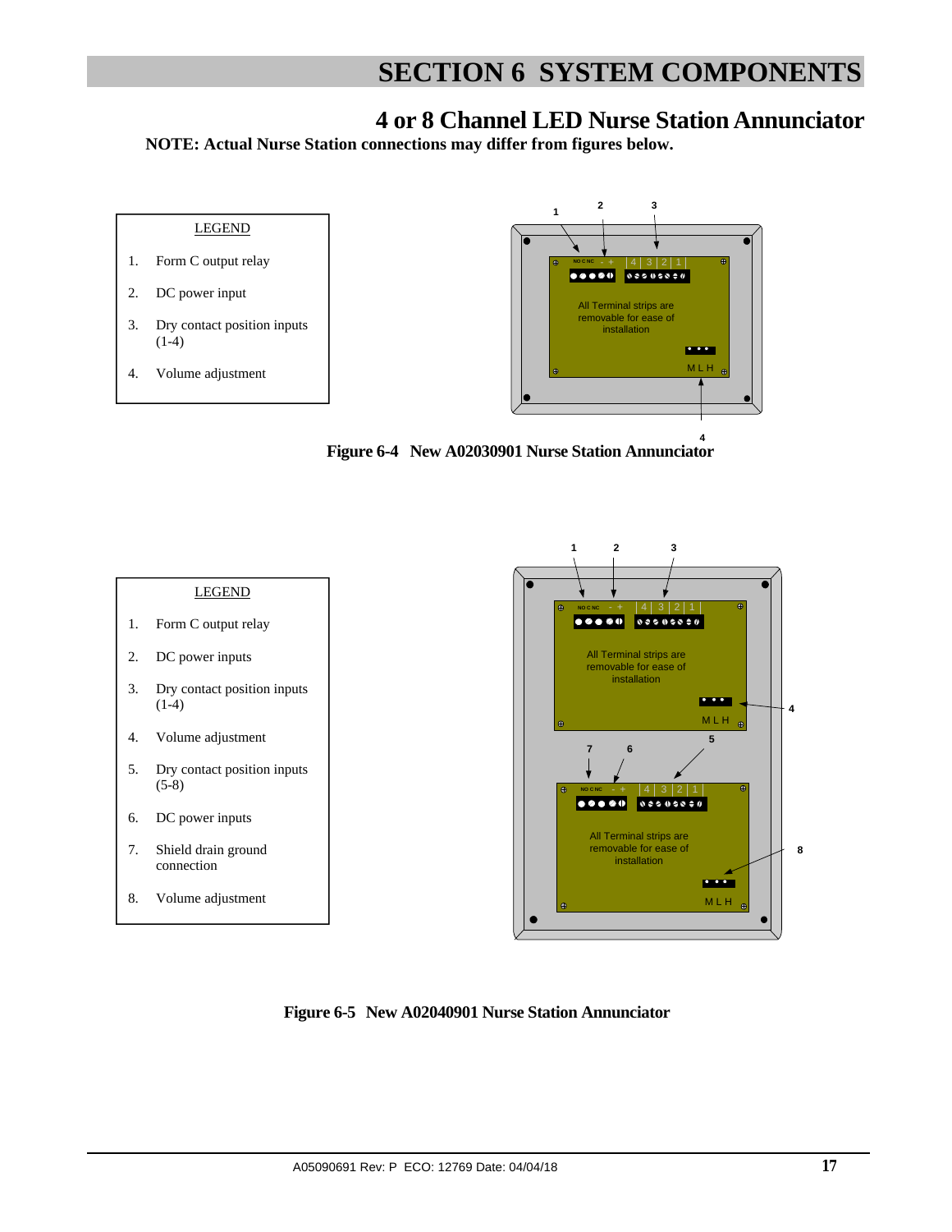# SECTION 6 SYSTEM COMPONENTS

## 4 or 8 Channel LED Nurse Station Annunciator

**NOTE: Actual Nurse Station connections may differ from figures below.**

LEGEND

1. Form C output relay
2. DC power input
3. Dry contact position inputs (1-4)
4. Volume adjustment

**Figure 6-4 New A02030901 Nurse Station Annunciator**

LEGEND

1. Form C output relay
2. DC power inputs
3. Dry contact position inputs (1-4)
4. Volume adjustment
5. Dry contact position inputs (5-8)
6. DC power inputs
7. Shield drain ground connection
8. Volume adjustment

**Figure 6-5 New A02040901 Nurse Station Annunciator**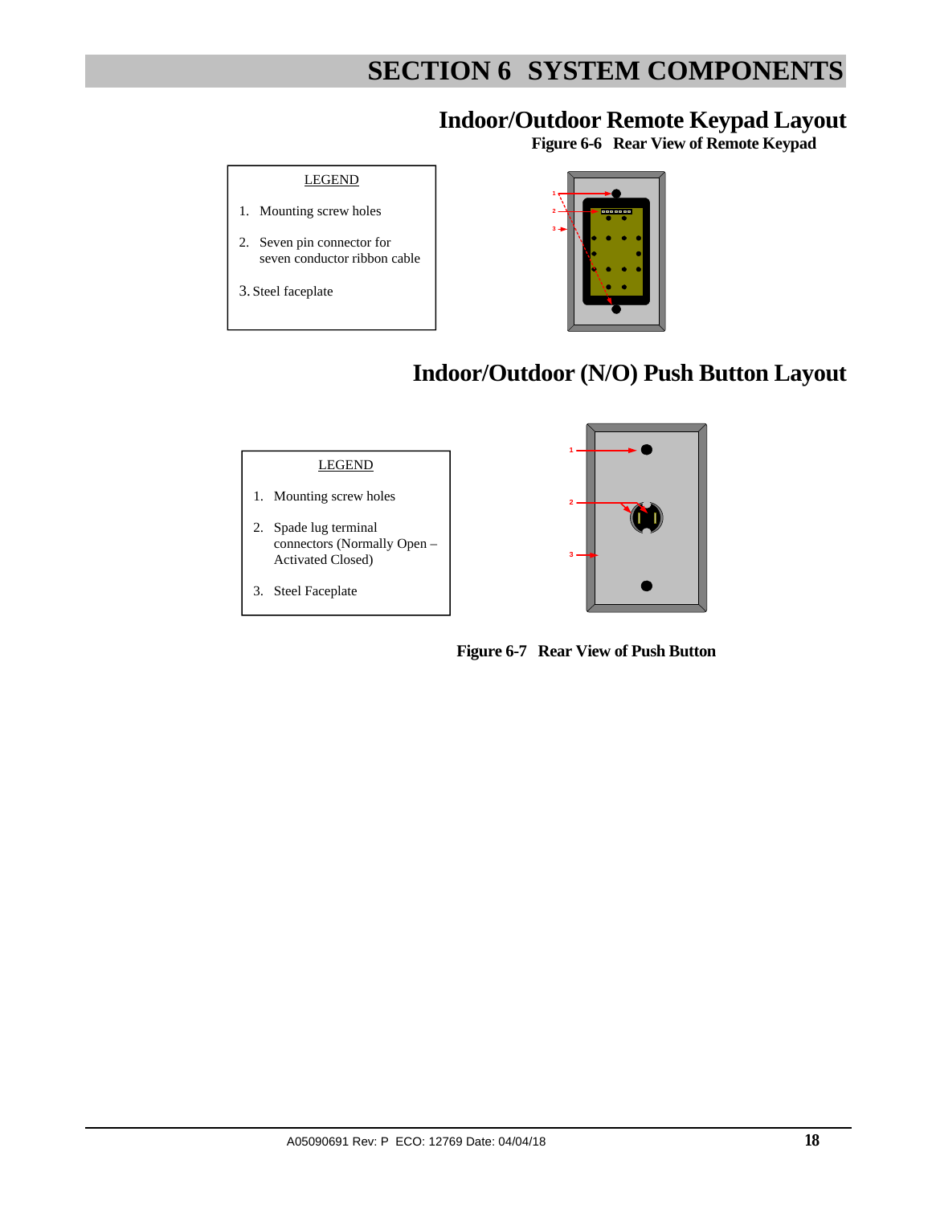# SECTION 6 SYSTEM COMPONENTS

## Indoor/Outdoor Remote Keypad Layout

**Figure 6-6 Rear View of Remote Keypad**

LEGEND

1. Mounting screw holes
2. Seven pin connector for seven conductor ribbon cable
3. Steel faceplate

## Indoor/Outdoor (N/O) Push Button Layout

LEGEND

1. Mounting screw holes
2. Spade lug terminal connectors (Normally Open – Activated Closed)
3. Steel Faceplate

**Figure 6-7 Rear View of Push Button**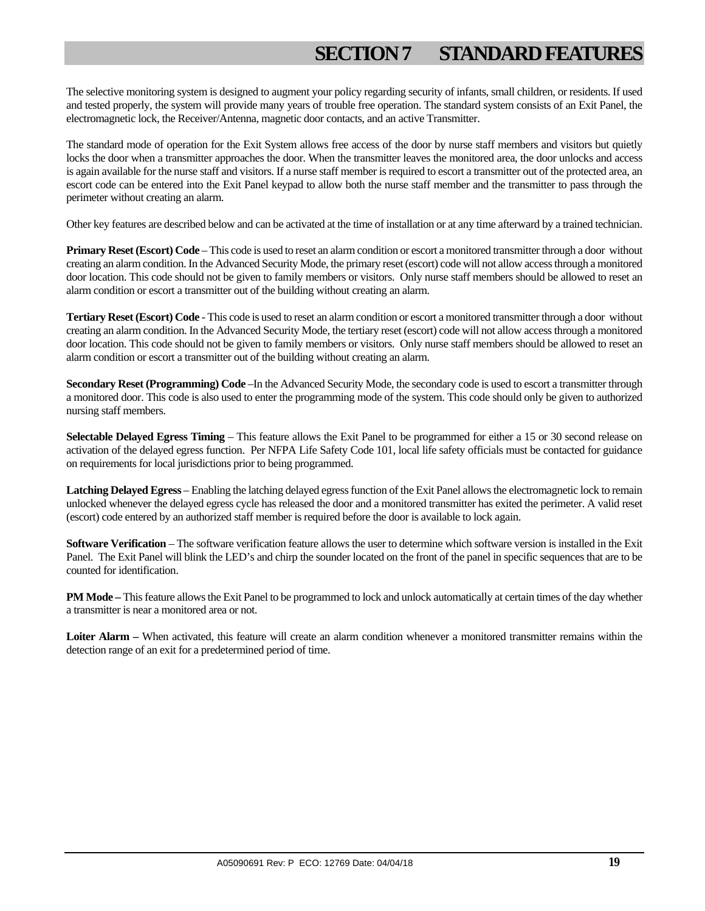# SECTION 7 STANDARD FEATURES

The selective monitoring system is designed to augment your policy regarding security of infants, small children, or residents. If used and tested properly, the system will provide many years of trouble free operation. The standard system consists of an Exit Panel, the electromagnetic lock, the Receiver/Antenna, magnetic door contacts, and an active Transmitter.

The standard mode of operation for the Exit System allows free access of the door by nurse staff members and visitors but quietly locks the door when a transmitter approaches the door. When the transmitter leaves the monitored area, the door unlocks and access is again available for the nurse staff and visitors. If a nurse staff member is required to escort a transmitter out of the protected area, an escort code can be entered into the Exit Panel keypad to allow both the nurse staff member and the transmitter to pass through the perimeter without creating an alarm.

Other key features are described below and can be activated at the time of installation or at any time afterward by a trained technician.

**Primary Reset (Escort) Code** – This code is used to reset an alarm condition or escort a monitored transmitter through a door without creating an alarm condition. In the Advanced Security Mode, the primary reset (escort) code will not allow access through a monitored door location. This code should not be given to family members or visitors. Only nurse staff members should be allowed to reset an alarm condition or escort a transmitter out of the building without creating an alarm.

**Tertiary Reset (Escort) Code** - This code is used to reset an alarm condition or escort a monitored transmitter through a door without creating an alarm condition. In the Advanced Security Mode, the tertiary reset (escort) code will not allow access through a monitored door location. This code should not be given to family members or visitors. Only nurse staff members should be allowed to reset an alarm condition or escort a transmitter out of the building without creating an alarm.

**Secondary Reset (Programming) Code** –In the Advanced Security Mode, the secondary code is used to escort a transmitter through a monitored door. This code is also used to enter the programming mode of the system. This code should only be given to authorized nursing staff members.

**Selectable Delayed Egress Timing** – This feature allows the Exit Panel to be programmed for either a 15 or 30 second release on activation of the delayed egress function. Per NFPA Life Safety Code 101, local life safety officials must be contacted for guidance on requirements for local jurisdictions prior to being programmed.

**Latching Delayed Egress** – Enabling the latching delayed egress function of the Exit Panel allows the electromagnetic lock to remain unlocked whenever the delayed egress cycle has released the door and a monitored transmitter has exited the perimeter. A valid reset (escort) code entered by an authorized staff member is required before the door is available to lock again.

**Software Verification** – The software verification feature allows the user to determine which software version is installed in the Exit Panel. The Exit Panel will blink the LED's and chirp the sounder located on the front of the panel in specific sequences that are to be counted for identification.

**PM Mode –** This feature allows the Exit Panel to be programmed to lock and unlock automatically at certain times of the day whether a transmitter is near a monitored area or not.

**Loiter Alarm –** When activated, this feature will create an alarm condition whenever a monitored transmitter remains within the detection range of an exit for a predetermined period of time.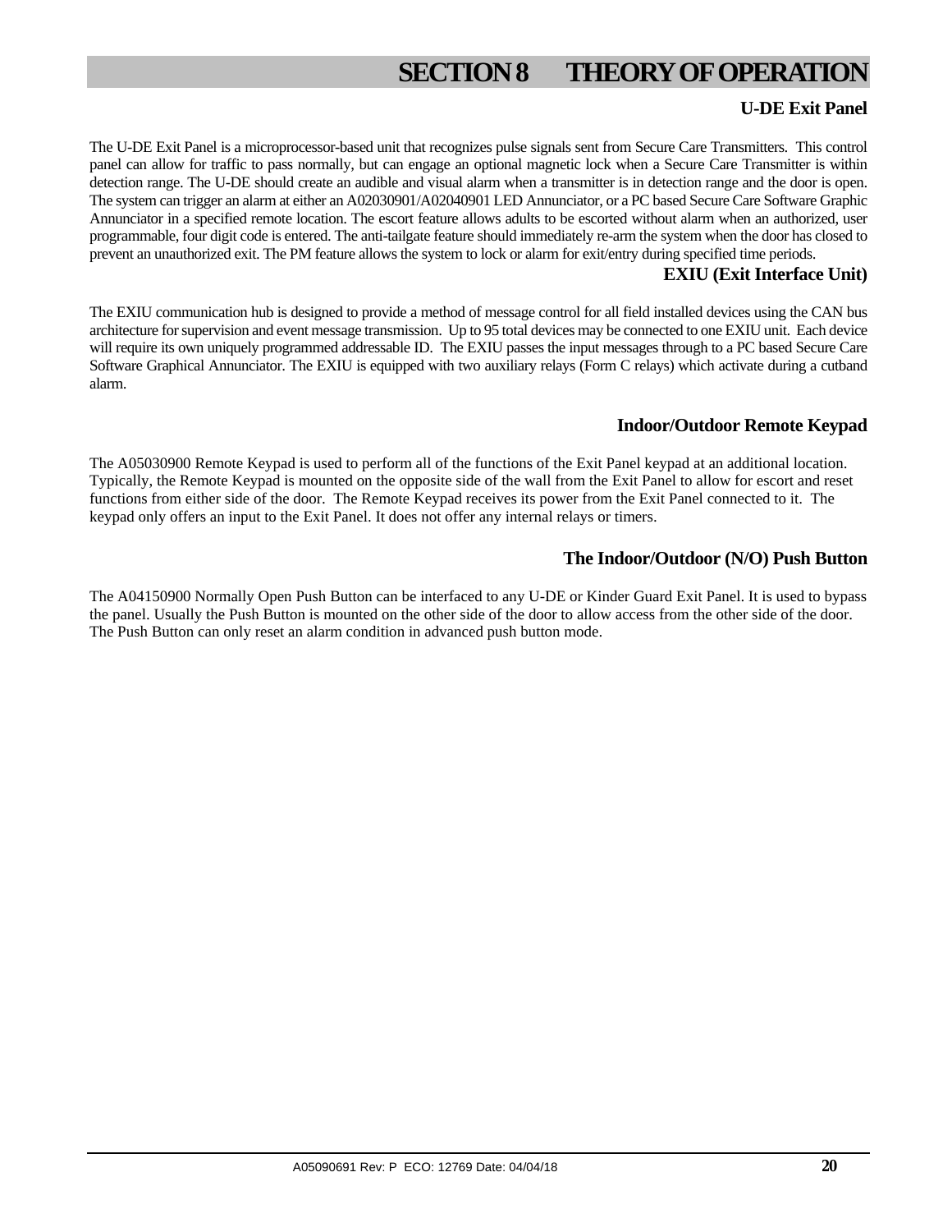# SECTION 8 THEORY OF OPERATION

### U-DE Exit Panel

The U-DE Exit Panel is a microprocessor-based unit that recognizes pulse signals sent from Secure Care Transmitters. This control panel can allow for traffic to pass normally, but can engage an optional magnetic lock when a Secure Care Transmitter is within detection range. The U-DE should create an audible and visual alarm when a transmitter is in detection range and the door is open. The system can trigger an alarm at either an A02030901/A02040901 LED Annunciator, or a PC based Secure Care Software Graphic Annunciator in a specified remote location. The escort feature allows adults to be escorted without alarm when an authorized, user programmable, four digit code is entered. The anti-tailgate feature should immediately re-arm the system when the door has closed to prevent an unauthorized exit. The PM feature allows the system to lock or alarm for exit/entry during specified time periods.

### EXIU (Exit Interface Unit)

The EXIU communication hub is designed to provide a method of message control for all field installed devices using the CAN bus architecture for supervision and event message transmission. Up to 95 total devices may be connected to one EXIU unit. Each device will require its own uniquely programmed addressable ID. The EXIU passes the input messages through to a PC based Secure Care Software Graphical Annunciator. The EXIU is equipped with two auxiliary relays (Form C relays) which activate during a cutband alarm.

### Indoor/Outdoor Remote Keypad

The A05030900 Remote Keypad is used to perform all of the functions of the Exit Panel keypad at an additional location. Typically, the Remote Keypad is mounted on the opposite side of the wall from the Exit Panel to allow for escort and reset functions from either side of the door. The Remote Keypad receives its power from the Exit Panel connected to it. The keypad only offers an input to the Exit Panel. It does not offer any internal relays or timers.

### The Indoor/Outdoor (N/O) Push Button

The A04150900 Normally Open Push Button can be interfaced to any U-DE or Kinder Guard Exit Panel. It is used to bypass the panel. Usually the Push Button is mounted on the other side of the door to allow access from the other side of the door. The Push Button can only reset an alarm condition in advanced push button mode.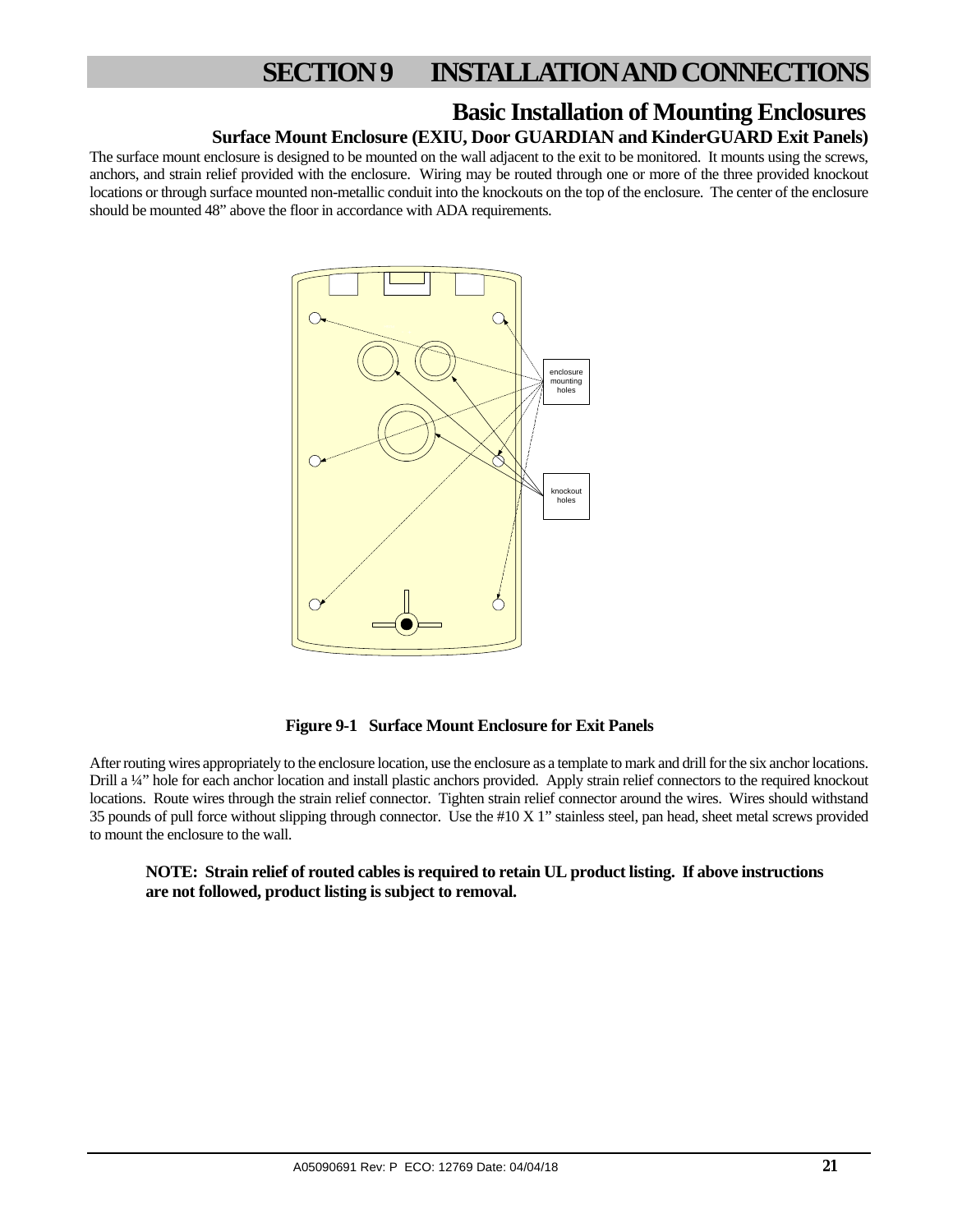# SECTION 9 INSTALLATION AND CONNECTIONS

## Basic Installation of Mounting Enclosures

### Surface Mount Enclosure (EXIU, Door GUARDIAN and KinderGUARD Exit Panels)

The surface mount enclosure is designed to be mounted on the wall adjacent to the exit to be monitored. It mounts using the screws, anchors, and strain relief provided with the enclosure. Wiring may be routed through one or more of the three provided knockout locations or through surface mounted non-metallic conduit into the knockouts on the top of the enclosure. The center of the enclosure should be mounted 48" above the floor in accordance with ADA requirements.

enclosure mounting holes

knockout holes

**Figure 9-1 Surface Mount Enclosure for Exit Panels**

After routing wires appropriately to the enclosure location, use the enclosure as a template to mark and drill for the six anchor locations. Drill a ¼" hole for each anchor location and install plastic anchors provided. Apply strain relief connectors to the required knockout locations. Route wires through the strain relief connector. Tighten strain relief connector around the wires. Wires should withstand 35 pounds of pull force without slipping through connector. Use the #10 X 1" stainless steel, pan head, sheet metal screws provided to mount the enclosure to the wall.

**NOTE: Strain relief of routed cables is required to retain UL product listing. If above instructions are not followed, product listing is subject to removal.**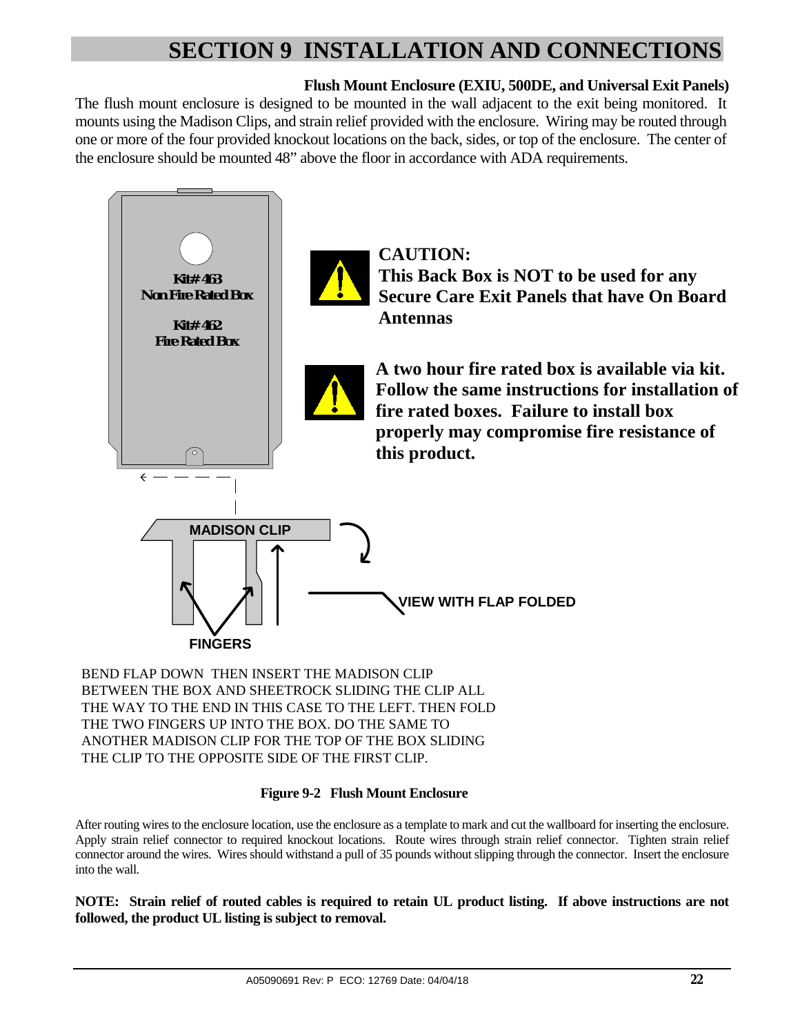# SECTION 9 INSTALLATION AND CONNECTIONS

**Flush Mount Enclosure (EXIU, 500DE, and Universal Exit Panels)**

The flush mount enclosure is designed to be mounted in the wall adjacent to the exit being monitored. It mounts using the Madison Clips, and strain relief provided with the enclosure. Wiring may be routed through one or more of the four provided knockout locations on the back, sides, or top of the enclosure. The center of the enclosure should be mounted 48" above the floor in accordance with ADA requirements.

Kit# 463
Non Fire Rated Box

Kit# 462
Fire Rated Box

**CAUTION:**
**This Back Box is NOT to be used for any Secure Care Exit Panels that have On Board Antennas**

**A two hour fire rated box is available via kit. Follow the same instructions for installation of fire rated boxes. Failure to install box properly may compromise fire resistance of this product.**

MADISON CLIP

VIEW WITH FLAP FOLDED

FINGERS

BEND FLAP DOWN THEN INSERT THE MADISON CLIP BETWEEN THE BOX AND SHEETROCK SLIDING THE CLIP ALL THE WAY TO THE END IN THIS CASE TO THE LEFT. THEN FOLD THE TWO FINGERS UP INTO THE BOX. DO THE SAME TO ANOTHER MADISON CLIP FOR THE TOP OF THE BOX SLIDING THE CLIP TO THE OPPOSITE SIDE OF THE FIRST CLIP.

**Figure 9-2 Flush Mount Enclosure**

After routing wires to the enclosure location, use the enclosure as a template to mark and cut the wallboard for inserting the enclosure. Apply strain relief connector to required knockout locations. Route wires through strain relief connector. Tighten strain relief connector around the wires. Wires should withstand a pull of 35 pounds without slipping through the connector. Insert the enclosure into the wall.

**NOTE: Strain relief of routed cables is required to retain UL product listing. If above instructions are not followed, the product UL listing is subject to removal.**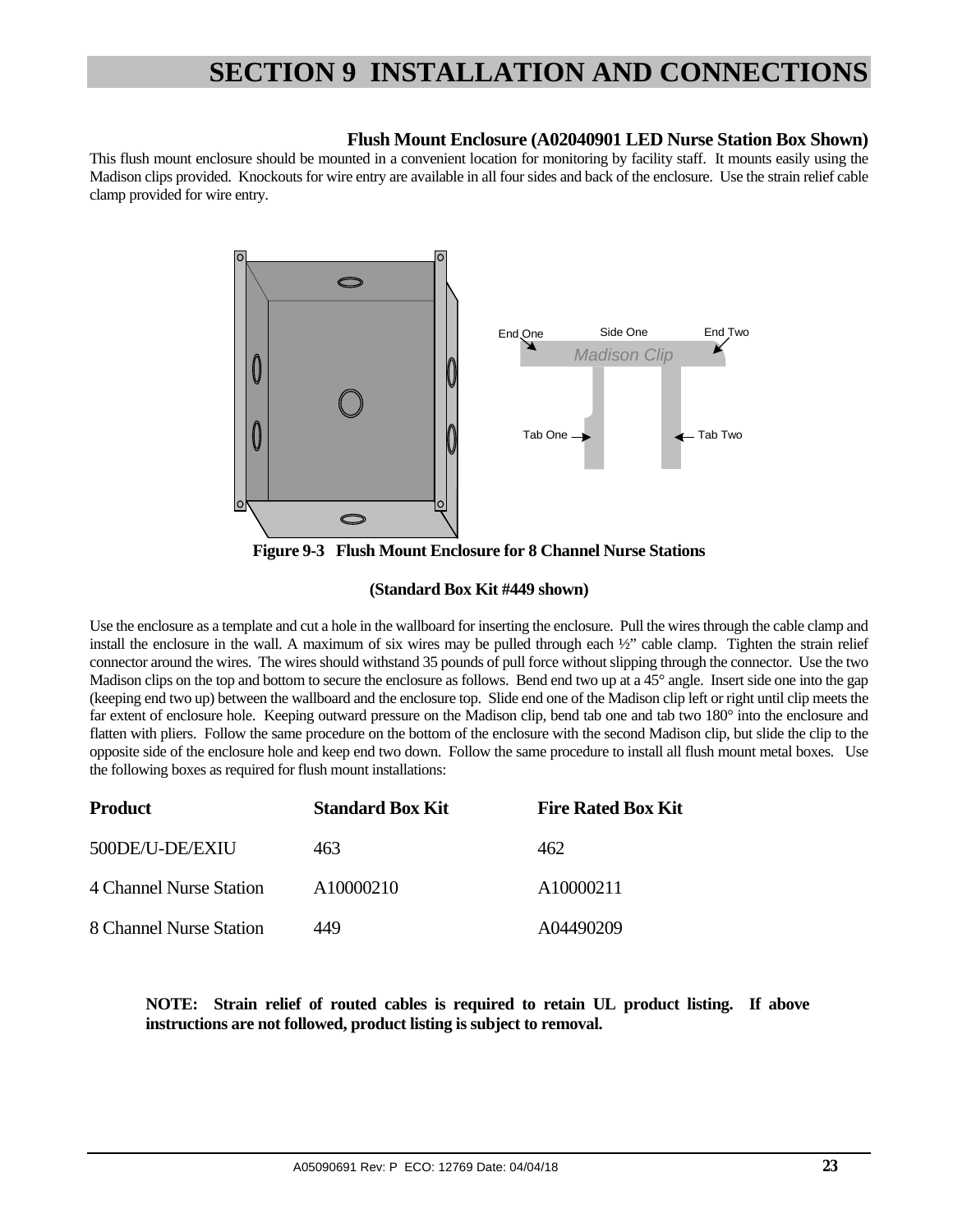# SECTION 9 INSTALLATION AND CONNECTIONS

### Flush Mount Enclosure (A02040901 LED Nurse Station Box Shown)

This flush mount enclosure should be mounted in a convenient location for monitoring by facility staff. It mounts easily using the Madison clips provided. Knockouts for wire entry are available in all four sides and back of the enclosure. Use the strain relief cable clamp provided for wire entry.

End One | Side One | End Two | Madison Clip | Tab One | Tab Two

**Figure 9-3 Flush Mount Enclosure for 8 Channel Nurse Stations**

**(Standard Box Kit #449 shown)**

Use the enclosure as a template and cut a hole in the wallboard for inserting the enclosure. Pull the wires through the cable clamp and install the enclosure in the wall. A maximum of six wires may be pulled through each ½" cable clamp. Tighten the strain relief connector around the wires. The wires should withstand 35 pounds of pull force without slipping through the connector. Use the two Madison clips on the top and bottom to secure the enclosure as follows. Bend end two up at a 45° angle. Insert side one into the gap (keeping end two up) between the wallboard and the enclosure top. Slide end one of the Madison clip left or right until clip meets the far extent of enclosure hole. Keeping outward pressure on the Madison clip, bend tab one and tab two 180° into the enclosure and flatten with pliers. Follow the same procedure on the bottom of the enclosure with the second Madison clip, but slide the clip to the opposite side of the enclosure hole and keep end two down. Follow the same procedure to install all flush mount metal boxes. Use the following boxes as required for flush mount installations:

| Product | Standard Box Kit | Fire Rated Box Kit |
|---|---|---|
| 500DE/U-DE/EXIU | 463 | 462 |
| 4 Channel Nurse Station | A10000210 | A10000211 |
| 8 Channel Nurse Station | 449 | A04490209 |

**NOTE: Strain relief of routed cables is required to retain UL product listing. If above instructions are not followed, product listing is subject to removal.**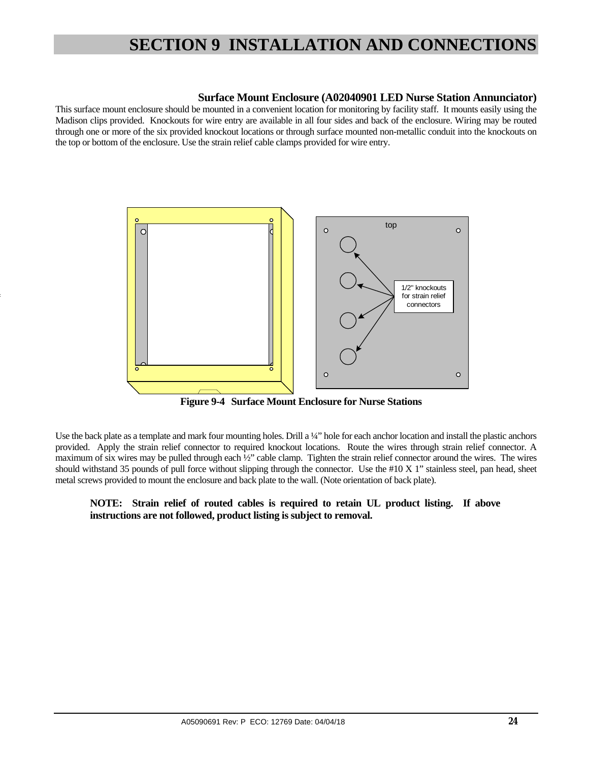# SECTION 9 INSTALLATION AND CONNECTIONS

### Surface Mount Enclosure (A02040901 LED Nurse Station Annunciator)

This surface mount enclosure should be mounted in a convenient location for monitoring by facility staff. It mounts easily using the Madison clips provided. Knockouts for wire entry are available in all four sides and back of the enclosure. Wiring may be routed through one or more of the six provided knockout locations or through surface mounted non-metallic conduit into the knockouts on the top or bottom of the enclosure. Use the strain relief cable clamps provided for wire entry.

top

1/2" knockouts for strain relief connectors

**Figure 9-4 Surface Mount Enclosure for Nurse Stations**

Use the back plate as a template and mark four mounting holes. Drill a ¼" hole for each anchor location and install the plastic anchors provided. Apply the strain relief connector to required knockout locations. Route the wires through strain relief connector. A maximum of six wires may be pulled through each ½" cable clamp. Tighten the strain relief connector around the wires. The wires should withstand 35 pounds of pull force without slipping through the connector. Use the #10 X 1" stainless steel, pan head, sheet metal screws provided to mount the enclosure and back plate to the wall. (Note orientation of back plate).

**NOTE: Strain relief of routed cables is required to retain UL product listing. If above instructions are not followed, product listing is subject to removal.**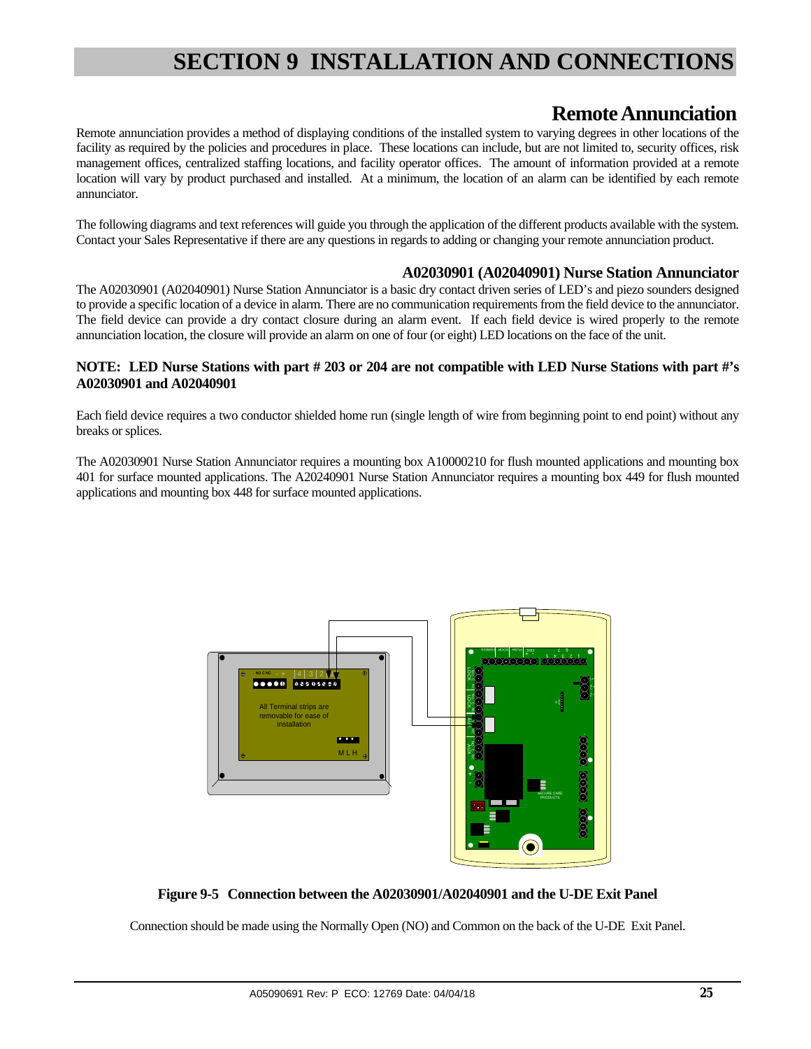# SECTION 9 INSTALLATION AND CONNECTIONS

## Remote Annunciation

Remote annunciation provides a method of displaying conditions of the installed system to varying degrees in other locations of the facility as required by the policies and procedures in place. These locations can include, but are not limited to, security offices, risk management offices, centralized staffing locations, and facility operator offices. The amount of information provided at a remote location will vary by product purchased and installed. At a minimum, the location of an alarm can be identified by each remote annunciator.

The following diagrams and text references will guide you through the application of the different products available with the system. Contact your Sales Representative if there are any questions in regards to adding or changing your remote annunciation product.

### A02030901 (A02040901) Nurse Station Annunciator

The A02030901 (A02040901) Nurse Station Annunciator is a basic dry contact driven series of LED's and piezo sounders designed to provide a specific location of a device in alarm. There are no communication requirements from the field device to the annunciator. The field device can provide a dry contact closure during an alarm event. If each field device is wired properly to the remote annunciation location, the closure will provide an alarm on one of four (or eight) LED locations on the face of the unit.

**NOTE: LED Nurse Stations with part # 203 or 204 are not compatible with LED Nurse Stations with part #'s A02030901 and A02040901**

Each field device requires a two conductor shielded home run (single length of wire from beginning point to end point) without any breaks or splices.

The A02030901 Nurse Station Annunciator requires a mounting box A10000210 for flush mounted applications and mounting box 401 for surface mounted applications. The A20240901 Nurse Station Annunciator requires a mounting box 449 for flush mounted applications and mounting box 448 for surface mounted applications.

**Figure 9-5 Connection between the A02030901/A02040901 and the U-DE Exit Panel**

Connection should be made using the Normally Open (NO) and Common on the back of the U-DE Exit Panel.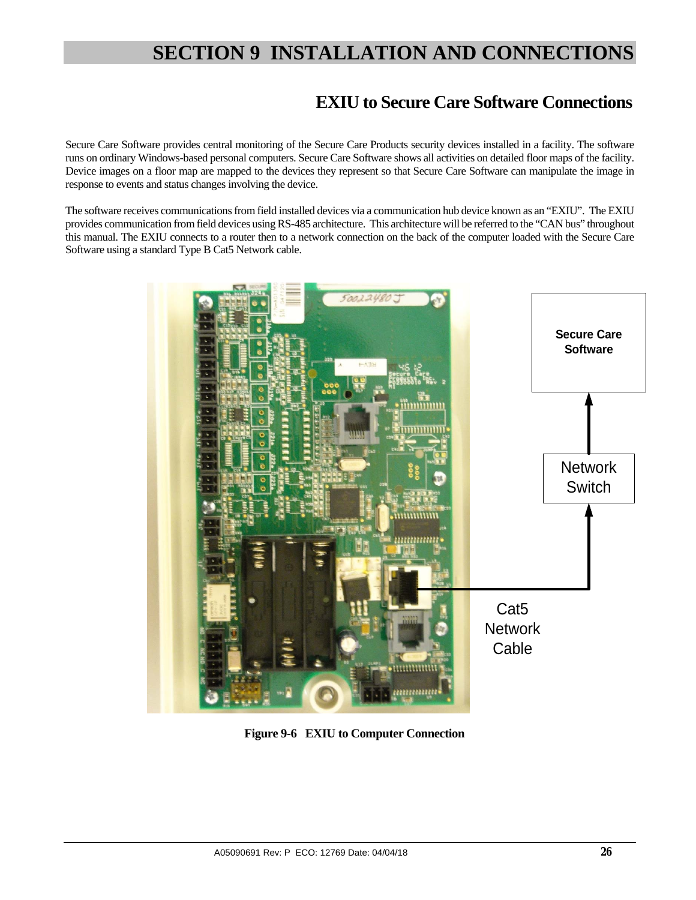# SECTION 9 INSTALLATION AND CONNECTIONS

## EXIU to Secure Care Software Connections

Secure Care Software provides central monitoring of the Secure Care Products security devices installed in a facility. The software runs on ordinary Windows-based personal computers. Secure Care Software shows all activities on detailed floor maps of the facility. Device images on a floor map are mapped to the devices they represent so that Secure Care Software can manipulate the image in response to events and status changes involving the device.

The software receives communications from field installed devices via a communication hub device known as an "EXIU". The EXIU provides communication from field devices using RS-485 architecture. This architecture will be referred to the "CAN bus" throughout this manual. The EXIU connects to a router then to a network connection on the back of the computer loaded with the Secure Care Software using a standard Type B Cat5 Network cable.

Secure Care Software

Network Switch

Cat5 Network Cable

**Figure 9-6 EXIU to Computer Connection**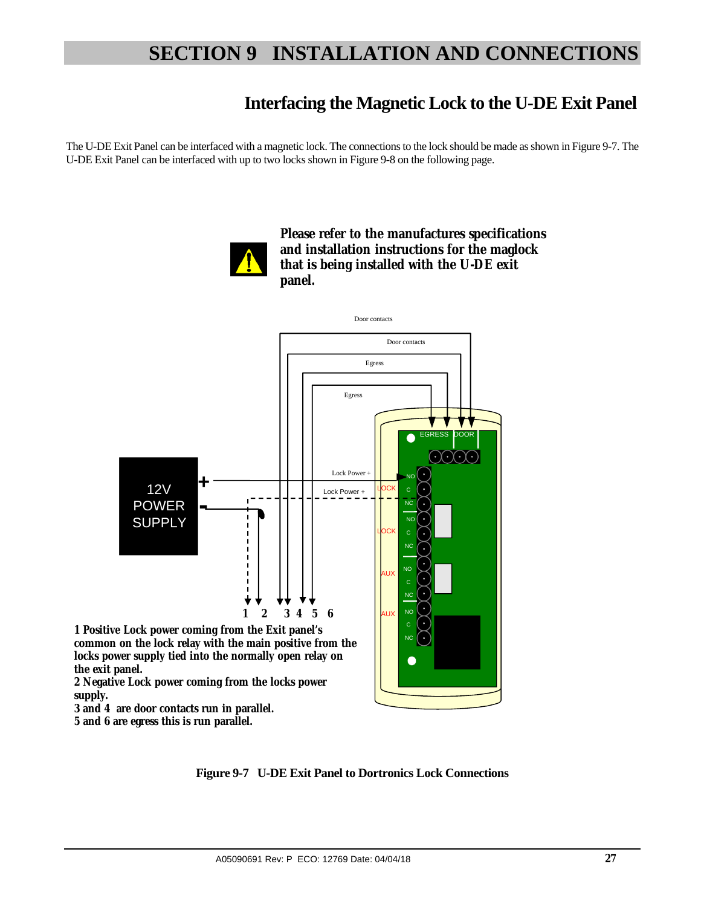# SECTION 9 INSTALLATION AND CONNECTIONS

## Interfacing the Magnetic Lock to the U-DE Exit Panel

The U-DE Exit Panel can be interfaced with a magnetic lock. The connections to the lock should be made as shown in Figure 9-7. The U-DE Exit Panel can be interfaced with up to two locks shown in Figure 9-8 on the following page.

**Please refer to the manufactures specifications and installation instructions for the maglock that is being installed with the U-DE exit panel.**

**1 Positive Lock power coming from the Exit panel's common on the lock relay with the main positive from the locks power supply tied into the normally open relay on the exit panel.**
**2 Negative Lock power coming from the locks power supply.**
**3 and 4 are door contacts run in parallel.**
**5 and 6 are egress this is run parallel.**

**Figure 9-7 U-DE Exit Panel to Dortronics Lock Connections**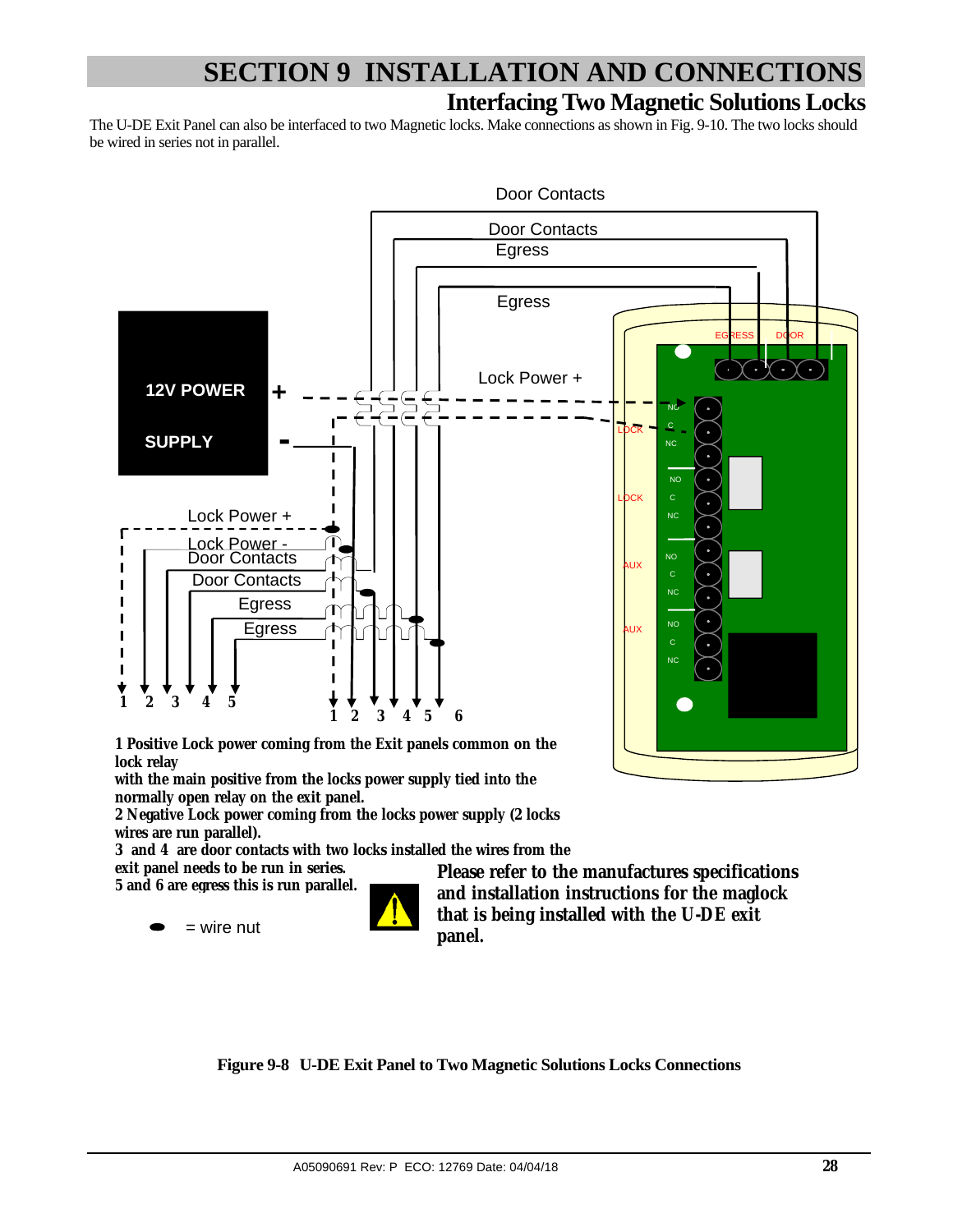# SECTION 9 INSTALLATION AND CONNECTIONS

## Interfacing Two Magnetic Solutions Locks

The U-DE Exit Panel can also be interfaced to two Magnetic locks. Make connections as shown in Fig. 9-10. The two locks should be wired in series not in parallel.

**1 Positive Lock power coming from the Exit panels common on the lock relay with the main positive from the locks power supply tied into the normally open relay on the exit panel.**

**2 Negative Lock power coming from the locks power supply (2 locks wires are run parallel).**

**3 and 4 are door contacts with two locks installed the wires from the exit panel needs to be run in series.**

**5 and 6 are egress this is run parallel.**

= wire nut

**Please refer to the manufactures specifications and installation instructions for the maglock that is being installed with the U-DE exit panel.**

**Figure 9-8 U-DE Exit Panel to Two Magnetic Solutions Locks Connections**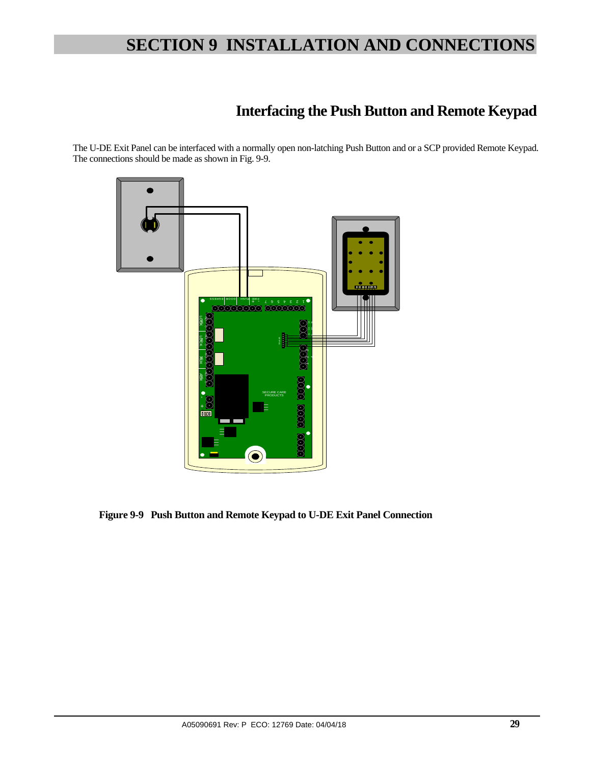# SECTION 9 INSTALLATION AND CONNECTIONS

## Interfacing the Push Button and Remote Keypad

The U-DE Exit Panel can be interfaced with a normally open non-latching Push Button and or a SCP provided Remote Keypad. The connections should be made as shown in Fig. 9-9.

**Figure 9-9 Push Button and Remote Keypad to U-DE Exit Panel Connection**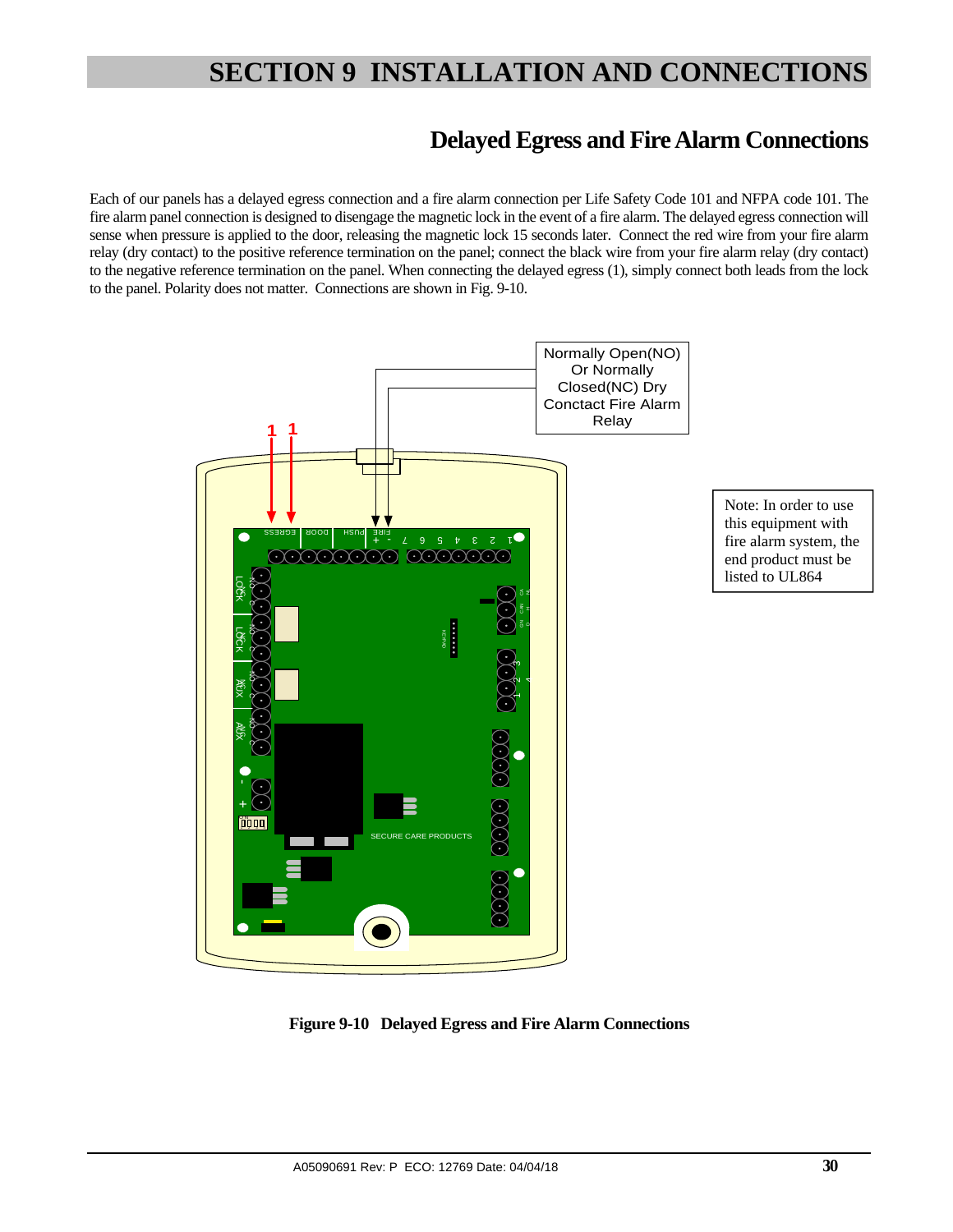# SECTION 9 INSTALLATION AND CONNECTIONS

## Delayed Egress and Fire Alarm Connections

Each of our panels has a delayed egress connection and a fire alarm connection per Life Safety Code 101 and NFPA code 101. The fire alarm panel connection is designed to disengage the magnetic lock in the event of a fire alarm. The delayed egress connection will sense when pressure is applied to the door, releasing the magnetic lock 15 seconds later. Connect the red wire from your fire alarm relay (dry contact) to the positive reference termination on the panel; connect the black wire from your fire alarm relay (dry contact) to the negative reference termination on the panel. When connecting the delayed egress (1), simply connect both leads from the lock to the panel. Polarity does not matter. Connections are shown in Fig. 9-10.

Normally Open(NO) Or Normally Closed(NC) Dry Conctact Fire Alarm Relay

Note: In order to use this equipment with fire alarm system, the end product must be listed to UL864

**Figure 9-10 Delayed Egress and Fire Alarm Connections**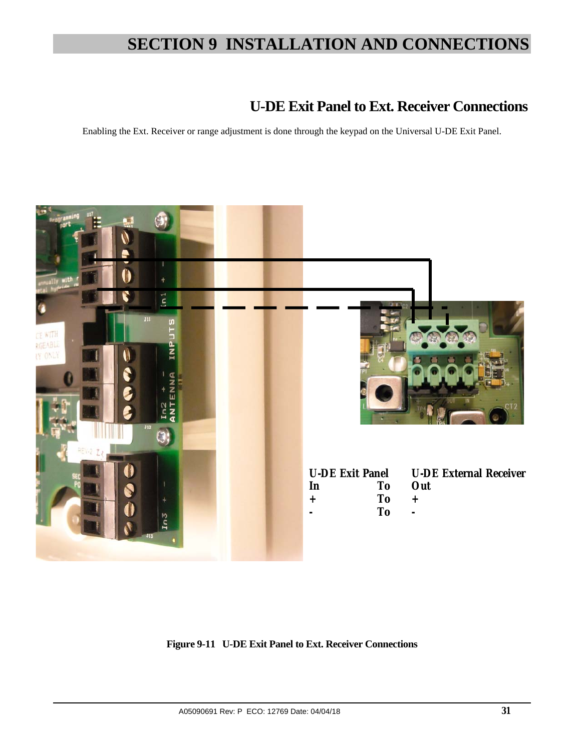## U-DE Exit Panel to Ext. Receiver Connections

Enabling the Ext. Receiver or range adjustment is done through the keypad on the Universal U-DE Exit Panel.

| U-DE Exit Panel | | U-DE External Receiver |
|---|---|---|
| In | To | Out |
| + | To | + |
| - | To | - |

**Figure 9-11 U-DE Exit Panel to Ext. Receiver Connections**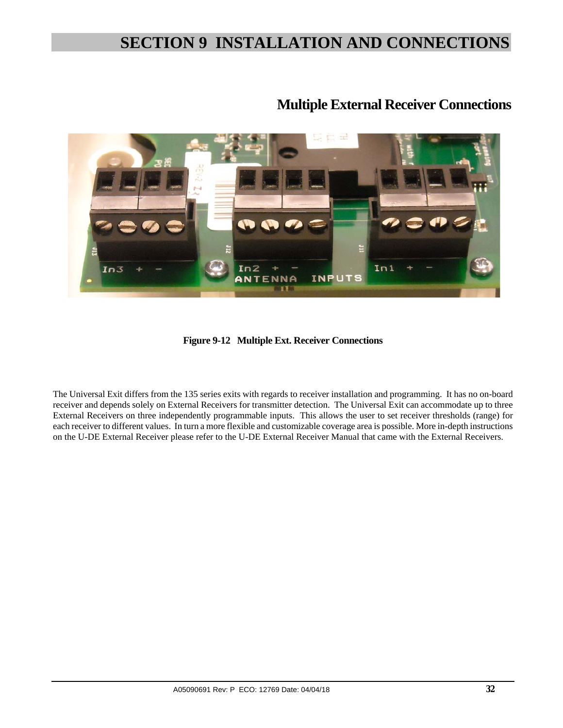# SECTION 9 INSTALLATION AND CONNECTIONS

## Multiple External Receiver Connections

**Figure 9-12 Multiple Ext. Receiver Connections**

The Universal Exit differs from the 135 series exits with regards to receiver installation and programming. It has no on-board receiver and depends solely on External Receivers for transmitter detection. The Universal Exit can accommodate up to three External Receivers on three independently programmable inputs. This allows the user to set receiver thresholds (range) for each receiver to different values. In turn a more flexible and customizable coverage area is possible. More in-depth instructions on the U-DE External Receiver please refer to the U-DE External Receiver Manual that came with the External Receivers.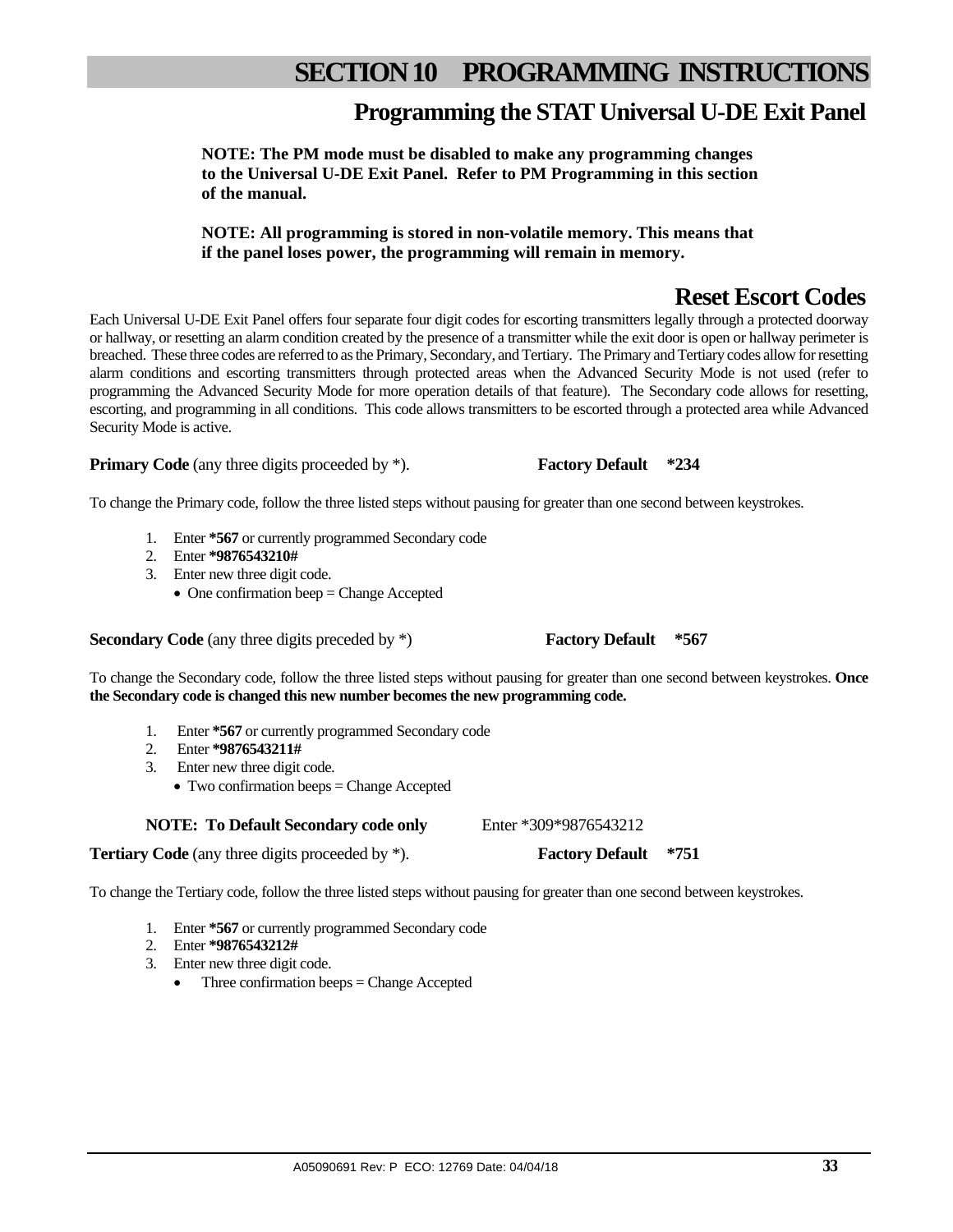# SECTION 10 PROGRAMMING INSTRUCTIONS

## Programming the STAT Universal U-DE Exit Panel

**NOTE: The PM mode must be disabled to make any programming changes to the Universal U-DE Exit Panel. Refer to PM Programming in this section of the manual.**

**NOTE: All programming is stored in non-volatile memory. This means that if the panel loses power, the programming will remain in memory.**

## Reset Escort Codes

Each Universal U-DE Exit Panel offers four separate four digit codes for escorting transmitters legally through a protected doorway or hallway, or resetting an alarm condition created by the presence of a transmitter while the exit door is open or hallway perimeter is breached. These three codes are referred to as the Primary, Secondary, and Tertiary. The Primary and Tertiary codes allow for resetting alarm conditions and escorting transmitters through protected areas when the Advanced Security Mode is not used (refer to programming the Advanced Security Mode for more operation details of that feature). The Secondary code allows for resetting, escorting, and programming in all conditions. This code allows transmitters to be escorted through a protected area while Advanced Security Mode is active.

**Primary Code** (any three digits proceeded by *). **Factory Default \*234**

To change the Primary code, follow the three listed steps without pausing for greater than one second between keystrokes.

1. Enter **\*567** or currently programmed Secondary code
2. Enter **\*9876543210#**
3. Enter new three digit code.
   - One confirmation beep = Change Accepted

**Secondary Code** (any three digits preceded by *) **Factory Default \*567**

To change the Secondary code, follow the three listed steps without pausing for greater than one second between keystrokes. **Once the Secondary code is changed this new number becomes the new programming code.**

1. Enter **\*567** or currently programmed Secondary code
2. Enter **\*9876543211#**
3. Enter new three digit code.
   - Two confirmation beeps = Change Accepted

**NOTE: To Default Secondary code only** Enter *309*9876543212

**Tertiary Code** (any three digits proceeded by *). **Factory Default \*751**

To change the Tertiary code, follow the three listed steps without pausing for greater than one second between keystrokes.

1. Enter **\*567** or currently programmed Secondary code
2. Enter **\*9876543212#**
3. Enter new three digit code.
   - Three confirmation beeps = Change Accepted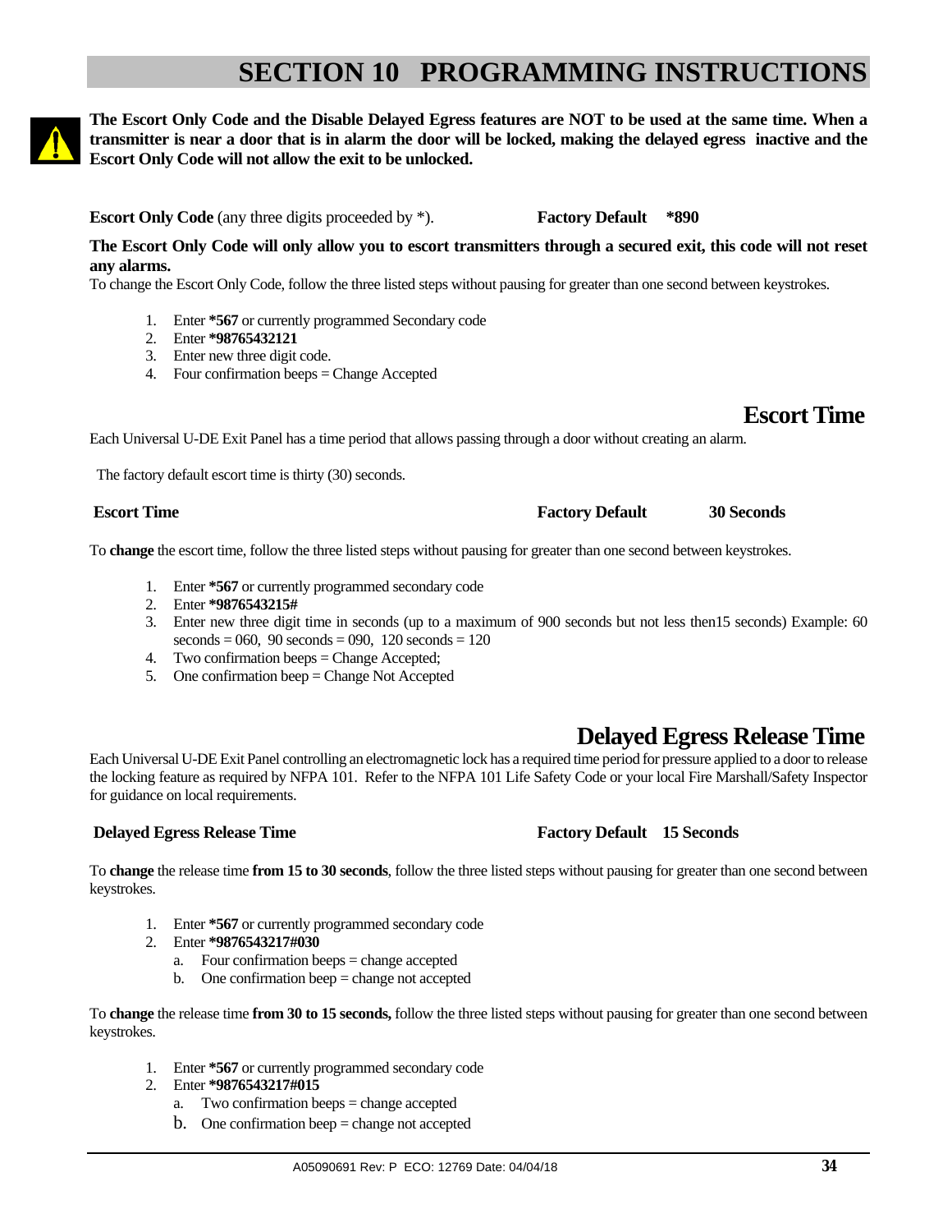# SECTION 10 PROGRAMMING INSTRUCTIONS

**The Escort Only Code and the Disable Delayed Egress features are NOT to be used at the same time. When a transmitter is near a door that is in alarm the door will be locked, making the delayed egress inactive and the Escort Only Code will not allow the exit to be unlocked.**

**Escort Only Code** (any three digits proceeded by *). **Factory Default *890**

**The Escort Only Code will only allow you to escort transmitters through a secured exit, this code will not reset any alarms.**

To change the Escort Only Code, follow the three listed steps without pausing for greater than one second between keystrokes.

1. Enter **\*567** or currently programmed Secondary code
2. Enter **\*98765432121**
3. Enter new three digit code.
4. Four confirmation beeps = Change Accepted

## Escort Time

Each Universal U-DE Exit Panel has a time period that allows passing through a door without creating an alarm.

The factory default escort time is thirty (30) seconds.

**Escort Time** **Factory Default 30 Seconds**

To **change** the escort time, follow the three listed steps without pausing for greater than one second between keystrokes.

1. Enter **\*567** or currently programmed secondary code
2. Enter **\*9876543215#**
3. Enter new three digit time in seconds (up to a maximum of 900 seconds but not less then15 seconds) Example: 60 seconds = 060, 90 seconds = 090, 120 seconds = 120
4. Two confirmation beeps = Change Accepted;
5. One confirmation beep = Change Not Accepted

## Delayed Egress Release Time

Each Universal U-DE Exit Panel controlling an electromagnetic lock has a required time period for pressure applied to a door to release the locking feature as required by NFPA 101. Refer to the NFPA 101 Life Safety Code or your local Fire Marshall/Safety Inspector for guidance on local requirements.

**Delayed Egress Release Time** **Factory Default 15 Seconds**

To **change** the release time **from 15 to 30 seconds**, follow the three listed steps without pausing for greater than one second between keystrokes.

1. Enter **\*567** or currently programmed secondary code
2. Enter **\*9876543217#030**
   a. Four confirmation beeps = change accepted
   b. One confirmation beep = change not accepted

To **change** the release time **from 30 to 15 seconds,** follow the three listed steps without pausing for greater than one second between keystrokes.

1. Enter **\*567** or currently programmed secondary code
2. Enter **\*9876543217#015**
   a. Two confirmation beeps = change accepted
   b. One confirmation beep = change not accepted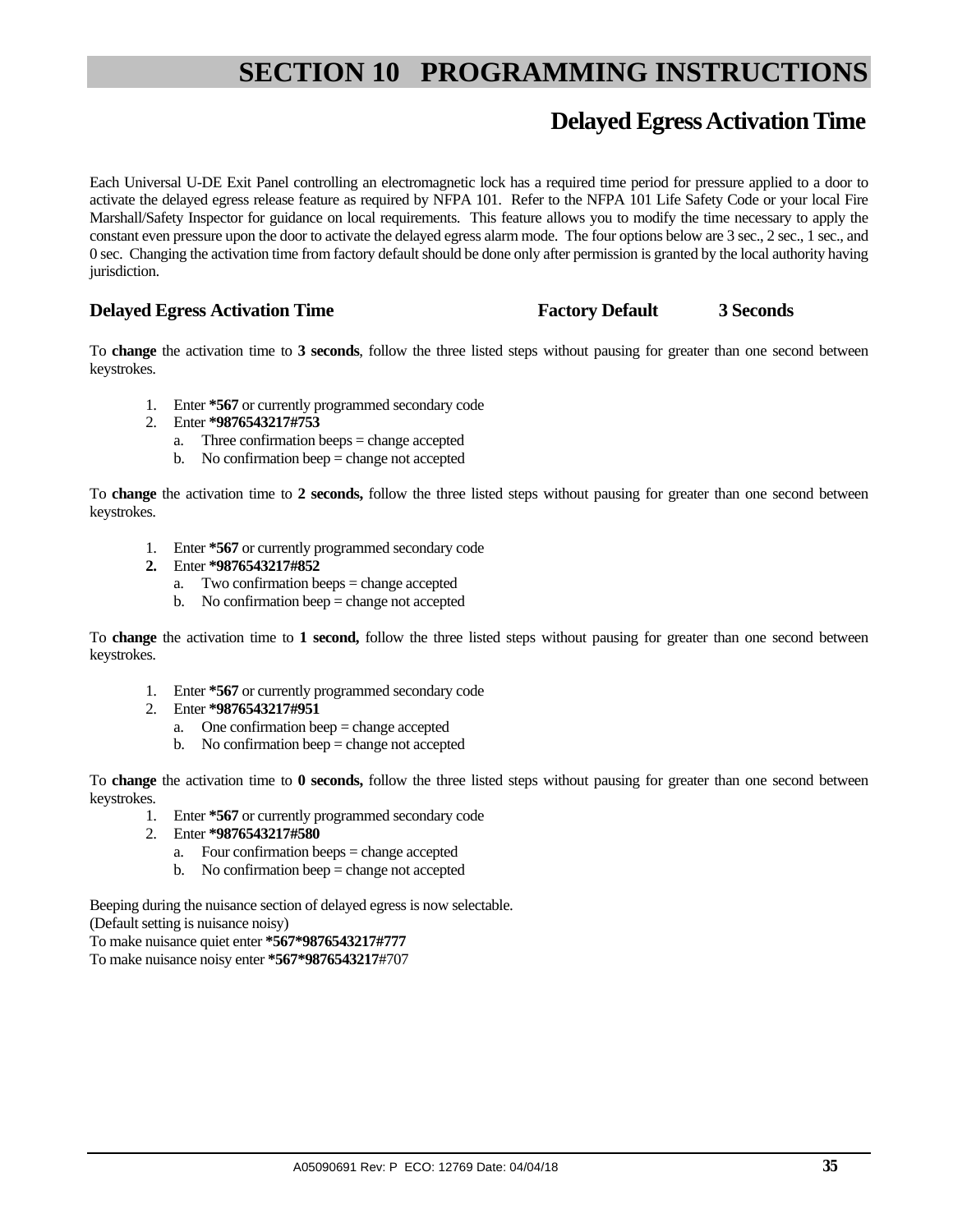# SECTION 10 PROGRAMMING INSTRUCTIONS

## Delayed Egress Activation Time

Each Universal U-DE Exit Panel controlling an electromagnetic lock has a required time period for pressure applied to a door to activate the delayed egress release feature as required by NFPA 101. Refer to the NFPA 101 Life Safety Code or your local Fire Marshall/Safety Inspector for guidance on local requirements. This feature allows you to modify the time necessary to apply the constant even pressure upon the door to activate the delayed egress alarm mode. The four options below are 3 sec., 2 sec., 1 sec., and 0 sec. Changing the activation time from factory default should be done only after permission is granted by the local authority having jurisdiction.

**Delayed Egress Activation Time** **Factory Default** **3 Seconds**

To **change** the activation time to **3 seconds**, follow the three listed steps without pausing for greater than one second between keystrokes.

1. Enter ***567** or currently programmed secondary code
2. Enter ***9876543217#753**
   a. Three confirmation beeps = change accepted
   b. No confirmation beep = change not accepted

To **change** the activation time to **2 seconds,** follow the three listed steps without pausing for greater than one second between keystrokes.

1. Enter ***567** or currently programmed secondary code
2. Enter ***9876543217#852**
   a. Two confirmation beeps = change accepted
   b. No confirmation beep = change not accepted

To **change** the activation time to **1 second,** follow the three listed steps without pausing for greater than one second between keystrokes.

1. Enter ***567** or currently programmed secondary code
2. Enter ***9876543217#951**
   a. One confirmation beep = change accepted
   b. No confirmation beep = change not accepted

To **change** the activation time to **0 seconds,** follow the three listed steps without pausing for greater than one second between keystrokes.

1. Enter ***567** or currently programmed secondary code
2. Enter ***9876543217#580**
   a. Four confirmation beeps = change accepted
   b. No confirmation beep = change not accepted

Beeping during the nuisance section of delayed egress is now selectable.
(Default setting is nuisance noisy)
To make nuisance quiet enter ***567*9876543217#777**
To make nuisance noisy enter ***567*9876543217**#707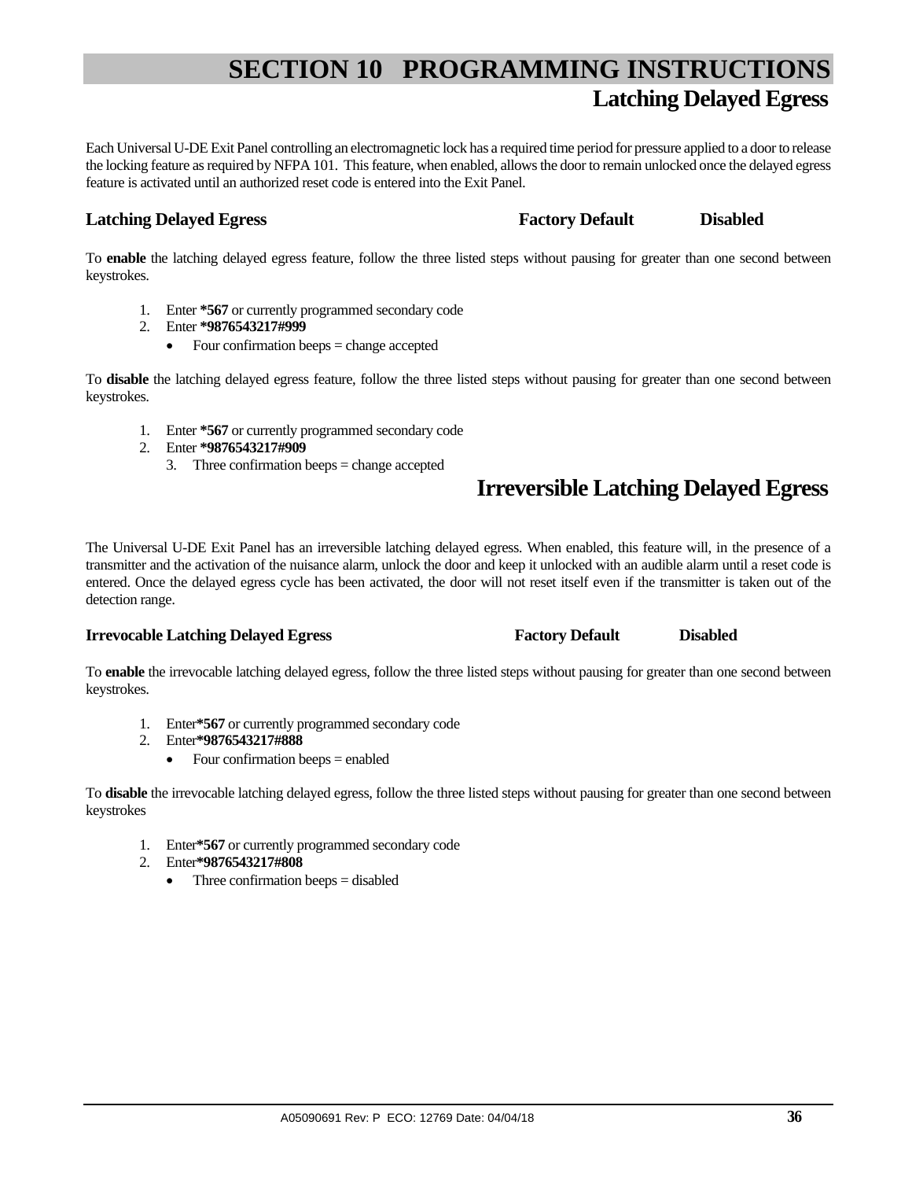# SECTION 10 PROGRAMMING INSTRUCTIONS

## Latching Delayed Egress

Each Universal U-DE Exit Panel controlling an electromagnetic lock has a required time period for pressure applied to a door to release the locking feature as required by NFPA 101. This feature, when enabled, allows the door to remain unlocked once the delayed egress feature is activated until an authorized reset code is entered into the Exit Panel.

**Latching Delayed Egress** **Factory Default** **Disabled**

To **enable** the latching delayed egress feature, follow the three listed steps without pausing for greater than one second between keystrokes.

1. Enter **\*567** or currently programmed secondary code
2. Enter **\*9876543217#999**
   - Four confirmation beeps = change accepted

To **disable** the latching delayed egress feature, follow the three listed steps without pausing for greater than one second between keystrokes.

1. Enter **\*567** or currently programmed secondary code
2. Enter **\*9876543217#909**
   3. Three confirmation beeps = change accepted

## Irreversible Latching Delayed Egress

The Universal U-DE Exit Panel has an irreversible latching delayed egress. When enabled, this feature will, in the presence of a transmitter and the activation of the nuisance alarm, unlock the door and keep it unlocked with an audible alarm until a reset code is entered. Once the delayed egress cycle has been activated, the door will not reset itself even if the transmitter is taken out of the detection range.

**Irrevocable Latching Delayed Egress** **Factory Default** **Disabled**

To **enable** the irrevocable latching delayed egress, follow the three listed steps without pausing for greater than one second between keystrokes.

1. Enter**\*567** or currently programmed secondary code
2. Enter**\*9876543217#888**
   - Four confirmation beeps = enabled

To **disable** the irrevocable latching delayed egress, follow the three listed steps without pausing for greater than one second between keystrokes

1. Enter**\*567** or currently programmed secondary code
2. Enter**\*9876543217#808**
   - Three confirmation beeps = disabled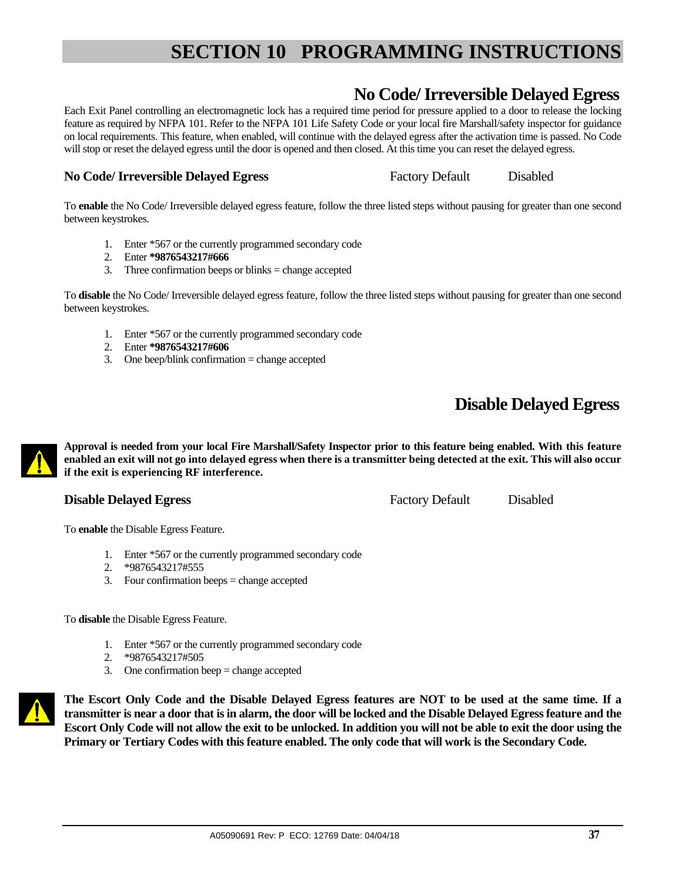# SECTION 10 PROGRAMMING INSTRUCTIONS

## No Code/ Irreversible Delayed Egress

Each Exit Panel controlling an electromagnetic lock has a required time period for pressure applied to a door to release the locking feature as required by NFPA 101. Refer to the NFPA 101 Life Safety Code or your local fire Marshall/safety inspector for guidance on local requirements. This feature, when enabled, will continue with the delayed egress after the activation time is passed. No Code will stop or reset the delayed egress until the door is opened and then closed. At this time you can reset the delayed egress.

**No Code/ Irreversible Delayed Egress** Factory Default Disabled

To **enable** the No Code/ Irreversible delayed egress feature, follow the three listed steps without pausing for greater than one second between keystrokes.

1. Enter *567 or the currently programmed secondary code
2. Enter ***9876543217#666**
3. Three confirmation beeps or blinks = change accepted

To **disable** the No Code/ Irreversible delayed egress feature, follow the three listed steps without pausing for greater than one second between keystrokes.

1. Enter *567 or the currently programmed secondary code
2. Enter ***9876543217#606**
3. One beep/blink confirmation = change accepted

## Disable Delayed Egress

**Approval is needed from your local Fire Marshall/Safety Inspector prior to this feature being enabled. With this feature enabled an exit will not go into delayed egress when there is a transmitter being detected at the exit. This will also occur if the exit is experiencing RF interference.**

**Disable Delayed Egress** Factory Default Disabled

To **enable** the Disable Egress Feature.

1. Enter *567 or the currently programmed secondary code
2. *9876543217#555
3. Four confirmation beeps = change accepted

To **disable** the Disable Egress Feature.

1. Enter *567 or the currently programmed secondary code
2. *9876543217#505
3. One confirmation beep = change accepted

**The Escort Only Code and the Disable Delayed Egress features are NOT to be used at the same time. If a transmitter is near a door that is in alarm, the door will be locked and the Disable Delayed Egress feature and the Escort Only Code will not allow the exit to be unlocked. In addition you will not be able to exit the door using the Primary or Tertiary Codes with this feature enabled. The only code that will work is the Secondary Code.**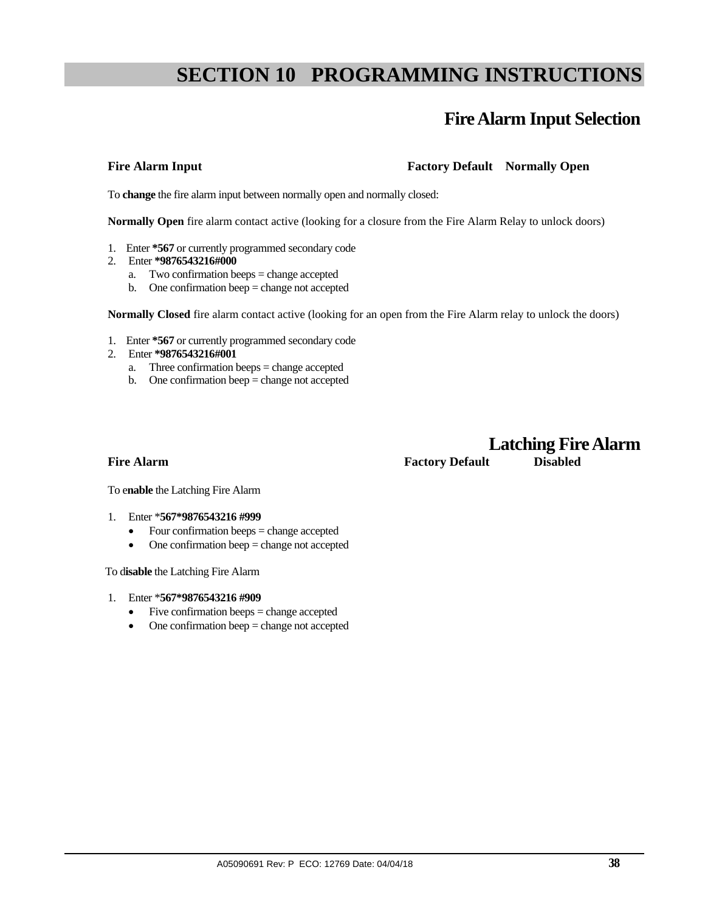# SECTION 10 PROGRAMMING INSTRUCTIONS

## Fire Alarm Input Selection

**Fire Alarm Input** **Factory Default Normally Open**

To **change** the fire alarm input between normally open and normally closed:

**Normally Open** fire alarm contact active (looking for a closure from the Fire Alarm Relay to unlock doors)

1. Enter **\*567** or currently programmed secondary code
2. Enter **\*9876543216#000**
   a. Two confirmation beeps = change accepted
   b. One confirmation beep = change not accepted

**Normally Closed** fire alarm contact active (looking for an open from the Fire Alarm relay to unlock the doors)

1. Enter **\*567** or currently programmed secondary code
2. Enter **\*9876543216#001**
   a. Three confirmation beeps = change accepted
   b. One confirmation beep = change not accepted

## Latching Fire Alarm

**Fire Alarm** **Factory Default Disabled**

To e**nable** the Latching Fire Alarm

1. Enter \***567\*9876543216 #999**
   - Four confirmation beeps = change accepted
   - One confirmation beep = change not accepted

To d**isable** the Latching Fire Alarm

1. Enter \***567\*9876543216 #909**
   - Five confirmation beeps = change accepted
   - One confirmation beep = change not accepted

A05090691 Rev: P ECO: 12769 Date: 04/04/18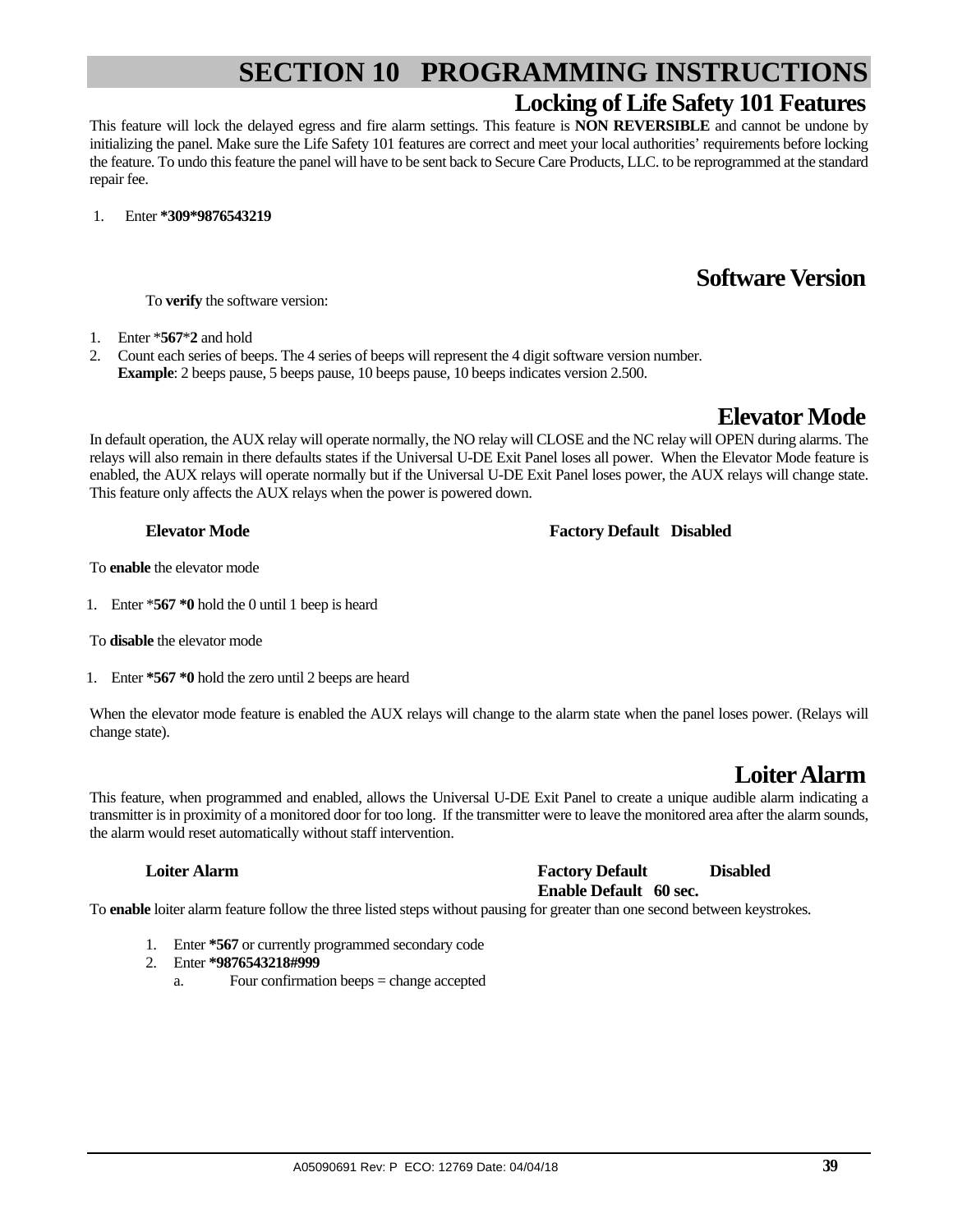# SECTION 10 PROGRAMMING INSTRUCTIONS

## Locking of Life Safety 101 Features

This feature will lock the delayed egress and fire alarm settings. This feature is **NON REVERSIBLE** and cannot be undone by initializing the panel. Make sure the Life Safety 101 features are correct and meet your local authorities' requirements before locking the feature. To undo this feature the panel will have to be sent back to Secure Care Products, LLC. to be reprogrammed at the standard repair fee.

1. Enter **\*309\*9876543219**

## Software Version

To **verify** the software version:

1. Enter \***567**\***2** and hold
2. Count each series of beeps. The 4 series of beeps will represent the 4 digit software version number.
   **Example**: 2 beeps pause, 5 beeps pause, 10 beeps pause, 10 beeps indicates version 2.500.

## Elevator Mode

In default operation, the AUX relay will operate normally, the NO relay will CLOSE and the NC relay will OPEN during alarms. The relays will also remain in there defaults states if the Universal U-DE Exit Panel loses all power. When the Elevator Mode feature is enabled, the AUX relays will operate normally but if the Universal U-DE Exit Panel loses power, the AUX relays will change state. This feature only affects the AUX relays when the power is powered down.

**Elevator Mode** **Factory Default Disabled**

To **enable** the elevator mode

1. Enter \***567 \*0** hold the 0 until 1 beep is heard

To **disable** the elevator mode

1. Enter **\*567 \*0** hold the zero until 2 beeps are heard

When the elevator mode feature is enabled the AUX relays will change to the alarm state when the panel loses power. (Relays will change state).

## Loiter Alarm

This feature, when programmed and enabled, allows the Universal U-DE Exit Panel to create a unique audible alarm indicating a transmitter is in proximity of a monitored door for too long. If the transmitter were to leave the monitored area after the alarm sounds, the alarm would reset automatically without staff intervention.

**Loiter Alarm** **Factory Default Disabled**
**Enable Default 60 sec.**

To **enable** loiter alarm feature follow the three listed steps without pausing for greater than one second between keystrokes.

1. Enter **\*567** or currently programmed secondary code
2. Enter **\*9876543218#999**
   a. Four confirmation beeps = change accepted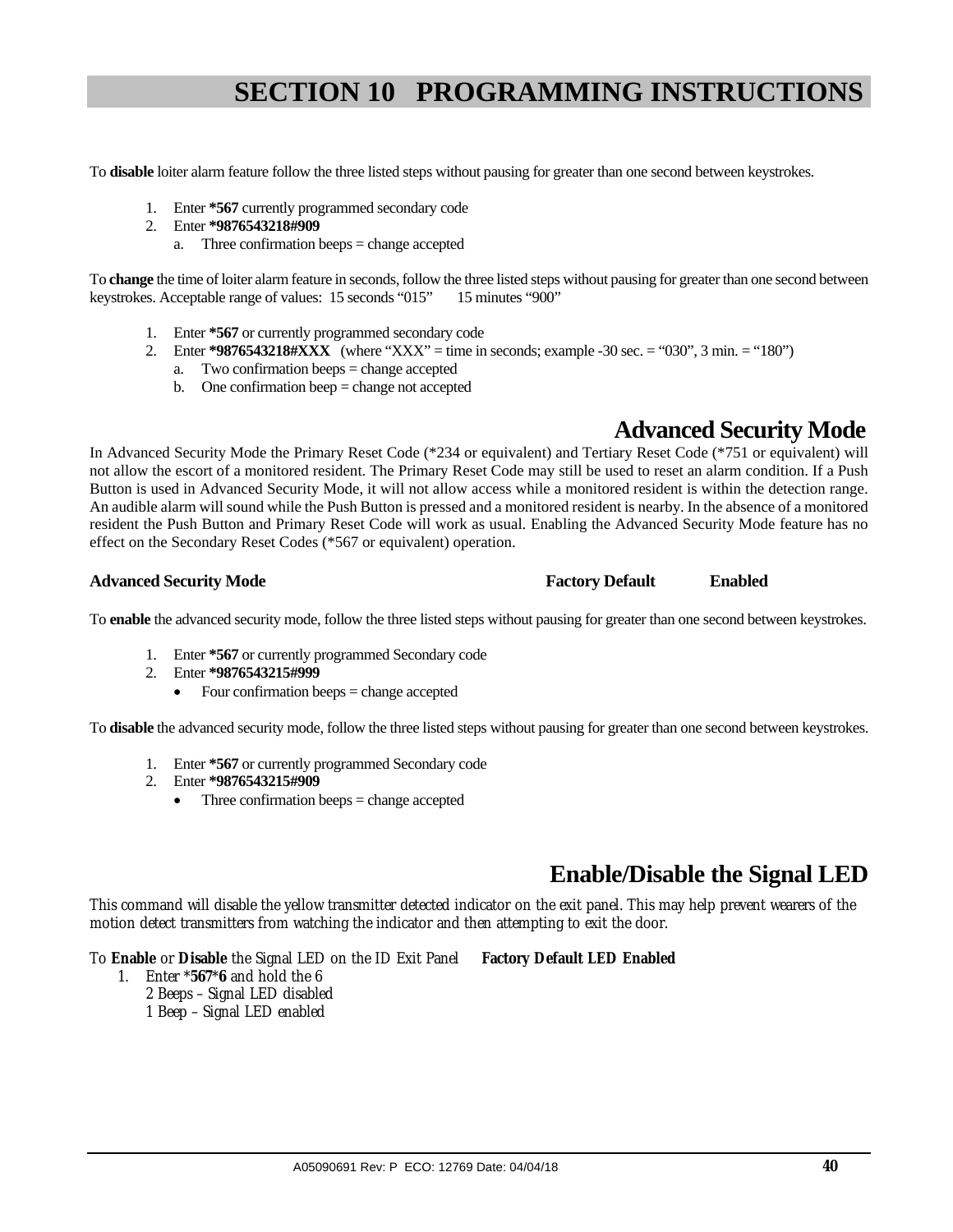# SECTION 10 PROGRAMMING INSTRUCTIONS

To **disable** loiter alarm feature follow the three listed steps without pausing for greater than one second between keystrokes.

1. Enter **\*567** currently programmed secondary code
2. Enter **\*9876543218#909**
   a. Three confirmation beeps = change accepted

To **change** the time of loiter alarm feature in seconds, follow the three listed steps without pausing for greater than one second between keystrokes. Acceptable range of values: 15 seconds "015"   15 minutes "900"

1. Enter **\*567** or currently programmed secondary code
2. Enter **\*9876543218#XXX** (where "XXX" = time in seconds; example -30 sec. = "030", 3 min. = "180")
   a. Two confirmation beeps = change accepted
   b. One confirmation beep = change not accepted

## Advanced Security Mode

In Advanced Security Mode the Primary Reset Code (*234 or equivalent) and Tertiary Reset Code (*751 or equivalent) will not allow the escort of a monitored resident. The Primary Reset Code may still be used to reset an alarm condition. If a Push Button is used in Advanced Security Mode, it will not allow access while a monitored resident is within the detection range. An audible alarm will sound while the Push Button is pressed and a monitored resident is nearby. In the absence of a monitored resident the Push Button and Primary Reset Code will work as usual. Enabling the Advanced Security Mode feature has no effect on the Secondary Reset Codes (*567 or equivalent) operation.

**Advanced Security Mode** **Factory Default** **Enabled**

To **enable** the advanced security mode, follow the three listed steps without pausing for greater than one second between keystrokes.

1. Enter **\*567** or currently programmed Secondary code
2. Enter **\*9876543215#999**
   - Four confirmation beeps = change accepted

To **disable** the advanced security mode, follow the three listed steps without pausing for greater than one second between keystrokes.

1. Enter **\*567** or currently programmed Secondary code
2. Enter **\*9876543215#909**
   - Three confirmation beeps = change accepted

## Enable/Disable the Signal LED

*This command will disable the yellow transmitter detected indicator on the exit panel. This may help prevent wearers of the motion detect transmitters from watching the indicator and then attempting to exit the door.*

*To* ***Enable*** *or* ***Disable*** *the Signal LED on the ID Exit Panel* **Factory Default LED Enabled**

1. *Enter \****567****\****6*** *and hold the 6*
   *2 Beeps – Signal LED disabled*
   *1 Beep – Signal LED enabled*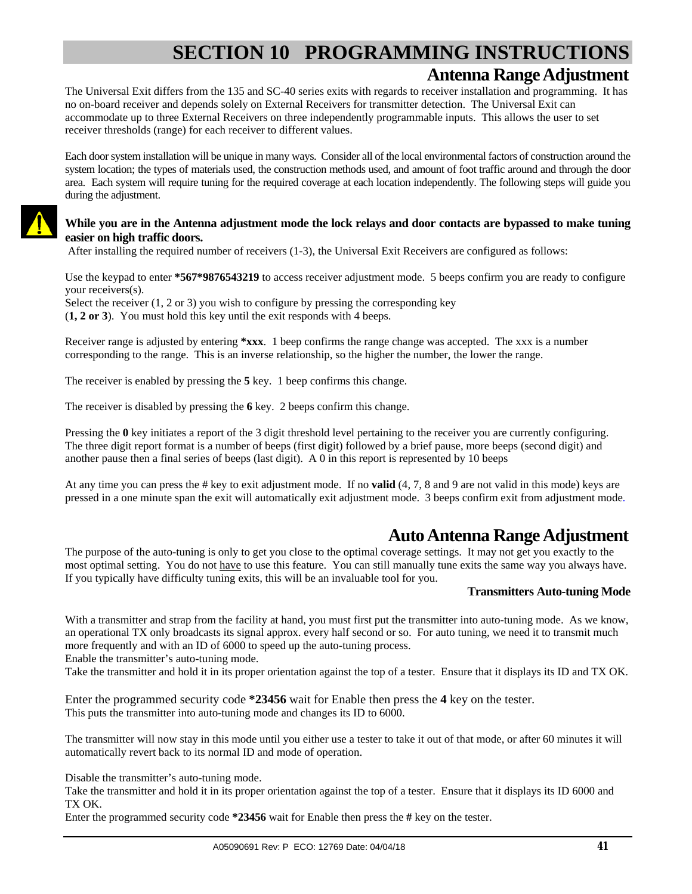# SECTION 10 PROGRAMMING INSTRUCTIONS

## Antenna Range Adjustment

The Universal Exit differs from the 135 and SC-40 series exits with regards to receiver installation and programming. It has no on-board receiver and depends solely on External Receivers for transmitter detection. The Universal Exit can accommodate up to three External Receivers on three independently programmable inputs. This allows the user to set receiver thresholds (range) for each receiver to different values.

Each door system installation will be unique in many ways. Consider all of the local environmental factors of construction around the system location; the types of materials used, the construction methods used, and amount of foot traffic around and through the door area. Each system will require tuning for the required coverage at each location independently. The following steps will guide you during the adjustment.

**While you are in the Antenna adjustment mode the lock relays and door contacts are bypassed to make tuning easier on high traffic doors.**

After installing the required number of receivers (1-3), the Universal Exit Receivers are configured as follows:

Use the keypad to enter ***567*9876543219** to access receiver adjustment mode. 5 beeps confirm you are ready to configure your receivers(s).
Select the receiver (1, 2 or 3) you wish to configure by pressing the corresponding key (**1, 2 or 3**). You must hold this key until the exit responds with 4 beeps.

Receiver range is adjusted by entering ***xxx**. 1 beep confirms the range change was accepted. The xxx is a number corresponding to the range. This is an inverse relationship, so the higher the number, the lower the range.

The receiver is enabled by pressing the **5** key. 1 beep confirms this change.

The receiver is disabled by pressing the **6** key. 2 beeps confirm this change.

Pressing the **0** key initiates a report of the 3 digit threshold level pertaining to the receiver you are currently configuring. The three digit report format is a number of beeps (first digit) followed by a brief pause, more beeps (second digit) and another pause then a final series of beeps (last digit). A 0 in this report is represented by 10 beeps

At any time you can press the # key to exit adjustment mode. If no **valid** (4, 7, 8 and 9 are not valid in this mode) keys are pressed in a one minute span the exit will automatically exit adjustment mode. 3 beeps confirm exit from adjustment mode.

## Auto Antenna Range Adjustment

The purpose of the auto-tuning is only to get you close to the optimal coverage settings. It may not get you exactly to the most optimal setting. You do not have to use this feature. You can still manually tune exits the same way you always have. If you typically have difficulty tuning exits, this will be an invaluable tool for you.

### Transmitters Auto-tuning Mode

With a transmitter and strap from the facility at hand, you must first put the transmitter into auto-tuning mode. As we know, an operational TX only broadcasts its signal approx. every half second or so. For auto tuning, we need it to transmit much more frequently and with an ID of 6000 to speed up the auto-tuning process.
Enable the transmitter's auto-tuning mode.
Take the transmitter and hold it in its proper orientation against the top of a tester. Ensure that it displays its ID and TX OK.

Enter the programmed security code ***23456** wait for Enable then press the **4** key on the tester.
This puts the transmitter into auto-tuning mode and changes its ID to 6000.

The transmitter will now stay in this mode until you either use a tester to take it out of that mode, or after 60 minutes it will automatically revert back to its normal ID and mode of operation.

Disable the transmitter's auto-tuning mode.
Take the transmitter and hold it in its proper orientation against the top of a tester. Ensure that it displays its ID 6000 and TX OK.
Enter the programmed security code ***23456** wait for Enable then press the **#** key on the tester.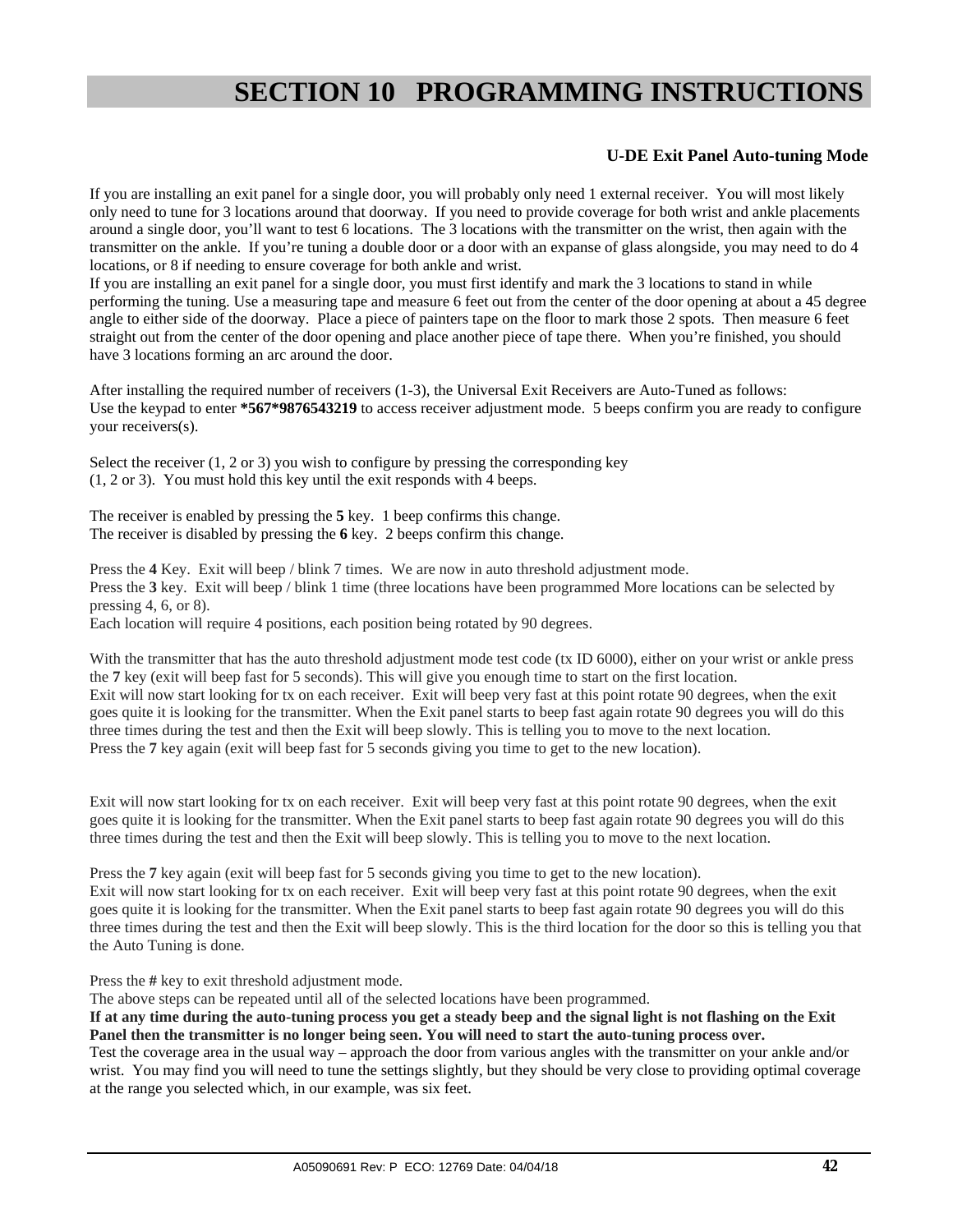# SECTION 10 PROGRAMMING INSTRUCTIONS

**U-DE Exit Panel Auto-tuning Mode**

If you are installing an exit panel for a single door, you will probably only need 1 external receiver. You will most likely only need to tune for 3 locations around that doorway. If you need to provide coverage for both wrist and ankle placements around a single door, you'll want to test 6 locations. The 3 locations with the transmitter on the wrist, then again with the transmitter on the ankle. If you're tuning a double door or a door with an expanse of glass alongside, you may need to do 4 locations, or 8 if needing to ensure coverage for both ankle and wrist.
If you are installing an exit panel for a single door, you must first identify and mark the 3 locations to stand in while performing the tuning. Use a measuring tape and measure 6 feet out from the center of the door opening at about a 45 degree angle to either side of the doorway. Place a piece of painters tape on the floor to mark those 2 spots. Then measure 6 feet straight out from the center of the door opening and place another piece of tape there. When you're finished, you should have 3 locations forming an arc around the door.

After installing the required number of receivers (1-3), the Universal Exit Receivers are Auto-Tuned as follows:
Use the keypad to enter **\*567\*9876543219** to access receiver adjustment mode. 5 beeps confirm you are ready to configure your receivers(s).

Select the receiver (1, 2 or 3) you wish to configure by pressing the corresponding key (1, 2 or 3). You must hold this key until the exit responds with 4 beeps.

The receiver is enabled by pressing the **5** key. 1 beep confirms this change.
The receiver is disabled by pressing the **6** key. 2 beeps confirm this change.

Press the **4** Key. Exit will beep / blink 7 times. We are now in auto threshold adjustment mode.
Press the **3** key. Exit will beep / blink 1 time (three locations have been programmed More locations can be selected by pressing 4, 6, or 8).
Each location will require 4 positions, each position being rotated by 90 degrees.

With the transmitter that has the auto threshold adjustment mode test code (tx ID 6000), either on your wrist or ankle press the **7** key (exit will beep fast for 5 seconds). This will give you enough time to start on the first location.
Exit will now start looking for tx on each receiver. Exit will beep very fast at this point rotate 90 degrees, when the exit goes quite it is looking for the transmitter. When the Exit panel starts to beep fast again rotate 90 degrees you will do this three times during the test and then the Exit will beep slowly. This is telling you to move to the next location.
Press the **7** key again (exit will beep fast for 5 seconds giving you time to get to the new location).

Exit will now start looking for tx on each receiver. Exit will beep very fast at this point rotate 90 degrees, when the exit goes quite it is looking for the transmitter. When the Exit panel starts to beep fast again rotate 90 degrees you will do this three times during the test and then the Exit will beep slowly. This is telling you to move to the next location.

Press the **7** key again (exit will beep fast for 5 seconds giving you time to get to the new location).
Exit will now start looking for tx on each receiver. Exit will beep very fast at this point rotate 90 degrees, when the exit goes quite it is looking for the transmitter. When the Exit panel starts to beep fast again rotate 90 degrees you will do this three times during the test and then the Exit will beep slowly. This is the third location for the door so this is telling you that the Auto Tuning is done.

Press the **#** key to exit threshold adjustment mode.
The above steps can be repeated until all of the selected locations have been programmed.
**If at any time during the auto-tuning process you get a steady beep and the signal light is not flashing on the Exit Panel then the transmitter is no longer being seen. You will need to start the auto-tuning process over.**
Test the coverage area in the usual way – approach the door from various angles with the transmitter on your ankle and/or wrist. You may find you will need to tune the settings slightly, but they should be very close to providing optimal coverage at the range you selected which, in our example, was six feet.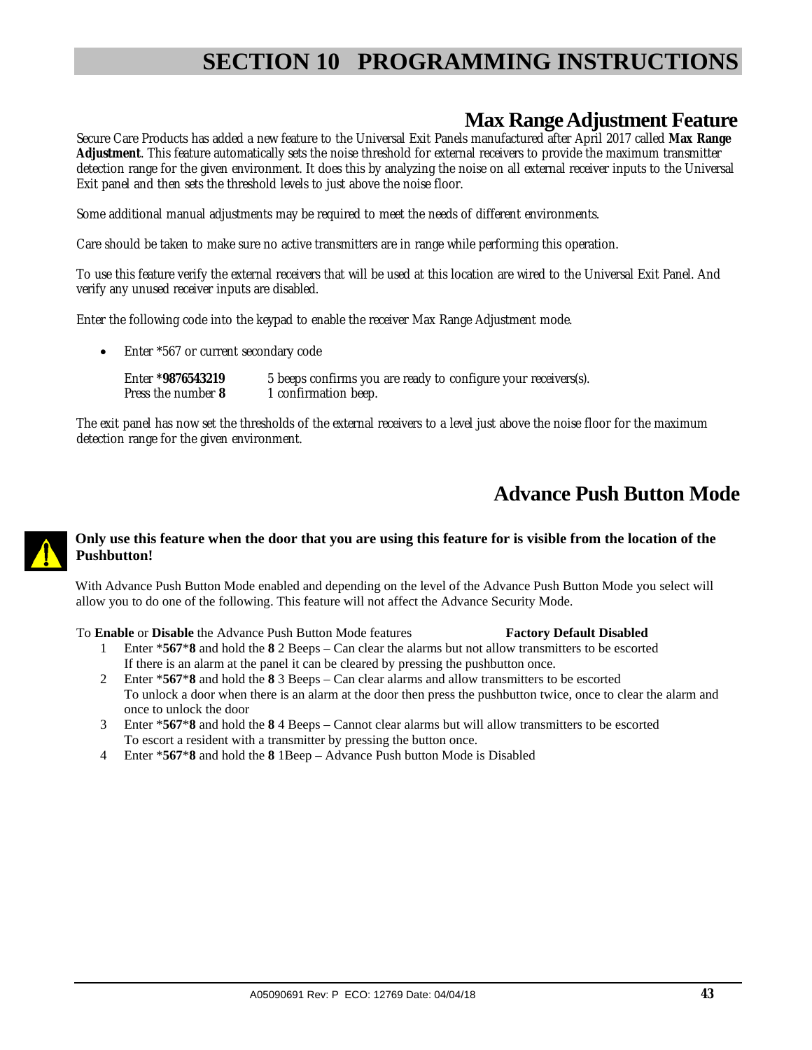# SECTION 10 PROGRAMMING INSTRUCTIONS

## Max Range Adjustment Feature

Secure Care Products has added a new feature to the Universal Exit Panels manufactured after April 2017 called **Max Range Adjustment**. This feature automatically sets the noise threshold for external receivers to provide the maximum transmitter detection range for the given environment. It does this by analyzing the noise on all external receiver inputs to the Universal Exit panel and then sets the threshold levels to just above the noise floor.

Some additional manual adjustments may be required to meet the needs of different environments.

Care should be taken to make sure no active transmitters are in range while performing this operation.

To use this feature verify the external receivers that will be used at this location are wired to the Universal Exit Panel. And verify any unused receiver inputs are disabled.

Enter the following code into the keypad to enable the receiver Max Range Adjustment mode.

- Enter *567 or current secondary code

| | |
|---|---|
| Enter ***9876543219** | 5 beeps confirms you are ready to configure your receivers(s). |
| Press the number **8** | 1 confirmation beep. |

The exit panel has now set the thresholds of the external receivers to a level just above the noise floor for the maximum detection range for the given environment.

## Advance Push Button Mode

**Only use this feature when the door that you are using this feature for is visible from the location of the Pushbutton!**

With Advance Push Button Mode enabled and depending on the level of the Advance Push Button Mode you select will allow you to do one of the following. This feature will not affect the Advance Security Mode.

To **Enable** or **Disable** the Advance Push Button Mode features **Factory Default Disabled**

1. Enter ***567*8** and hold the **8** 2 Beeps – Can clear the alarms but not allow transmitters to be escorted
   If there is an alarm at the panel it can be cleared by pressing the pushbutton once.
2. Enter ***567*8** and hold the **8** 3 Beeps – Can clear alarms and allow transmitters to be escorted
   To unlock a door when there is an alarm at the door then press the pushbutton twice, once to clear the alarm and once to unlock the door
3. Enter ***567*8** and hold the **8** 4 Beeps – Cannot clear alarms but will allow transmitters to be escorted
   To escort a resident with a transmitter by pressing the button once.
4. Enter ***567*8** and hold the **8** 1Beep – Advance Push button Mode is Disabled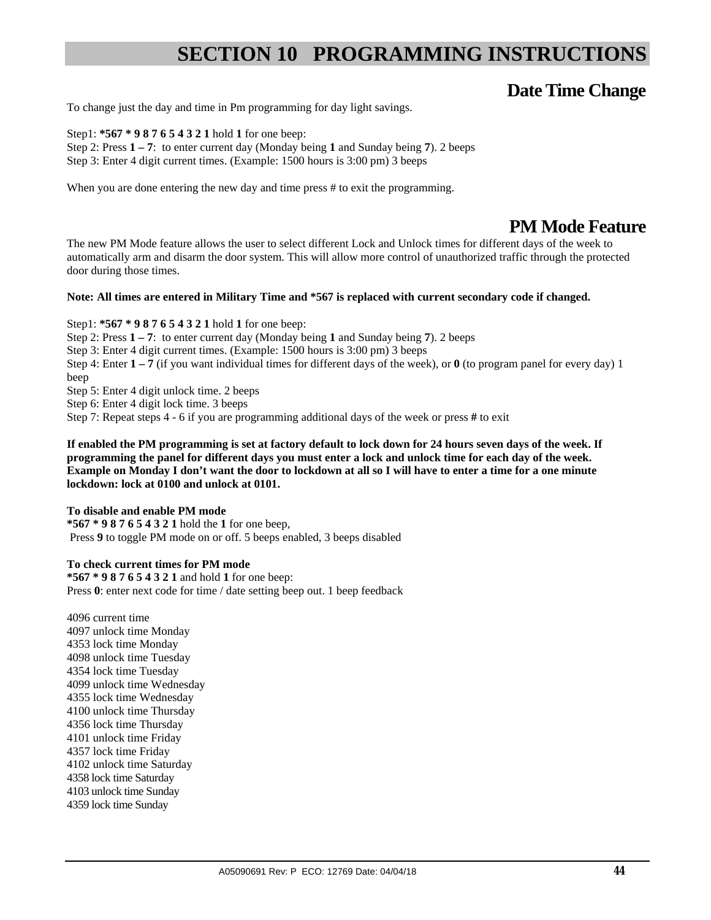# SECTION 10 PROGRAMMING INSTRUCTIONS

## Date Time Change

To change just the day and time in Pm programming for day light savings.

Step1: ***567 * 9 8 7 6 5 4 3 2 1** hold **1** for one beep:
Step 2: Press **1 – 7**: to enter current day (Monday being **1** and Sunday being **7**). 2 beeps
Step 3: Enter 4 digit current times. (Example: 1500 hours is 3:00 pm) 3 beeps

When you are done entering the new day and time press # to exit the programming.

## PM Mode Feature

The new PM Mode feature allows the user to select different Lock and Unlock times for different days of the week to automatically arm and disarm the door system. This will allow more control of unauthorized traffic through the protected door during those times.

**Note: All times are entered in Military Time and *567 is replaced with current secondary code if changed.**

Step1: ***567 * 9 8 7 6 5 4 3 2 1** hold **1** for one beep:
Step 2: Press **1 – 7**: to enter current day (Monday being **1** and Sunday being **7**). 2 beeps
Step 3: Enter 4 digit current times. (Example: 1500 hours is 3:00 pm) 3 beeps
Step 4: Enter **1 – 7** (if you want individual times for different days of the week), or **0** (to program panel for every day) 1 beep
Step 5: Enter 4 digit unlock time. 2 beeps
Step 6: Enter 4 digit lock time. 3 beeps
Step 7: Repeat steps 4 - 6 if you are programming additional days of the week or press **#** to exit

**If enabled the PM programming is set at factory default to lock down for 24 hours seven days of the week. If programming the panel for different days you must enter a lock and unlock time for each day of the week. Example on Monday I don't want the door to lockdown at all so I will have to enter a time for a one minute lockdown: lock at 0100 and unlock at 0101.**

**To disable and enable PM mode**
***567 * 9 8 7 6 5 4 3 2 1** hold the **1** for one beep,
Press **9** to toggle PM mode on or off. 5 beeps enabled, 3 beeps disabled

**To check current times for PM mode**
***567 * 9 8 7 6 5 4 3 2 1** and hold **1** for one beep:
Press **0**: enter next code for time / date setting beep out. 1 beep feedback

4096 current time
4097 unlock time Monday
4353 lock time Monday
4098 unlock time Tuesday
4354 lock time Tuesday
4099 unlock time Wednesday
4355 lock time Wednesday
4100 unlock time Thursday
4356 lock time Thursday
4101 unlock time Friday
4357 lock time Friday
4102 unlock time Saturday
4358 lock time Saturday
4103 unlock time Sunday
4359 lock time Sunday

A05090691 Rev: P ECO: 12769 Date: 04/04/18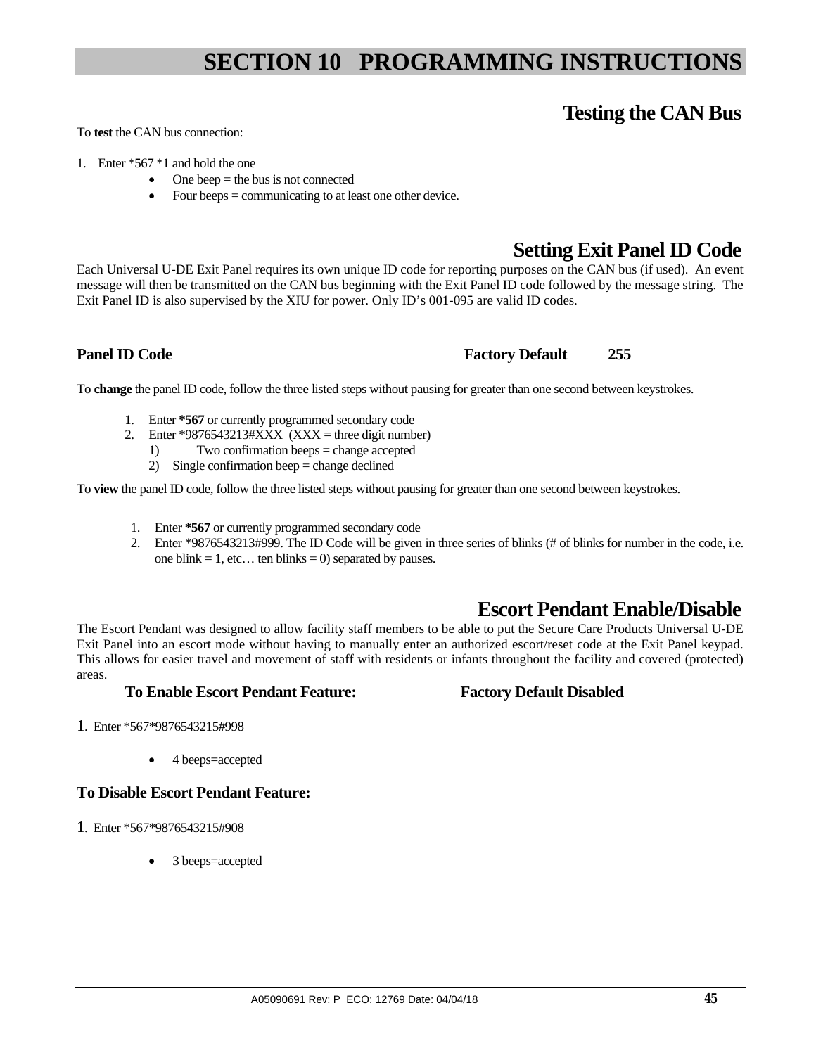# SECTION 10 PROGRAMMING INSTRUCTIONS

## Testing the CAN Bus

To **test** the CAN bus connection:

1. Enter *567 *1 and hold the one
   - One beep = the bus is not connected
   - Four beeps = communicating to at least one other device.

## Setting Exit Panel ID Code

Each Universal U-DE Exit Panel requires its own unique ID code for reporting purposes on the CAN bus (if used). An event message will then be transmitted on the CAN bus beginning with the Exit Panel ID code followed by the message string. The Exit Panel ID is also supervised by the XIU for power. Only ID's 001-095 are valid ID codes.

**Panel ID Code** **Factory Default 255**

To **change** the panel ID code, follow the three listed steps without pausing for greater than one second between keystrokes.

1. Enter ***567** or currently programmed secondary code
2. Enter *9876543213#XXX (XXX = three digit number)
   1) Two confirmation beeps = change accepted
   2) Single confirmation beep = change declined

To **view** the panel ID code, follow the three listed steps without pausing for greater than one second between keystrokes.

1. Enter ***567** or currently programmed secondary code
2. Enter *9876543213#999. The ID Code will be given in three series of blinks (# of blinks for number in the code, i.e. one blink = 1, etc… ten blinks = 0) separated by pauses.

## Escort Pendant Enable/Disable

The Escort Pendant was designed to allow facility staff members to be able to put the Secure Care Products Universal U-DE Exit Panel into an escort mode without having to manually enter an authorized escort/reset code at the Exit Panel keypad. This allows for easier travel and movement of staff with residents or infants throughout the facility and covered (protected) areas.

**To Enable Escort Pendant Feature:** **Factory Default Disabled**

1. Enter *567*9876543215#998
   - 4 beeps=accepted

**To Disable Escort Pendant Feature:**

1. Enter *567*9876543215#908
   - 3 beeps=accepted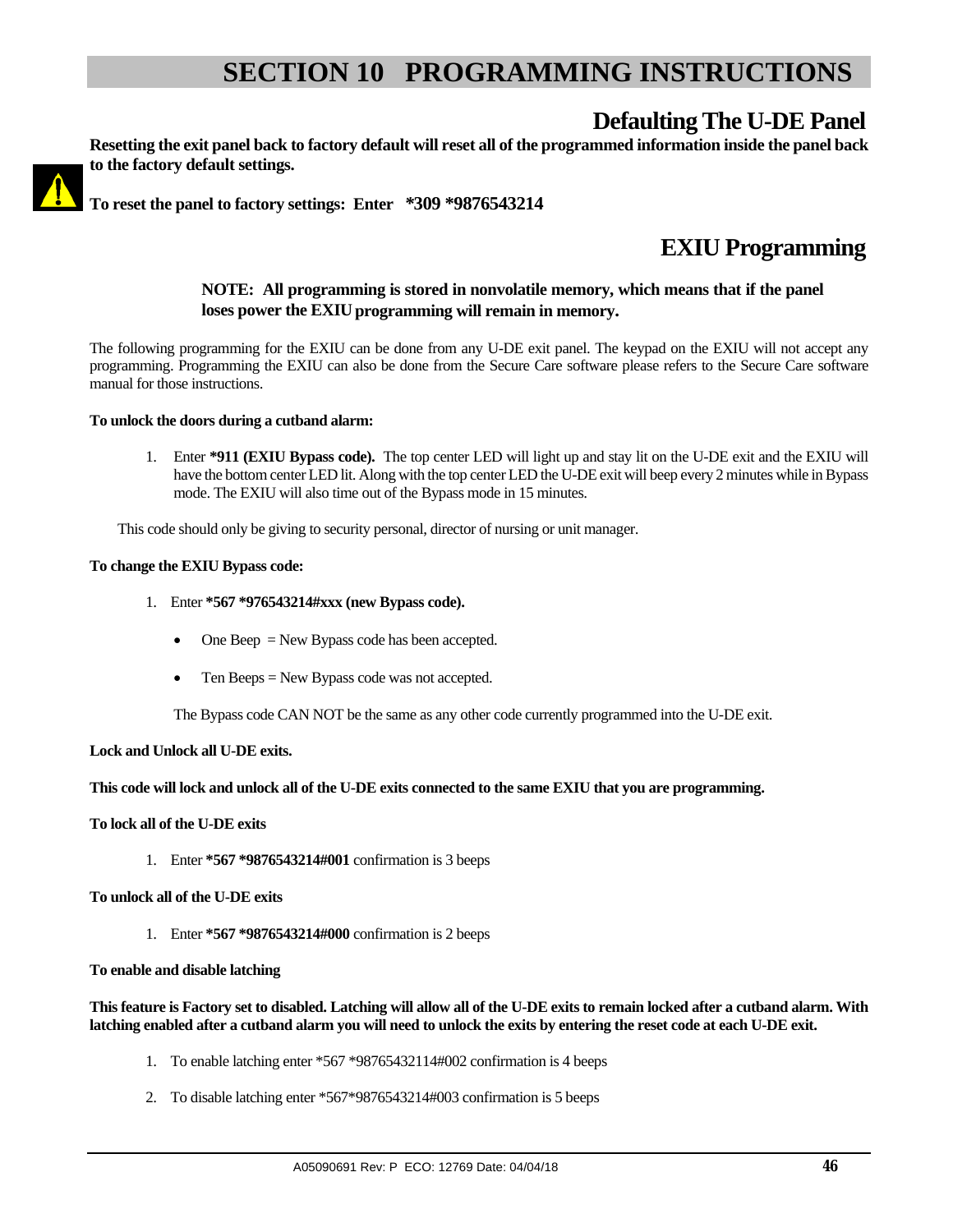# SECTION 10 PROGRAMMING INSTRUCTIONS

## Defaulting The U-DE Panel

**Resetting the exit panel back to factory default will reset all of the programmed information inside the panel back to the factory default settings.**

**To reset the panel to factory settings: Enter *309 *9876543214**

## EXIU Programming

**NOTE: All programming is stored in nonvolatile memory, which means that if the panel loses power the EXIU programming will remain in memory.**

The following programming for the EXIU can be done from any U-DE exit panel. The keypad on the EXIU will not accept any programming. Programming the EXIU can also be done from the Secure Care software please refers to the Secure Care software manual for those instructions.

**To unlock the doors during a cutband alarm:**

1. Enter **\*911 (EXIU Bypass code).** The top center LED will light up and stay lit on the U-DE exit and the EXIU will have the bottom center LED lit. Along with the top center LED the U-DE exit will beep every 2 minutes while in Bypass mode. The EXIU will also time out of the Bypass mode in 15 minutes.

This code should only be giving to security personal, director of nursing or unit manager.

**To change the EXIU Bypass code:**

1. Enter **\*567 \*976543214#xxx (new Bypass code).**
   - One Beep = New Bypass code has been accepted.
   - Ten Beeps = New Bypass code was not accepted.

   The Bypass code CAN NOT be the same as any other code currently programmed into the U-DE exit.

**Lock and Unlock all U-DE exits.**

**This code will lock and unlock all of the U-DE exits connected to the same EXIU that you are programming.**

**To lock all of the U-DE exits**

1. Enter **\*567 \*9876543214#001** confirmation is 3 beeps

**To unlock all of the U-DE exits**

1. Enter **\*567 \*9876543214#000** confirmation is 2 beeps

**To enable and disable latching**

**This feature is Factory set to disabled. Latching will allow all of the U-DE exits to remain locked after a cutband alarm. With latching enabled after a cutband alarm you will need to unlock the exits by entering the reset code at each U-DE exit.**

1. To enable latching enter *567 *98765432114#002 confirmation is 4 beeps
2. To disable latching enter *567*9876543214#003 confirmation is 5 beeps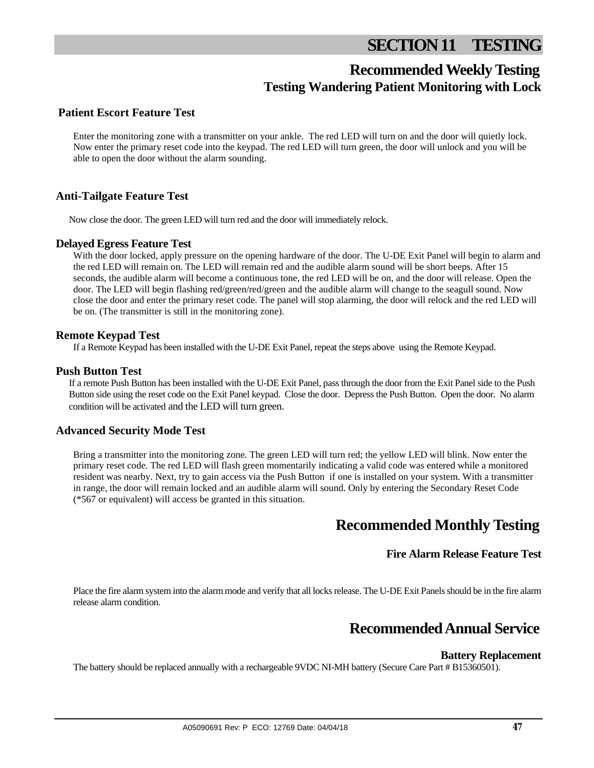# SECTION 11 TESTING

## Recommended Weekly Testing

### Testing Wandering Patient Monitoring with Lock

#### Patient Escort Feature Test

Enter the monitoring zone with a transmitter on your ankle. The red LED will turn on and the door will quietly lock. Now enter the primary reset code into the keypad. The red LED will turn green, the door will unlock and you will be able to open the door without the alarm sounding.

#### Anti-Tailgate Feature Test

Now close the door. The green LED will turn red and the door will immediately relock.

#### Delayed Egress Feature Test

With the door locked, apply pressure on the opening hardware of the door. The U-DE Exit Panel will begin to alarm and the red LED will remain on. The LED will remain red and the audible alarm sound will be short beeps. After 15 seconds, the audible alarm will become a continuous tone, the red LED will be on, and the door will release. Open the door. The LED will begin flashing red/green/red/green and the audible alarm will change to the seagull sound. Now close the door and enter the primary reset code. The panel will stop alarming, the door will relock and the red LED will be on. (The transmitter is still in the monitoring zone).

#### Remote Keypad Test

If a Remote Keypad has been installed with the U-DE Exit Panel, repeat the steps above using the Remote Keypad.

#### Push Button Test

If a remote Push Button has been installed with the U-DE Exit Panel, pass through the door from the Exit Panel side to the Push Button side using the reset code on the Exit Panel keypad. Close the door. Depress the Push Button. Open the door. No alarm condition will be activated and the LED will turn green.

#### Advanced Security Mode Test

Bring a transmitter into the monitoring zone. The green LED will turn red; the yellow LED will blink. Now enter the primary reset code. The red LED will flash green momentarily indicating a valid code was entered while a monitored resident was nearby. Next, try to gain access via the Push Button if one is installed on your system. With a transmitter in range, the door will remain locked and an audible alarm will sound. Only by entering the Secondary Reset Code (*567 or equivalent) will access be granted in this situation.

## Recommended Monthly Testing

#### Fire Alarm Release Feature Test

Place the fire alarm system into the alarm mode and verify that all locks release. The U-DE Exit Panels should be in the fire alarm release alarm condition.

## Recommended Annual Service

#### Battery Replacement

The battery should be replaced annually with a rechargeable 9VDC NI-MH battery (Secure Care Part # B15360501).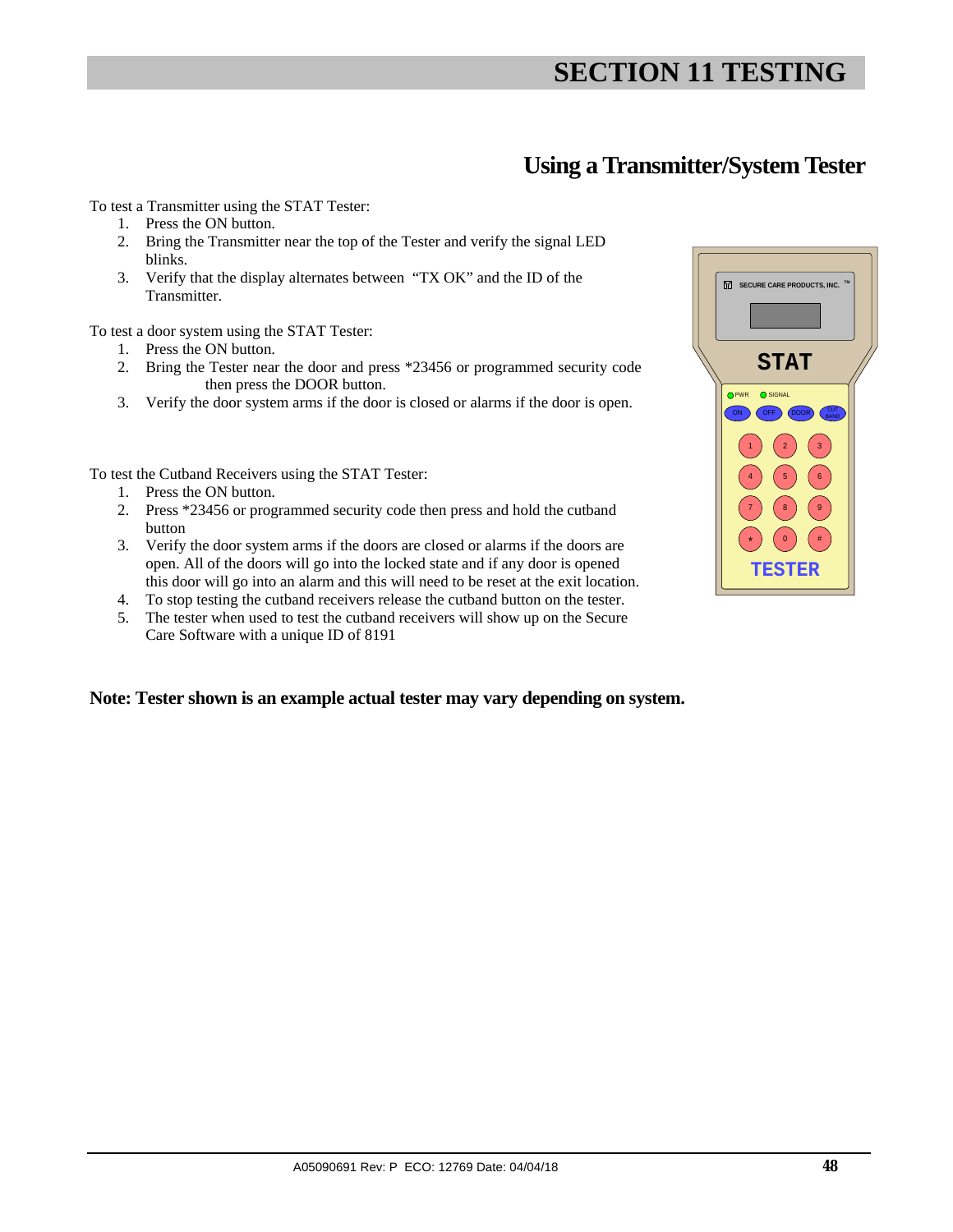# SECTION 11 TESTING

## Using a Transmitter/System Tester

To test a Transmitter using the STAT Tester:

1. Press the ON button.
2. Bring the Transmitter near the top of the Tester and verify the signal LED blinks.
3. Verify that the display alternates between "TX OK" and the ID of the Transmitter.

To test a door system using the STAT Tester:

1. Press the ON button.
2. Bring the Tester near the door and press *23456 or programmed security code then press the DOOR button.
3. Verify the door system arms if the door is closed or alarms if the door is open.

To test the Cutband Receivers using the STAT Tester:

1. Press the ON button.
2. Press *23456 or programmed security code then press and hold the cutband button
3. Verify the door system arms if the doors are closed or alarms if the doors are open. All of the doors will go into the locked state and if any door is opened this door will go into an alarm and this will need to be reset at the exit location.
4. To stop testing the cutband receivers release the cutband button on the tester.
5. The tester when used to test the cutband receivers will show up on the Secure Care Software with a unique ID of 8191

**Note: Tester shown is an example actual tester may vary depending on system.**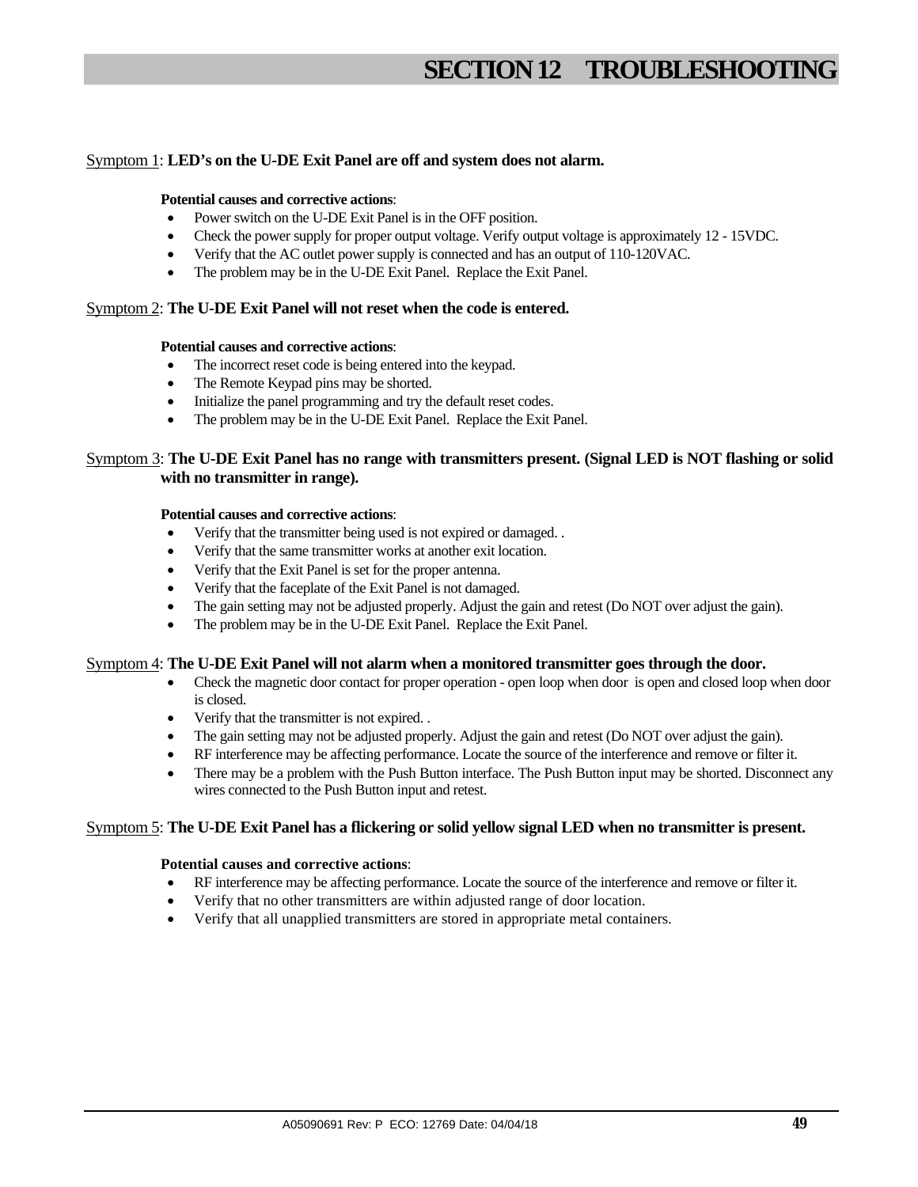# SECTION 12 TROUBLESHOOTING

Symptom 1: **LED's on the U-DE Exit Panel are off and system does not alarm.**

**Potential causes and corrective actions**:

- Power switch on the U-DE Exit Panel is in the OFF position.
- Check the power supply for proper output voltage. Verify output voltage is approximately 12 - 15VDC.
- Verify that the AC outlet power supply is connected and has an output of 110-120VAC.
- The problem may be in the U-DE Exit Panel. Replace the Exit Panel.

Symptom 2: **The U-DE Exit Panel will not reset when the code is entered.**

**Potential causes and corrective actions**:

- The incorrect reset code is being entered into the keypad.
- The Remote Keypad pins may be shorted.
- Initialize the panel programming and try the default reset codes.
- The problem may be in the U-DE Exit Panel. Replace the Exit Panel.

Symptom 3: **The U-DE Exit Panel has no range with transmitters present. (Signal LED is NOT flashing or solid with no transmitter in range).**

**Potential causes and corrective actions**:

- Verify that the transmitter being used is not expired or damaged. .
- Verify that the same transmitter works at another exit location.
- Verify that the Exit Panel is set for the proper antenna.
- Verify that the faceplate of the Exit Panel is not damaged.
- The gain setting may not be adjusted properly. Adjust the gain and retest (Do NOT over adjust the gain).
- The problem may be in the U-DE Exit Panel. Replace the Exit Panel.

Symptom 4: **The U-DE Exit Panel will not alarm when a monitored transmitter goes through the door.**

- Check the magnetic door contact for proper operation - open loop when door is open and closed loop when door is closed.
- Verify that the transmitter is not expired. .
- The gain setting may not be adjusted properly. Adjust the gain and retest (Do NOT over adjust the gain).
- RF interference may be affecting performance. Locate the source of the interference and remove or filter it.
- There may be a problem with the Push Button interface. The Push Button input may be shorted. Disconnect any wires connected to the Push Button input and retest.

Symptom 5: **The U-DE Exit Panel has a flickering or solid yellow signal LED when no transmitter is present.**

**Potential causes and corrective actions**:

- RF interference may be affecting performance. Locate the source of the interference and remove or filter it.
- Verify that no other transmitters are within adjusted range of door location.
- Verify that all unapplied transmitters are stored in appropriate metal containers.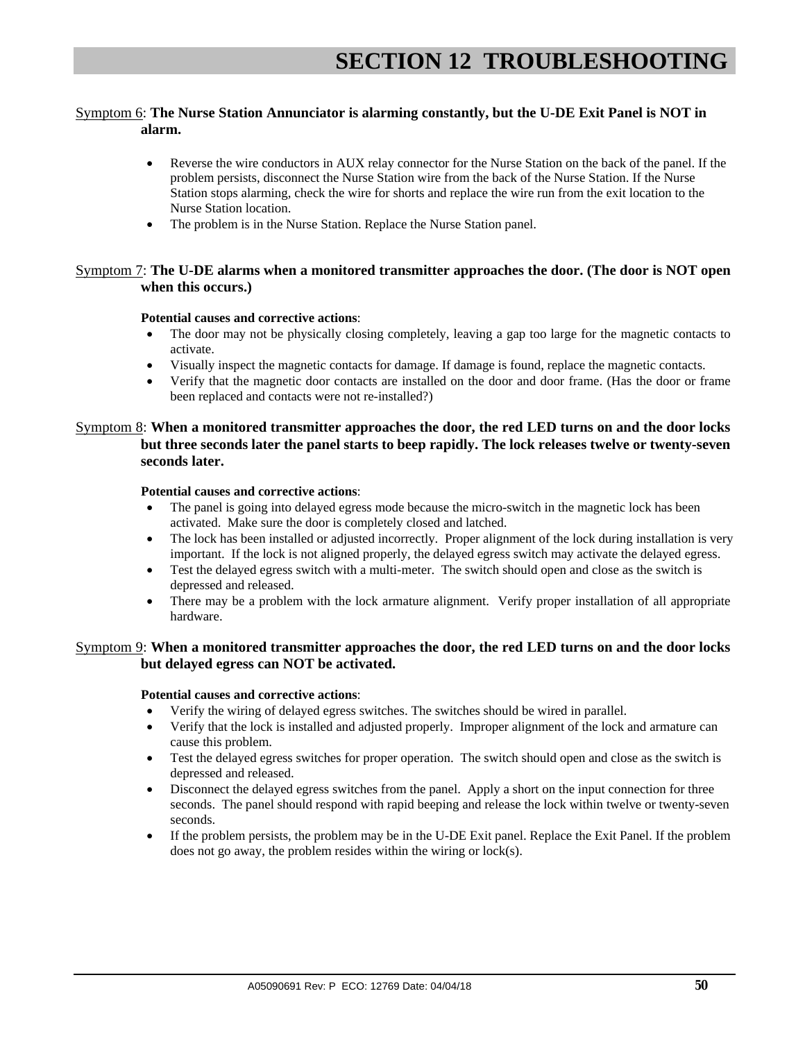# SECTION 12 TROUBLESHOOTING

Symptom 6: **The Nurse Station Annunciator is alarming constantly, but the U-DE Exit Panel is NOT in alarm.**

- Reverse the wire conductors in AUX relay connector for the Nurse Station on the back of the panel. If the problem persists, disconnect the Nurse Station wire from the back of the Nurse Station. If the Nurse Station stops alarming, check the wire for shorts and replace the wire run from the exit location to the Nurse Station location.
- The problem is in the Nurse Station. Replace the Nurse Station panel.

Symptom 7: **The U-DE alarms when a monitored transmitter approaches the door. (The door is NOT open when this occurs.)**

**Potential causes and corrective actions**:

- The door may not be physically closing completely, leaving a gap too large for the magnetic contacts to activate.
- Visually inspect the magnetic contacts for damage. If damage is found, replace the magnetic contacts.
- Verify that the magnetic door contacts are installed on the door and door frame. (Has the door or frame been replaced and contacts were not re-installed?)

Symptom 8: **When a monitored transmitter approaches the door, the red LED turns on and the door locks but three seconds later the panel starts to beep rapidly. The lock releases twelve or twenty-seven seconds later.**

**Potential causes and corrective actions**:

- The panel is going into delayed egress mode because the micro-switch in the magnetic lock has been activated. Make sure the door is completely closed and latched.
- The lock has been installed or adjusted incorrectly. Proper alignment of the lock during installation is very important. If the lock is not aligned properly, the delayed egress switch may activate the delayed egress.
- Test the delayed egress switch with a multi-meter. The switch should open and close as the switch is depressed and released.
- There may be a problem with the lock armature alignment. Verify proper installation of all appropriate hardware.

Symptom 9: **When a monitored transmitter approaches the door, the red LED turns on and the door locks but delayed egress can NOT be activated.**

**Potential causes and corrective actions**:

- Verify the wiring of delayed egress switches. The switches should be wired in parallel.
- Verify that the lock is installed and adjusted properly. Improper alignment of the lock and armature can cause this problem.
- Test the delayed egress switches for proper operation. The switch should open and close as the switch is depressed and released.
- Disconnect the delayed egress switches from the panel. Apply a short on the input connection for three seconds. The panel should respond with rapid beeping and release the lock within twelve or twenty-seven seconds.
- If the problem persists, the problem may be in the U-DE Exit panel. Replace the Exit Panel. If the problem does not go away, the problem resides within the wiring or lock(s).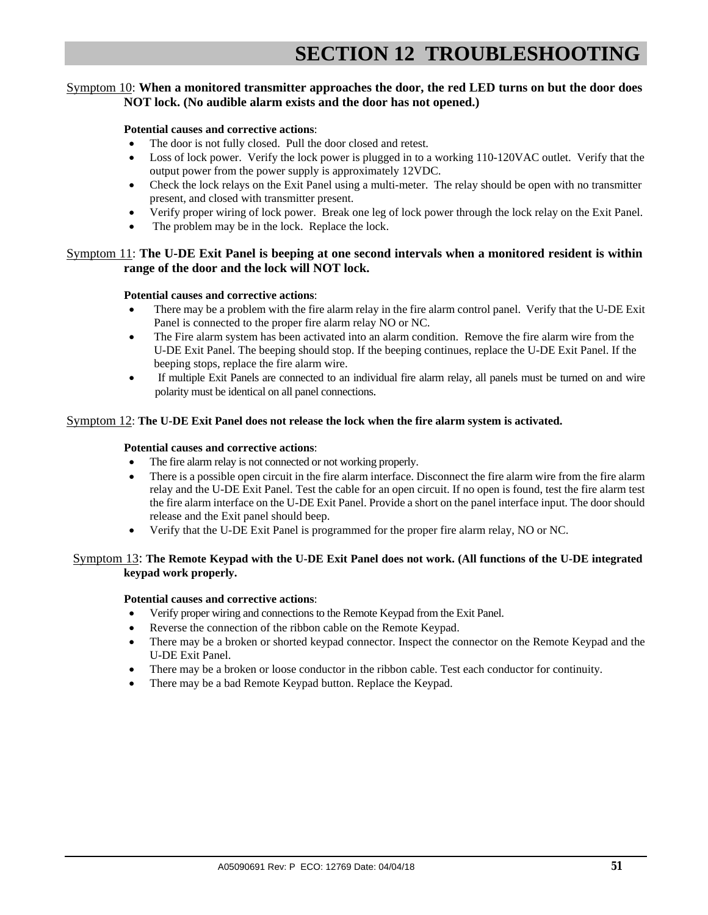# SECTION 12 TROUBLESHOOTING

Symptom 10: **When a monitored transmitter approaches the door, the red LED turns on but the door does NOT lock. (No audible alarm exists and the door has not opened.)**

**Potential causes and corrective actions**:

- The door is not fully closed. Pull the door closed and retest.
- Loss of lock power. Verify the lock power is plugged in to a working 110-120VAC outlet. Verify that the output power from the power supply is approximately 12VDC.
- Check the lock relays on the Exit Panel using a multi-meter. The relay should be open with no transmitter present, and closed with transmitter present.
- Verify proper wiring of lock power. Break one leg of lock power through the lock relay on the Exit Panel.
- The problem may be in the lock. Replace the lock.

Symptom 11: **The U-DE Exit Panel is beeping at one second intervals when a monitored resident is within range of the door and the lock will NOT lock.**

**Potential causes and corrective actions**:

- There may be a problem with the fire alarm relay in the fire alarm control panel. Verify that the U-DE Exit Panel is connected to the proper fire alarm relay NO or NC.
- The Fire alarm system has been activated into an alarm condition. Remove the fire alarm wire from the U-DE Exit Panel. The beeping should stop. If the beeping continues, replace the U-DE Exit Panel. If the beeping stops, replace the fire alarm wire.
- If multiple Exit Panels are connected to an individual fire alarm relay, all panels must be turned on and wire polarity must be identical on all panel connections.

Symptom 12: **The U-DE Exit Panel does not release the lock when the fire alarm system is activated.**

**Potential causes and corrective actions**:

- The fire alarm relay is not connected or not working properly.
- There is a possible open circuit in the fire alarm interface. Disconnect the fire alarm wire from the fire alarm relay and the U-DE Exit Panel. Test the cable for an open circuit. If no open is found, test the fire alarm test the fire alarm interface on the U-DE Exit Panel. Provide a short on the panel interface input. The door should release and the Exit panel should beep.
- Verify that the U-DE Exit Panel is programmed for the proper fire alarm relay, NO or NC.

Symptom 13: **The Remote Keypad with the U-DE Exit Panel does not work. (All functions of the U-DE integrated keypad work properly.**

**Potential causes and corrective actions**:

- Verify proper wiring and connections to the Remote Keypad from the Exit Panel.
- Reverse the connection of the ribbon cable on the Remote Keypad.
- There may be a broken or shorted keypad connector. Inspect the connector on the Remote Keypad and the U-DE Exit Panel.
- There may be a broken or loose conductor in the ribbon cable. Test each conductor for continuity.
- There may be a bad Remote Keypad button. Replace the Keypad.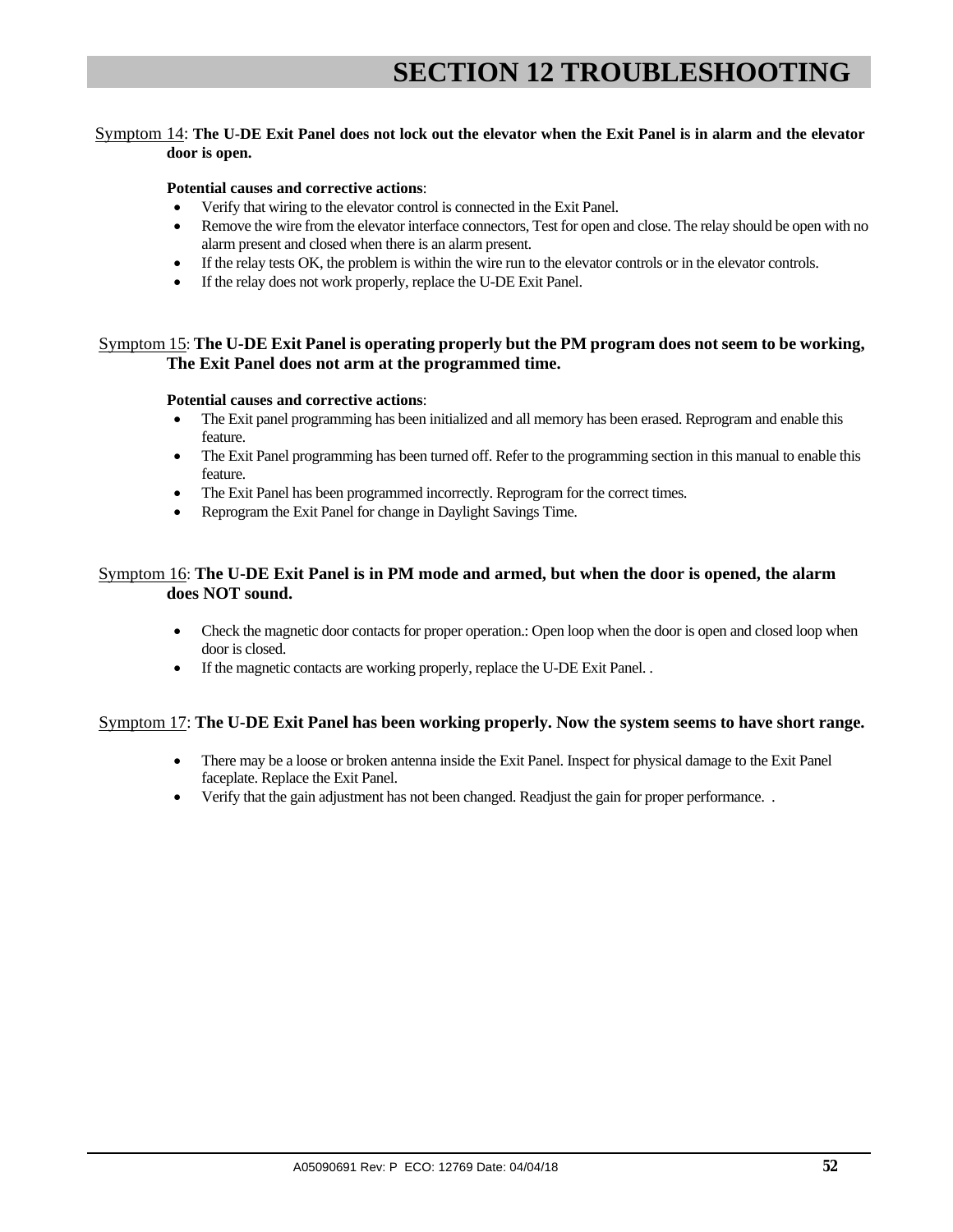# SECTION 12 TROUBLESHOOTING

Symptom 14: **The U-DE Exit Panel does not lock out the elevator when the Exit Panel is in alarm and the elevator door is open.**

**Potential causes and corrective actions**:

- Verify that wiring to the elevator control is connected in the Exit Panel.
- Remove the wire from the elevator interface connectors, Test for open and close. The relay should be open with no alarm present and closed when there is an alarm present.
- If the relay tests OK, the problem is within the wire run to the elevator controls or in the elevator controls.
- If the relay does not work properly, replace the U-DE Exit Panel.

Symptom 15: **The U-DE Exit Panel is operating properly but the PM program does not seem to be working, The Exit Panel does not arm at the programmed time.**

**Potential causes and corrective actions**:

- The Exit panel programming has been initialized and all memory has been erased. Reprogram and enable this feature.
- The Exit Panel programming has been turned off. Refer to the programming section in this manual to enable this feature.
- The Exit Panel has been programmed incorrectly. Reprogram for the correct times.
- Reprogram the Exit Panel for change in Daylight Savings Time.

Symptom 16: **The U-DE Exit Panel is in PM mode and armed, but when the door is opened, the alarm does NOT sound.**

- Check the magnetic door contacts for proper operation.: Open loop when the door is open and closed loop when door is closed.
- If the magnetic contacts are working properly, replace the U-DE Exit Panel. .

Symptom 17: **The U-DE Exit Panel has been working properly. Now the system seems to have short range.**

- There may be a loose or broken antenna inside the Exit Panel. Inspect for physical damage to the Exit Panel faceplate. Replace the Exit Panel.
- Verify that the gain adjustment has not been changed. Readjust the gain for proper performance. .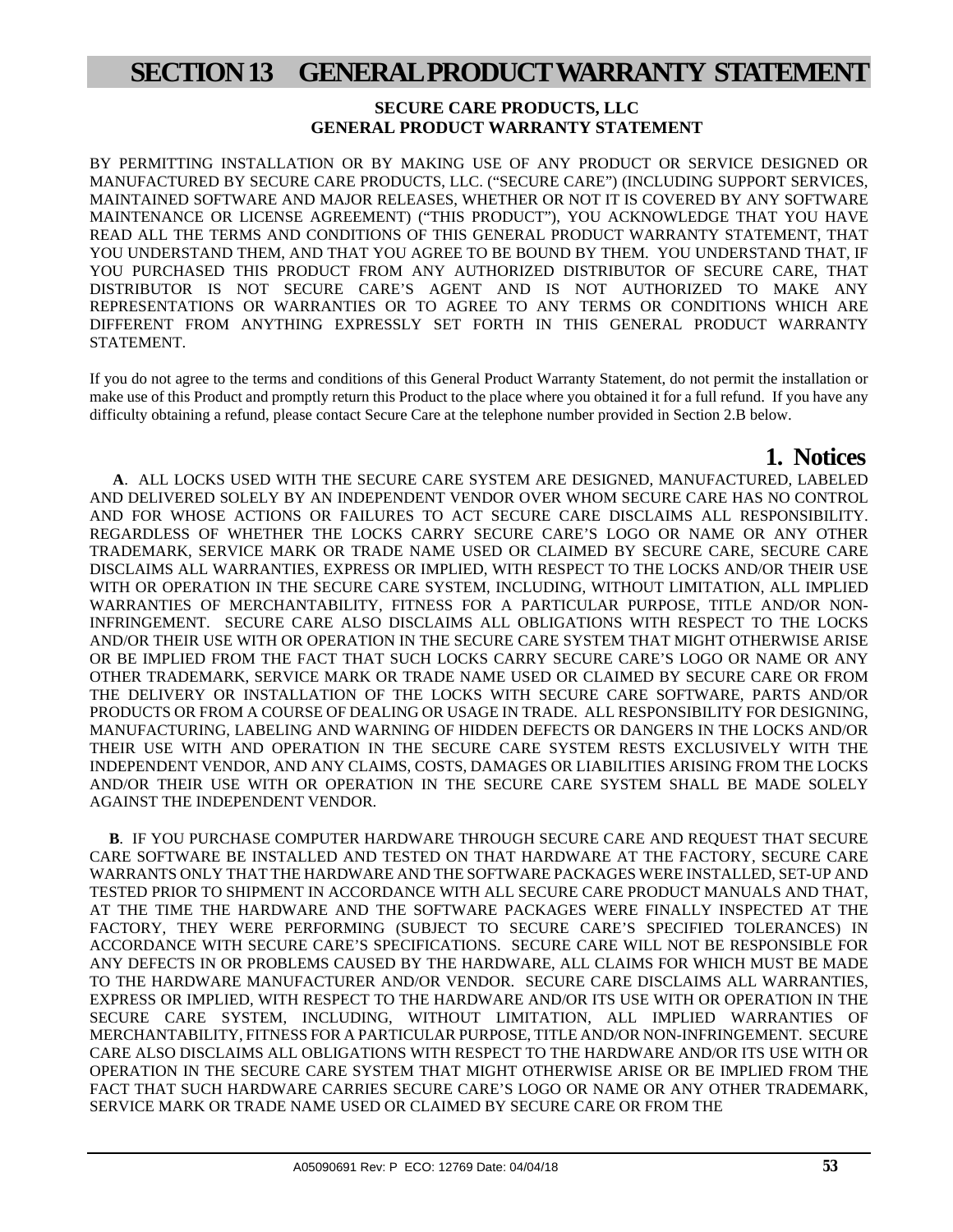# SECTION 13 GENERAL PRODUCT WARRANTY STATEMENT

**SECURE CARE PRODUCTS, LLC**
**GENERAL PRODUCT WARRANTY STATEMENT**

BY PERMITTING INSTALLATION OR BY MAKING USE OF ANY PRODUCT OR SERVICE DESIGNED OR MANUFACTURED BY SECURE CARE PRODUCTS, LLC. (“SECURE CARE”) (INCLUDING SUPPORT SERVICES, MAINTAINED SOFTWARE AND MAJOR RELEASES, WHETHER OR NOT IT IS COVERED BY ANY SOFTWARE MAINTENANCE OR LICENSE AGREEMENT) (“THIS PRODUCT”), YOU ACKNOWLEDGE THAT YOU HAVE READ ALL THE TERMS AND CONDITIONS OF THIS GENERAL PRODUCT WARRANTY STATEMENT, THAT YOU UNDERSTAND THEM, AND THAT YOU AGREE TO BE BOUND BY THEM. YOU UNDERSTAND THAT, IF YOU PURCHASED THIS PRODUCT FROM ANY AUTHORIZED DISTRIBUTOR OF SECURE CARE, THAT DISTRIBUTOR IS NOT SECURE CARE’S AGENT AND IS NOT AUTHORIZED TO MAKE ANY REPRESENTATIONS OR WARRANTIES OR TO AGREE TO ANY TERMS OR CONDITIONS WHICH ARE DIFFERENT FROM ANYTHING EXPRESSLY SET FORTH IN THIS GENERAL PRODUCT WARRANTY STATEMENT.

If you do not agree to the terms and conditions of this General Product Warranty Statement, do not permit the installation or make use of this Product and promptly return this Product to the place where you obtained it for a full refund. If you have any difficulty obtaining a refund, please contact Secure Care at the telephone number provided in Section 2.B below.

## 1. Notices

**A**. ALL LOCKS USED WITH THE SECURE CARE SYSTEM ARE DESIGNED, MANUFACTURED, LABELED AND DELIVERED SOLELY BY AN INDEPENDENT VENDOR OVER WHOM SECURE CARE HAS NO CONTROL AND FOR WHOSE ACTIONS OR FAILURES TO ACT SECURE CARE DISCLAIMS ALL RESPONSIBILITY. REGARDLESS OF WHETHER THE LOCKS CARRY SECURE CARE’S LOGO OR NAME OR ANY OTHER TRADEMARK, SERVICE MARK OR TRADE NAME USED OR CLAIMED BY SECURE CARE, SECURE CARE DISCLAIMS ALL WARRANTIES, EXPRESS OR IMPLIED, WITH RESPECT TO THE LOCKS AND/OR THEIR USE WITH OR OPERATION IN THE SECURE CARE SYSTEM, INCLUDING, WITHOUT LIMITATION, ALL IMPLIED WARRANTIES OF MERCHANTABILITY, FITNESS FOR A PARTICULAR PURPOSE, TITLE AND/OR NON-INFRINGEMENT. SECURE CARE ALSO DISCLAIMS ALL OBLIGATIONS WITH RESPECT TO THE LOCKS AND/OR THEIR USE WITH OR OPERATION IN THE SECURE CARE SYSTEM THAT MIGHT OTHERWISE ARISE OR BE IMPLIED FROM THE FACT THAT SUCH LOCKS CARRY SECURE CARE’S LOGO OR NAME OR ANY OTHER TRADEMARK, SERVICE MARK OR TRADE NAME USED OR CLAIMED BY SECURE CARE OR FROM THE DELIVERY OR INSTALLATION OF THE LOCKS WITH SECURE CARE SOFTWARE, PARTS AND/OR PRODUCTS OR FROM A COURSE OF DEALING OR USAGE IN TRADE. ALL RESPONSIBILITY FOR DESIGNING, MANUFACTURING, LABELING AND WARNING OF HIDDEN DEFECTS OR DANGERS IN THE LOCKS AND/OR THEIR USE WITH AND OPERATION IN THE SECURE CARE SYSTEM RESTS EXCLUSIVELY WITH THE INDEPENDENT VENDOR, AND ANY CLAIMS, COSTS, DAMAGES OR LIABILITIES ARISING FROM THE LOCKS AND/OR THEIR USE WITH OR OPERATION IN THE SECURE CARE SYSTEM SHALL BE MADE SOLELY AGAINST THE INDEPENDENT VENDOR.

**B**. IF YOU PURCHASE COMPUTER HARDWARE THROUGH SECURE CARE AND REQUEST THAT SECURE CARE SOFTWARE BE INSTALLED AND TESTED ON THAT HARDWARE AT THE FACTORY, SECURE CARE WARRANTS ONLY THAT THE HARDWARE AND THE SOFTWARE PACKAGES WERE INSTALLED, SET-UP AND TESTED PRIOR TO SHIPMENT IN ACCORDANCE WITH ALL SECURE CARE PRODUCT MANUALS AND THAT, AT THE TIME THE HARDWARE AND THE SOFTWARE PACKAGES WERE FINALLY INSPECTED AT THE FACTORY, THEY WERE PERFORMING (SUBJECT TO SECURE CARE’S SPECIFIED TOLERANCES) IN ACCORDANCE WITH SECURE CARE’S SPECIFICATIONS. SECURE CARE WILL NOT BE RESPONSIBLE FOR ANY DEFECTS IN OR PROBLEMS CAUSED BY THE HARDWARE, ALL CLAIMS FOR WHICH MUST BE MADE TO THE HARDWARE MANUFACTURER AND/OR VENDOR. SECURE CARE DISCLAIMS ALL WARRANTIES, EXPRESS OR IMPLIED, WITH RESPECT TO THE HARDWARE AND/OR ITS USE WITH OR OPERATION IN THE SECURE CARE SYSTEM, INCLUDING, WITHOUT LIMITATION, ALL IMPLIED WARRANTIES OF MERCHANTABILITY, FITNESS FOR A PARTICULAR PURPOSE, TITLE AND/OR NON-INFRINGEMENT. SECURE CARE ALSO DISCLAIMS ALL OBLIGATIONS WITH RESPECT TO THE HARDWARE AND/OR ITS USE WITH OR OPERATION IN THE SECURE CARE SYSTEM THAT MIGHT OTHERWISE ARISE OR BE IMPLIED FROM THE FACT THAT SUCH HARDWARE CARRIES SECURE CARE’S LOGO OR NAME OR ANY OTHER TRADEMARK, SERVICE MARK OR TRADE NAME USED OR CLAIMED BY SECURE CARE OR FROM THE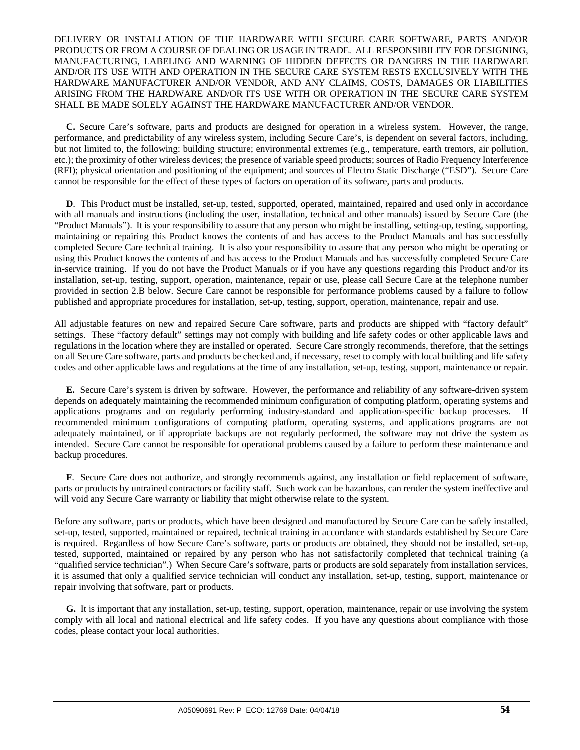DELIVERY OR INSTALLATION OF THE HARDWARE WITH SECURE CARE SOFTWARE, PARTS AND/OR PRODUCTS OR FROM A COURSE OF DEALING OR USAGE IN TRADE. ALL RESPONSIBILITY FOR DESIGNING, MANUFACTURING, LABELING AND WARNING OF HIDDEN DEFECTS OR DANGERS IN THE HARDWARE AND/OR ITS USE WITH AND OPERATION IN THE SECURE CARE SYSTEM RESTS EXCLUSIVELY WITH THE HARDWARE MANUFACTURER AND/OR VENDOR, AND ANY CLAIMS, COSTS, DAMAGES OR LIABILITIES ARISING FROM THE HARDWARE AND/OR ITS USE WITH OR OPERATION IN THE SECURE CARE SYSTEM SHALL BE MADE SOLELY AGAINST THE HARDWARE MANUFACTURER AND/OR VENDOR.

**C.** Secure Care's software, parts and products are designed for operation in a wireless system. However, the range, performance, and predictability of any wireless system, including Secure Care's, is dependent on several factors, including, but not limited to, the following: building structure; environmental extremes (e.g., temperature, earth tremors, air pollution, etc.); the proximity of other wireless devices; the presence of variable speed products; sources of Radio Frequency Interference (RFI); physical orientation and positioning of the equipment; and sources of Electro Static Discharge ("ESD"). Secure Care cannot be responsible for the effect of these types of factors on operation of its software, parts and products.

**D**. This Product must be installed, set-up, tested, supported, operated, maintained, repaired and used only in accordance with all manuals and instructions (including the user, installation, technical and other manuals) issued by Secure Care (the "Product Manuals"). It is your responsibility to assure that any person who might be installing, setting-up, testing, supporting, maintaining or repairing this Product knows the contents of and has access to the Product Manuals and has successfully completed Secure Care technical training. It is also your responsibility to assure that any person who might be operating or using this Product knows the contents of and has access to the Product Manuals and has successfully completed Secure Care in-service training. If you do not have the Product Manuals or if you have any questions regarding this Product and/or its installation, set-up, testing, support, operation, maintenance, repair or use, please call Secure Care at the telephone number provided in section 2.B below. Secure Care cannot be responsible for performance problems caused by a failure to follow published and appropriate procedures for installation, set-up, testing, support, operation, maintenance, repair and use.

All adjustable features on new and repaired Secure Care software, parts and products are shipped with "factory default" settings. These "factory default" settings may not comply with building and life safety codes or other applicable laws and regulations in the location where they are installed or operated. Secure Care strongly recommends, therefore, that the settings on all Secure Care software, parts and products be checked and, if necessary, reset to comply with local building and life safety codes and other applicable laws and regulations at the time of any installation, set-up, testing, support, maintenance or repair.

**E.** Secure Care's system is driven by software. However, the performance and reliability of any software-driven system depends on adequately maintaining the recommended minimum configuration of computing platform, operating systems and applications programs and on regularly performing industry-standard and application-specific backup processes. If recommended minimum configurations of computing platform, operating systems, and applications programs are not adequately maintained, or if appropriate backups are not regularly performed, the software may not drive the system as intended. Secure Care cannot be responsible for operational problems caused by a failure to perform these maintenance and backup procedures.

**F**. Secure Care does not authorize, and strongly recommends against, any installation or field replacement of software, parts or products by untrained contractors or facility staff. Such work can be hazardous, can render the system ineffective and will void any Secure Care warranty or liability that might otherwise relate to the system.

Before any software, parts or products, which have been designed and manufactured by Secure Care can be safely installed, set-up, tested, supported, maintained or repaired, technical training in accordance with standards established by Secure Care is required. Regardless of how Secure Care's software, parts or products are obtained, they should not be installed, set-up, tested, supported, maintained or repaired by any person who has not satisfactorily completed that technical training (a "qualified service technician".) When Secure Care's software, parts or products are sold separately from installation services, it is assumed that only a qualified service technician will conduct any installation, set-up, testing, support, maintenance or repair involving that software, part or products.

**G.** It is important that any installation, set-up, testing, support, operation, maintenance, repair or use involving the system comply with all local and national electrical and life safety codes. If you have any questions about compliance with those codes, please contact your local authorities.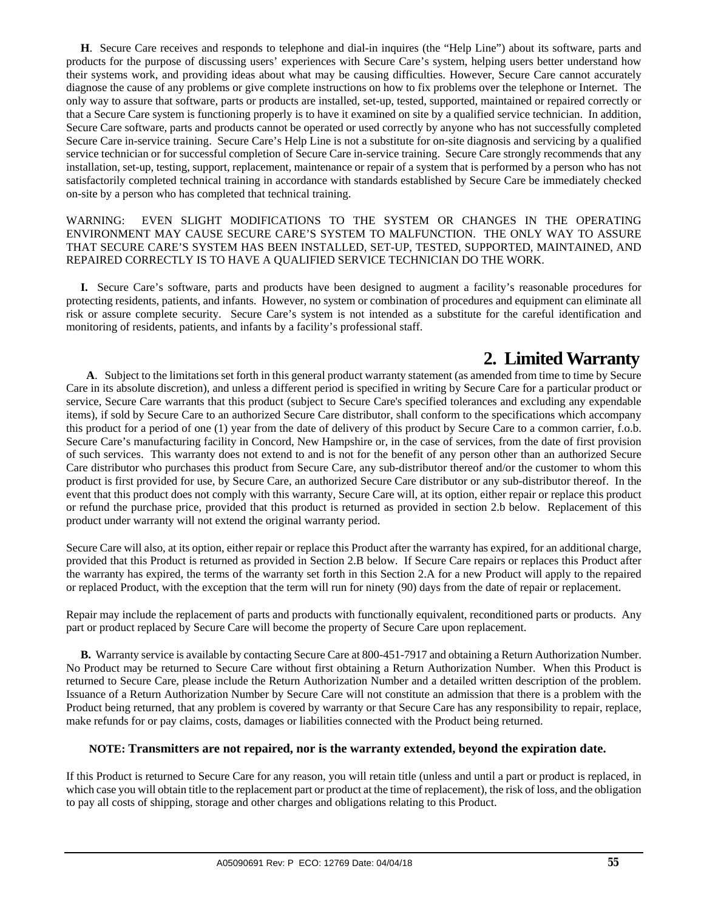**H**. Secure Care receives and responds to telephone and dial-in inquires (the "Help Line") about its software, parts and products for the purpose of discussing users' experiences with Secure Care's system, helping users better understand how their systems work, and providing ideas about what may be causing difficulties. However, Secure Care cannot accurately diagnose the cause of any problems or give complete instructions on how to fix problems over the telephone or Internet. The only way to assure that software, parts or products are installed, set-up, tested, supported, maintained or repaired correctly or that a Secure Care system is functioning properly is to have it examined on site by a qualified service technician. In addition, Secure Care software, parts and products cannot be operated or used correctly by anyone who has not successfully completed Secure Care in-service training. Secure Care's Help Line is not a substitute for on-site diagnosis and servicing by a qualified service technician or for successful completion of Secure Care in-service training. Secure Care strongly recommends that any installation, set-up, testing, support, replacement, maintenance or repair of a system that is performed by a person who has not satisfactorily completed technical training in accordance with standards established by Secure Care be immediately checked on-site by a person who has completed that technical training.

WARNING: EVEN SLIGHT MODIFICATIONS TO THE SYSTEM OR CHANGES IN THE OPERATING ENVIRONMENT MAY CAUSE SECURE CARE'S SYSTEM TO MALFUNCTION. THE ONLY WAY TO ASSURE THAT SECURE CARE'S SYSTEM HAS BEEN INSTALLED, SET-UP, TESTED, SUPPORTED, MAINTAINED, AND REPAIRED CORRECTLY IS TO HAVE A QUALIFIED SERVICE TECHNICIAN DO THE WORK.

**I.** Secure Care's software, parts and products have been designed to augment a facility's reasonable procedures for protecting residents, patients, and infants. However, no system or combination of procedures and equipment can eliminate all risk or assure complete security. Secure Care's system is not intended as a substitute for the careful identification and monitoring of residents, patients, and infants by a facility's professional staff.

# 2. Limited Warranty

**A**. Subject to the limitations set forth in this general product warranty statement (as amended from time to time by Secure Care in its absolute discretion), and unless a different period is specified in writing by Secure Care for a particular product or service, Secure Care warrants that this product (subject to Secure Care's specified tolerances and excluding any expendable items), if sold by Secure Care to an authorized Secure Care distributor, shall conform to the specifications which accompany this product for a period of one (1) year from the date of delivery of this product by Secure Care to a common carrier, f.o.b. Secure Care's manufacturing facility in Concord, New Hampshire or, in the case of services, from the date of first provision of such services. This warranty does not extend to and is not for the benefit of any person other than an authorized Secure Care distributor who purchases this product from Secure Care, any sub-distributor thereof and/or the customer to whom this product is first provided for use, by Secure Care, an authorized Secure Care distributor or any sub-distributor thereof. In the event that this product does not comply with this warranty, Secure Care will, at its option, either repair or replace this product or refund the purchase price, provided that this product is returned as provided in section 2.b below. Replacement of this product under warranty will not extend the original warranty period.

Secure Care will also, at its option, either repair or replace this Product after the warranty has expired, for an additional charge, provided that this Product is returned as provided in Section 2.B below. If Secure Care repairs or replaces this Product after the warranty has expired, the terms of the warranty set forth in this Section 2.A for a new Product will apply to the repaired or replaced Product, with the exception that the term will run for ninety (90) days from the date of repair or replacement.

Repair may include the replacement of parts and products with functionally equivalent, reconditioned parts or products. Any part or product replaced by Secure Care will become the property of Secure Care upon replacement.

**B.** Warranty service is available by contacting Secure Care at 800-451-7917 and obtaining a Return Authorization Number. No Product may be returned to Secure Care without first obtaining a Return Authorization Number. When this Product is returned to Secure Care, please include the Return Authorization Number and a detailed written description of the problem. Issuance of a Return Authorization Number by Secure Care will not constitute an admission that there is a problem with the Product being returned, that any problem is covered by warranty or that Secure Care has any responsibility to repair, replace, make refunds for or pay claims, costs, damages or liabilities connected with the Product being returned.

**NOTE: Transmitters are not repaired, nor is the warranty extended, beyond the expiration date.**

If this Product is returned to Secure Care for any reason, you will retain title (unless and until a part or product is replaced, in which case you will obtain title to the replacement part or product at the time of replacement), the risk of loss, and the obligation to pay all costs of shipping, storage and other charges and obligations relating to this Product.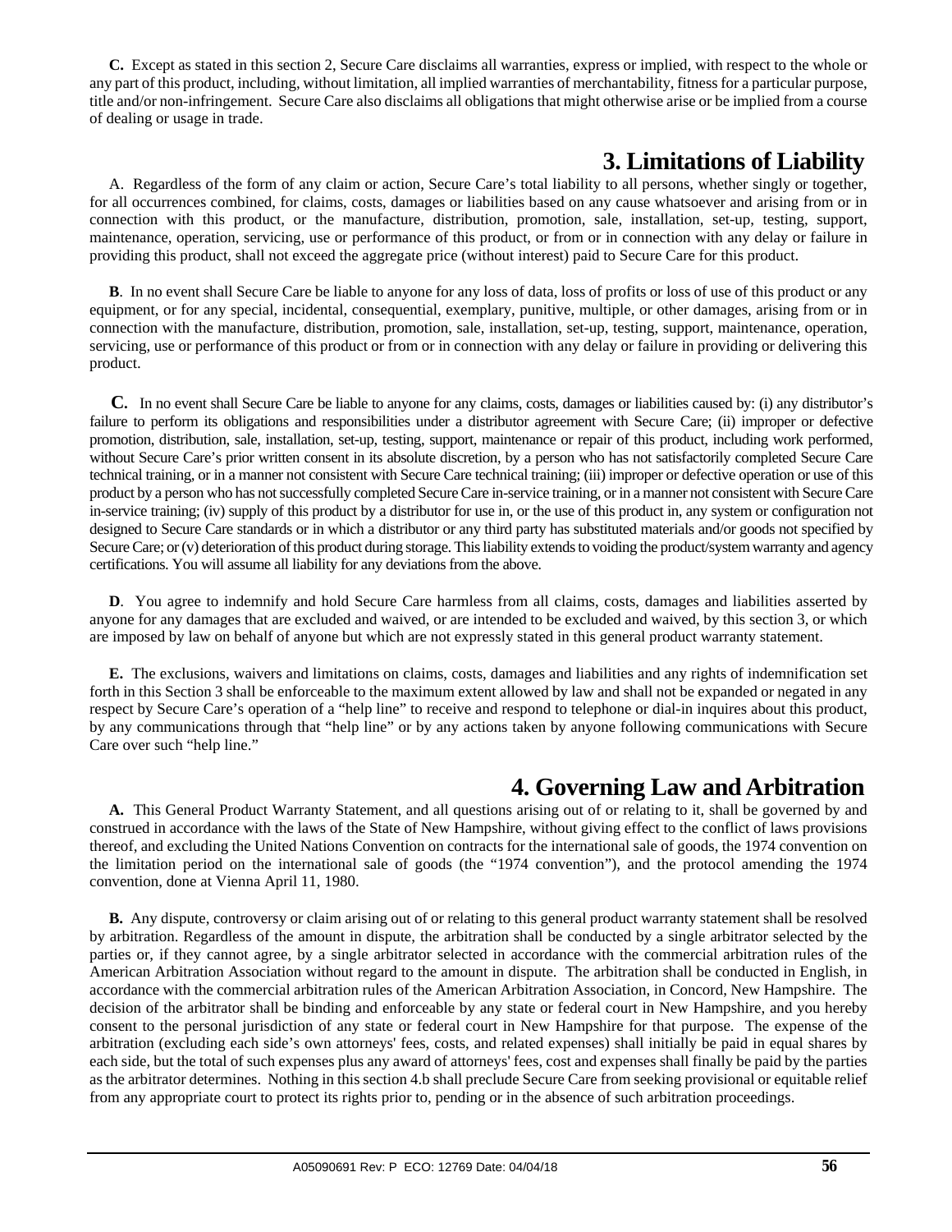**C.** Except as stated in this section 2, Secure Care disclaims all warranties, express or implied, with respect to the whole or any part of this product, including, without limitation, all implied warranties of merchantability, fitness for a particular purpose, title and/or non-infringement. Secure Care also disclaims all obligations that might otherwise arise or be implied from a course of dealing or usage in trade.

# 3. Limitations of Liability

A. Regardless of the form of any claim or action, Secure Care's total liability to all persons, whether singly or together, for all occurrences combined, for claims, costs, damages or liabilities based on any cause whatsoever and arising from or in connection with this product, or the manufacture, distribution, promotion, sale, installation, set-up, testing, support, maintenance, operation, servicing, use or performance of this product, or from or in connection with any delay or failure in providing this product, shall not exceed the aggregate price (without interest) paid to Secure Care for this product.

**B**. In no event shall Secure Care be liable to anyone for any loss of data, loss of profits or loss of use of this product or any equipment, or for any special, incidental, consequential, exemplary, punitive, multiple, or other damages, arising from or in connection with the manufacture, distribution, promotion, sale, installation, set-up, testing, support, maintenance, operation, servicing, use or performance of this product or from or in connection with any delay or failure in providing or delivering this product.

**C.** In no event shall Secure Care be liable to anyone for any claims, costs, damages or liabilities caused by: (i) any distributor's failure to perform its obligations and responsibilities under a distributor agreement with Secure Care; (ii) improper or defective promotion, distribution, sale, installation, set-up, testing, support, maintenance or repair of this product, including work performed, without Secure Care's prior written consent in its absolute discretion, by a person who has not satisfactorily completed Secure Care technical training, or in a manner not consistent with Secure Care technical training; (iii) improper or defective operation or use of this product by a person who has not successfully completed Secure Care in-service training, or in a manner not consistent with Secure Care in-service training; (iv) supply of this product by a distributor for use in, or the use of this product in, any system or configuration not designed to Secure Care standards or in which a distributor or any third party has substituted materials and/or goods not specified by Secure Care; or (v) deterioration of this product during storage. This liability extends to voiding the product/system warranty and agency certifications. You will assume all liability for any deviations from the above.

**D**. You agree to indemnify and hold Secure Care harmless from all claims, costs, damages and liabilities asserted by anyone for any damages that are excluded and waived, or are intended to be excluded and waived, by this section 3, or which are imposed by law on behalf of anyone but which are not expressly stated in this general product warranty statement.

**E.** The exclusions, waivers and limitations on claims, costs, damages and liabilities and any rights of indemnification set forth in this Section 3 shall be enforceable to the maximum extent allowed by law and shall not be expanded or negated in any respect by Secure Care's operation of a "help line" to receive and respond to telephone or dial-in inquires about this product, by any communications through that "help line" or by any actions taken by anyone following communications with Secure Care over such "help line."

# 4. Governing Law and Arbitration

**A.** This General Product Warranty Statement, and all questions arising out of or relating to it, shall be governed by and construed in accordance with the laws of the State of New Hampshire, without giving effect to the conflict of laws provisions thereof, and excluding the United Nations Convention on contracts for the international sale of goods, the 1974 convention on the limitation period on the international sale of goods (the "1974 convention"), and the protocol amending the 1974 convention, done at Vienna April 11, 1980.

**B.** Any dispute, controversy or claim arising out of or relating to this general product warranty statement shall be resolved by arbitration. Regardless of the amount in dispute, the arbitration shall be conducted by a single arbitrator selected by the parties or, if they cannot agree, by a single arbitrator selected in accordance with the commercial arbitration rules of the American Arbitration Association without regard to the amount in dispute. The arbitration shall be conducted in English, in accordance with the commercial arbitration rules of the American Arbitration Association, in Concord, New Hampshire. The decision of the arbitrator shall be binding and enforceable by any state or federal court in New Hampshire, and you hereby consent to the personal jurisdiction of any state or federal court in New Hampshire for that purpose. The expense of the arbitration (excluding each side's own attorneys' fees, costs, and related expenses) shall initially be paid in equal shares by each side, but the total of such expenses plus any award of attorneys' fees, cost and expenses shall finally be paid by the parties as the arbitrator determines. Nothing in this section 4.b shall preclude Secure Care from seeking provisional or equitable relief from any appropriate court to protect its rights prior to, pending or in the absence of such arbitration proceedings.

A05090691 Rev: P ECO: 12769 Date: 04/04/18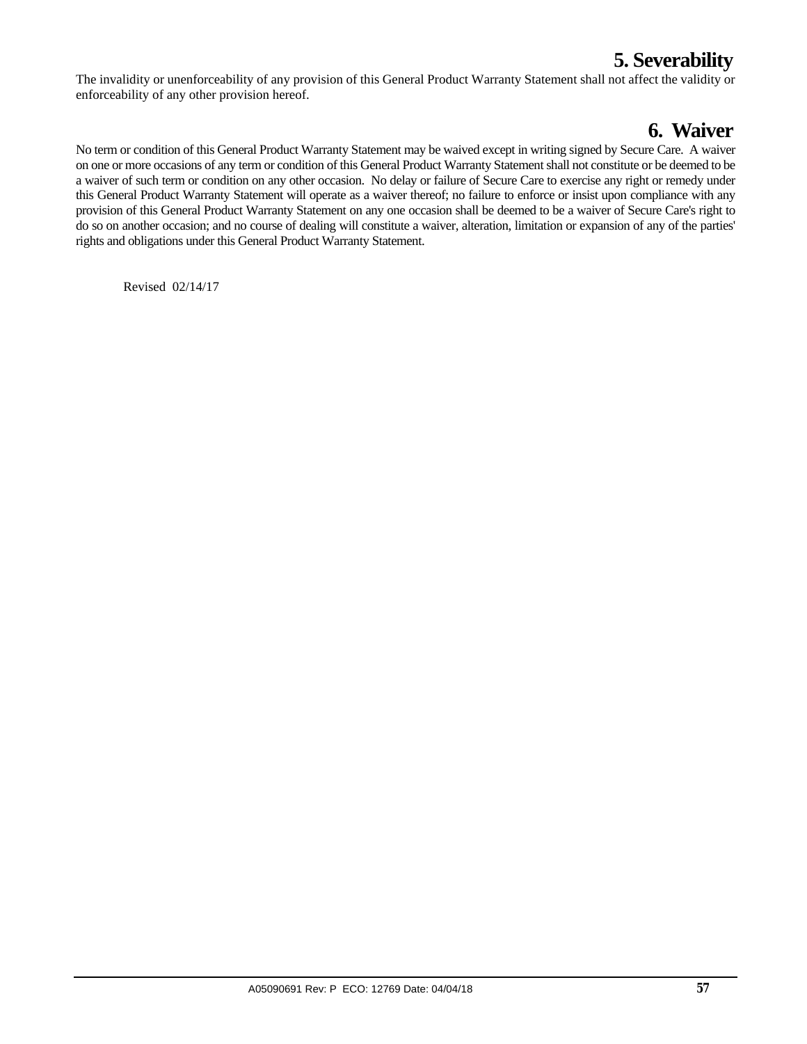## 5. Severability

The invalidity or unenforceability of any provision of this General Product Warranty Statement shall not affect the validity or enforceability of any other provision hereof.

## 6. Waiver

No term or condition of this General Product Warranty Statement may be waived except in writing signed by Secure Care. A waiver on one or more occasions of any term or condition of this General Product Warranty Statement shall not constitute or be deemed to be a waiver of such term or condition on any other occasion. No delay or failure of Secure Care to exercise any right or remedy under this General Product Warranty Statement will operate as a waiver thereof; no failure to enforce or insist upon compliance with any provision of this General Product Warranty Statement on any one occasion shall be deemed to be a waiver of Secure Care's right to do so on another occasion; and no course of dealing will constitute a waiver, alteration, limitation or expansion of any of the parties' rights and obligations under this General Product Warranty Statement.

Revised 02/14/17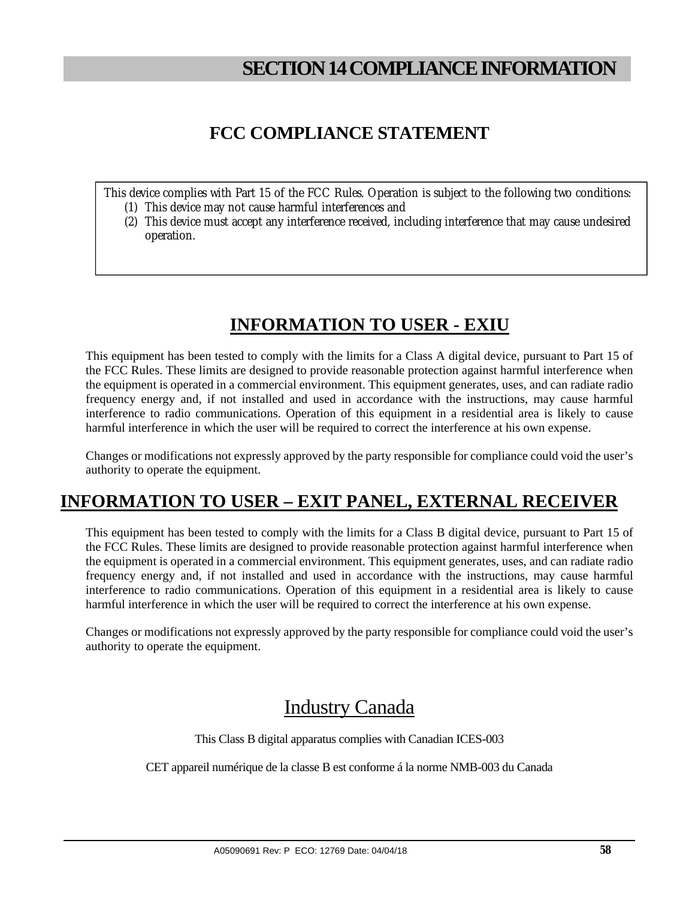# SECTION 14 COMPLIANCE INFORMATION

## FCC COMPLIANCE STATEMENT

This device complies with Part 15 of the FCC Rules. Operation is subject to the following two conditions:

1. This device may not cause harmful interferences and
2. This device must accept any interference received, including interference that may cause undesired operation.

## INFORMATION TO USER - EXIU

This equipment has been tested to comply with the limits for a Class A digital device, pursuant to Part 15 of the FCC Rules. These limits are designed to provide reasonable protection against harmful interference when the equipment is operated in a commercial environment. This equipment generates, uses, and can radiate radio frequency energy and, if not installed and used in accordance with the instructions, may cause harmful interference to radio communications. Operation of this equipment in a residential area is likely to cause harmful interference in which the user will be required to correct the interference at his own expense.

Changes or modifications not expressly approved by the party responsible for compliance could void the user's authority to operate the equipment.

## INFORMATION TO USER – EXIT PANEL, EXTERNAL RECEIVER

This equipment has been tested to comply with the limits for a Class B digital device, pursuant to Part 15 of the FCC Rules. These limits are designed to provide reasonable protection against harmful interference when the equipment is operated in a commercial environment. This equipment generates, uses, and can radiate radio frequency energy and, if not installed and used in accordance with the instructions, may cause harmful interference to radio communications. Operation of this equipment in a residential area is likely to cause harmful interference in which the user will be required to correct the interference at his own expense.

Changes or modifications not expressly approved by the party responsible for compliance could void the user's authority to operate the equipment.

## Industry Canada

This Class B digital apparatus complies with Canadian ICES-003

CET appareil numérique de la classe B est conforme á la norme NMB-003 du Canada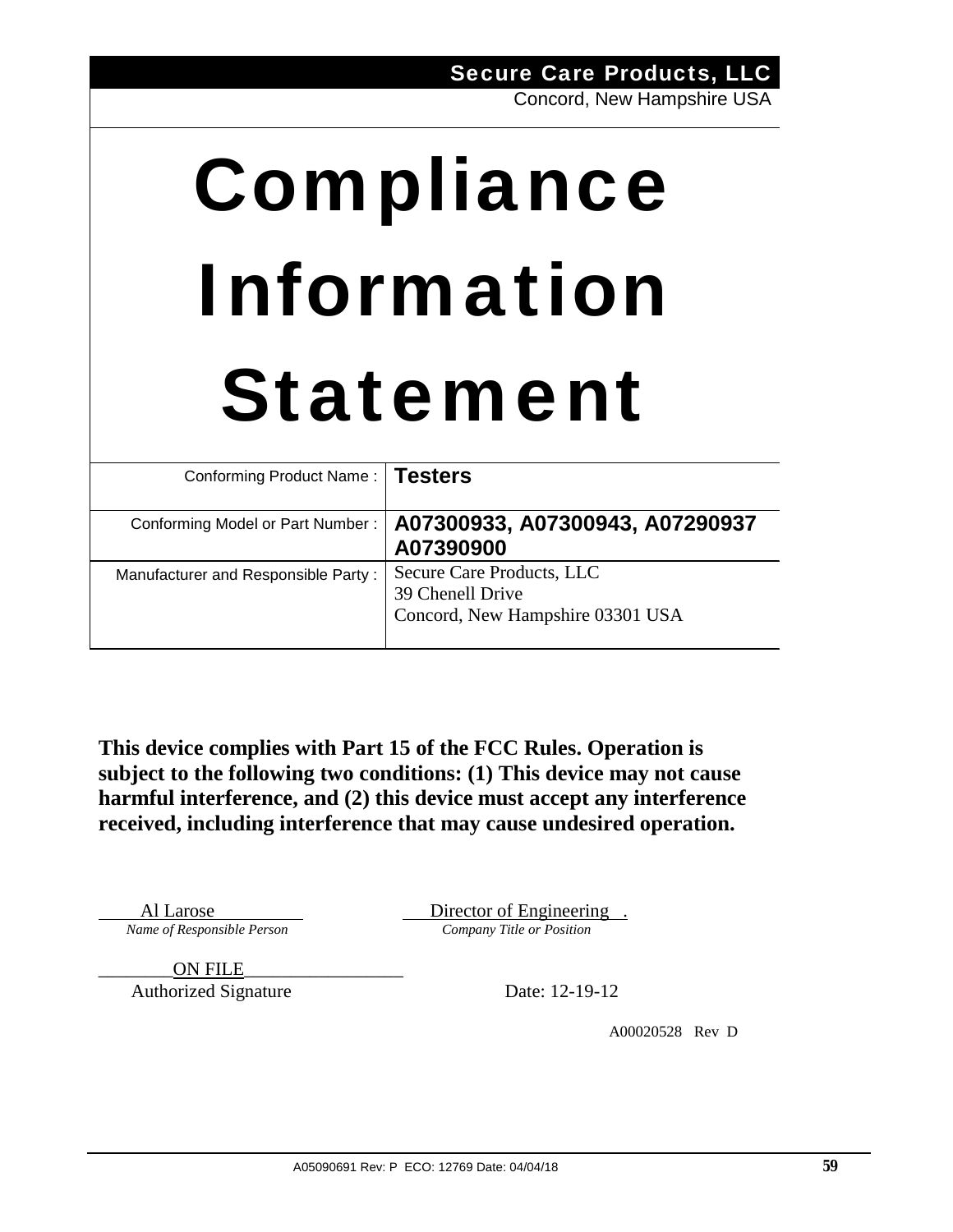**Secure Care Products, LLC**
Concord, New Hampshire USA

# Compliance Information Statement

| Conforming Product Name : | **Testers** |
|---|---|
| Conforming Model or Part Number : | **A07300933, A07300943, A07290937 A07390900** |
| Manufacturer and Responsible Party : | Secure Care Products, LLC<br>39 Chenell Drive<br>Concord, New Hampshire 03301 USA |

**This device complies with Part 15 of the FCC Rules. Operation is subject to the following two conditions: (1) This device may not cause harmful interference, and (2) this device must accept any interference received, including interference that may cause undesired operation.**

Al Larose
*Name of Responsible Person*

Director of Engineering
*Company Title or Position*

ON FILE
Authorized Signature

Date: 12-19-12

A00020528 Rev D

A05090691 Rev: P ECO: 12769 Date: 04/04/18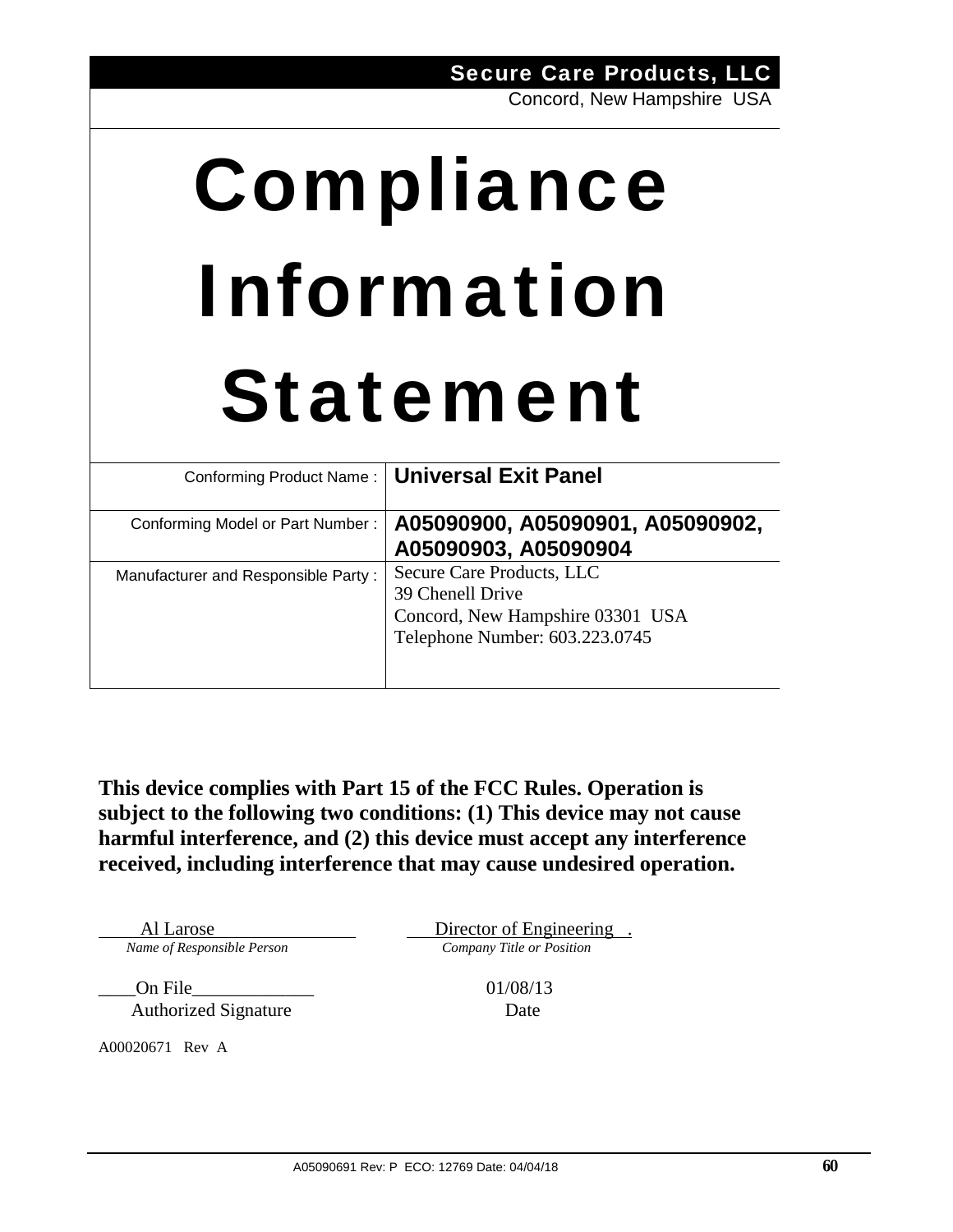**Secure Care Products, LLC**
Concord, New Hampshire USA

# Compliance Information Statement

| Conforming Product Name : | **Universal Exit Panel** |
|---|---|
| Conforming Model or Part Number : | **A05090900, A05090901, A05090902, A05090903, A05090904** |
| Manufacturer and Responsible Party : | Secure Care Products, LLC<br>39 Chenell Drive<br>Concord, New Hampshire 03301 USA<br>Telephone Number: 603.223.0745 |

**This device complies with Part 15 of the FCC Rules. Operation is subject to the following two conditions: (1) This device may not cause harmful interference, and (2) this device must accept any interference received, including interference that may cause undesired operation.**

| Al Larose | Director of Engineering . |
|---|---|
| *Name of Responsible Person* | *Company Title or Position* |
| ____On File_____________ | 01/08/13 |
| Authorized Signature | Date |

A00020671 Rev A

A05090691 Rev: P ECO: 12769 Date: 04/04/18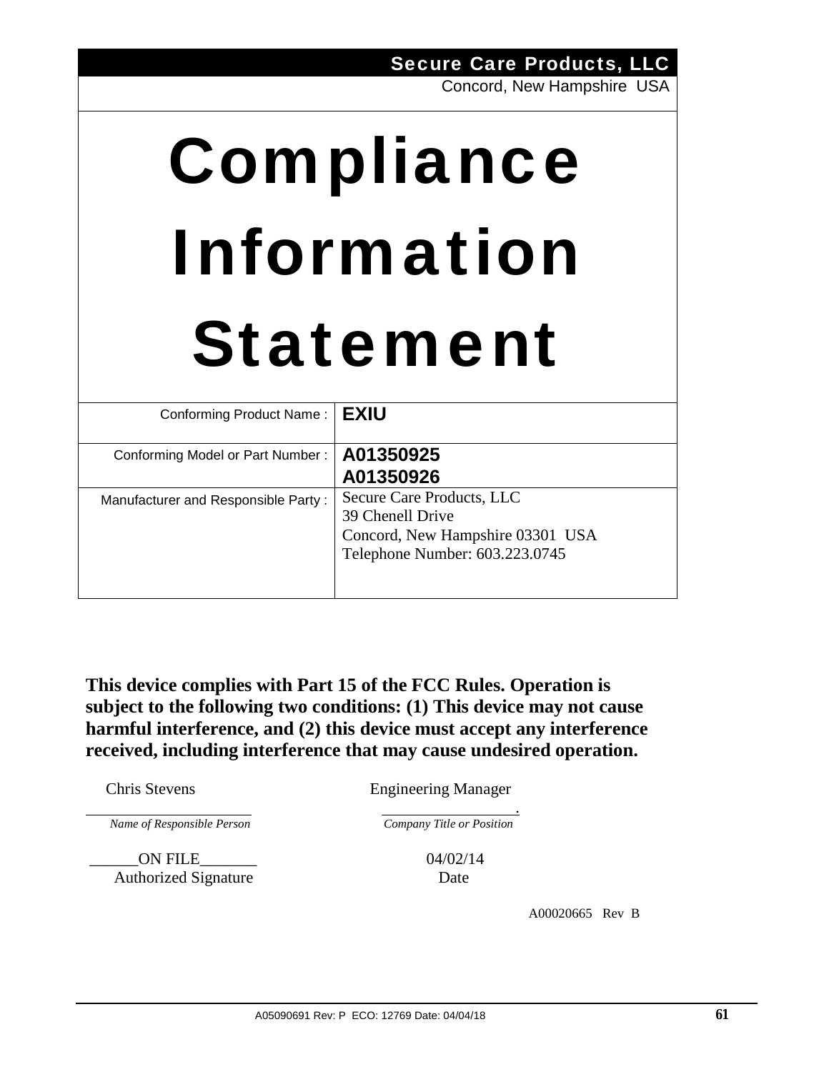**Secure Care Products, LLC**

Concord, New Hampshire USA

# Compliance Information Statement

| Conforming Product Name : | **EXIU** |
|---|---|
| Conforming Model or Part Number : | **A01350925**<br>**A01350926** |
| Manufacturer and Responsible Party : | Secure Care Products, LLC<br>39 Chenell Drive<br>Concord, New Hampshire 03301 USA<br>Telephone Number: 603.223.0745 |

**This device complies with Part 15 of the FCC Rules. Operation is subject to the following two conditions: (1) This device may not cause harmful interference, and (2) this device must accept any interference received, including interference that may cause undesired operation.**

| Chris Stevens | Engineering Manager |
|---|---|
| *Name of Responsible Person* | *Company Title or Position* |
| ______ON FILE_______ | 04/02/14 |
| Authorized Signature | Date |

A00020665 Rev B

A05090691 Rev: P ECO: 12769 Date: 04/04/18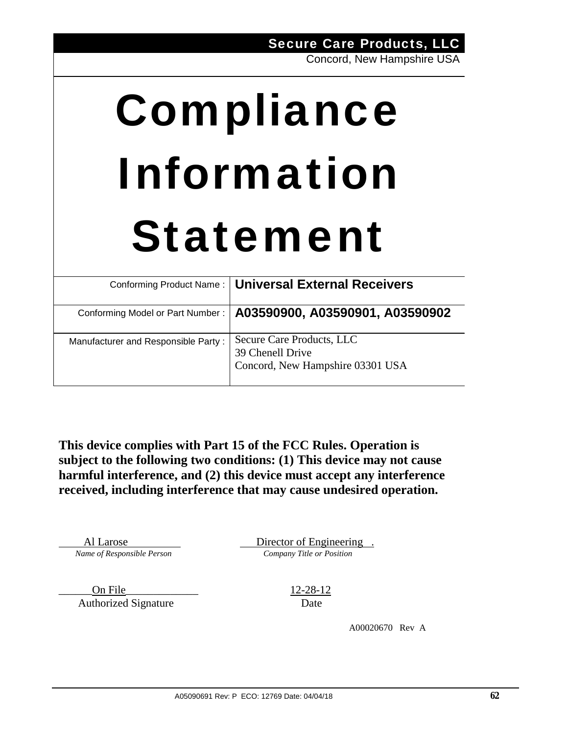**Secure Care Products, LLC**
Concord, New Hampshire USA

# Compliance Information Statement

| | |
|---|---|
| Conforming Product Name : | **Universal External Receivers** |
| Conforming Model or Part Number : | **A03590900, A03590901, A03590902** |
| Manufacturer and Responsible Party : | Secure Care Products, LLC<br>39 Chenell Drive<br>Concord, New Hampshire 03301 USA |

**This device complies with Part 15 of the FCC Rules. Operation is subject to the following two conditions: (1) This device may not cause harmful interference, and (2) this device must accept any interference received, including interference that may cause undesired operation.**

Al Larose
*Name of Responsible Person*

Director of Engineering .
*Company Title or Position*

On File
Authorized Signature

12-28-12
Date

A00020670 Rev A

A05090691 Rev: P ECO: 12769 Date: 04/04/18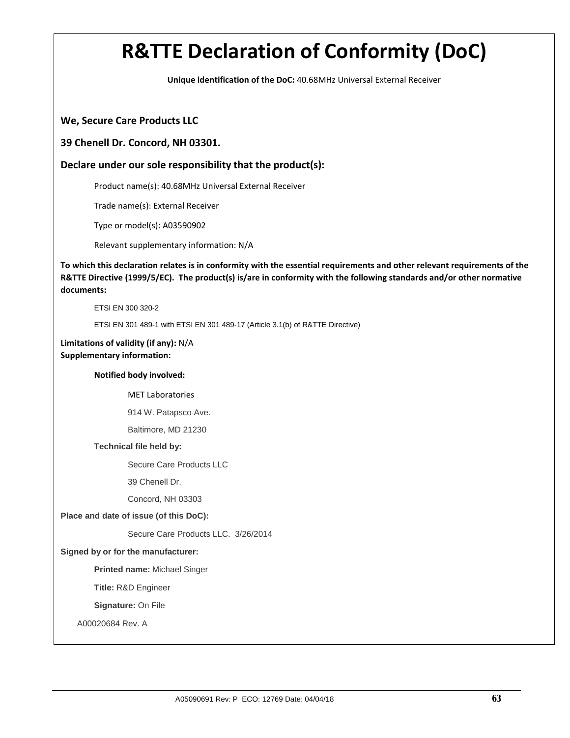# R&TTE Declaration of Conformity (DoC)

**Unique identification of the DoC:** 40.68MHz Universal External Receiver

**We, Secure Care Products LLC**

**39 Chenell Dr. Concord, NH 03301.**

**Declare under our sole responsibility that the product(s):**

Product name(s): 40.68MHz Universal External Receiver

Trade name(s): External Receiver

Type or model(s): A03590902

Relevant supplementary information: N/A

**To which this declaration relates is in conformity with the essential requirements and other relevant requirements of the R&TTE Directive (1999/5/EC). The product(s) is/are in conformity with the following standards and/or other normative documents:**

ETSI EN 300 320-2

ETSI EN 301 489-1 with ETSI EN 301 489-17 (Article 3.1(b) of R&TTE Directive)

**Limitations of validity (if any):** N/A
**Supplementary information:**

**Notified body involved:**

MET Laboratories

914 W. Patapsco Ave.

Baltimore, MD 21230

**Technical file held by:**

Secure Care Products LLC

39 Chenell Dr.

Concord, NH 03303

**Place and date of issue (of this DoC):**

Secure Care Products LLC. 3/26/2014

**Signed by or for the manufacturer:**

**Printed name:** Michael Singer

**Title:** R&D Engineer

**Signature:** On File

A00020684 Rev. A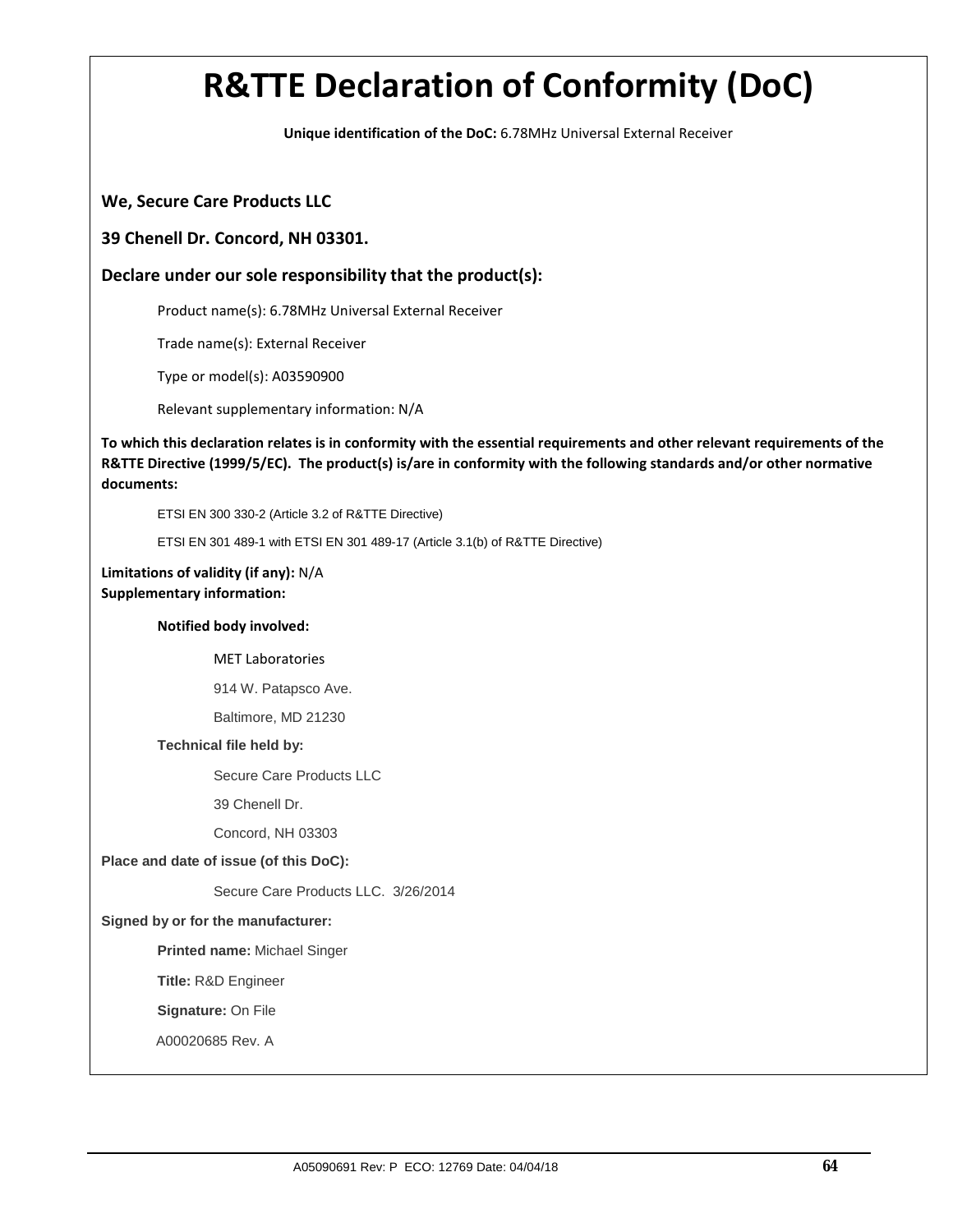# R&TTE Declaration of Conformity (DoC)

**Unique identification of the DoC:** 6.78MHz Universal External Receiver

**We, Secure Care Products LLC**

**39 Chenell Dr. Concord, NH 03301.**

**Declare under our sole responsibility that the product(s):**

Product name(s): 6.78MHz Universal External Receiver

Trade name(s): External Receiver

Type or model(s): A03590900

Relevant supplementary information: N/A

**To which this declaration relates is in conformity with the essential requirements and other relevant requirements of the R&TTE Directive (1999/5/EC). The product(s) is/are in conformity with the following standards and/or other normative documents:**

ETSI EN 300 330-2 (Article 3.2 of R&TTE Directive)

ETSI EN 301 489-1 with ETSI EN 301 489-17 (Article 3.1(b) of R&TTE Directive)

**Limitations of validity (if any):** N/A
**Supplementary information:**

**Notified body involved:**

MET Laboratories

914 W. Patapsco Ave.

Baltimore, MD 21230

**Technical file held by:**

Secure Care Products LLC

39 Chenell Dr.

Concord, NH 03303

**Place and date of issue (of this DoC):**

Secure Care Products LLC. 3/26/2014

**Signed by or for the manufacturer:**

**Printed name:** Michael Singer

**Title:** R&D Engineer

**Signature:** On File

A00020685 Rev. A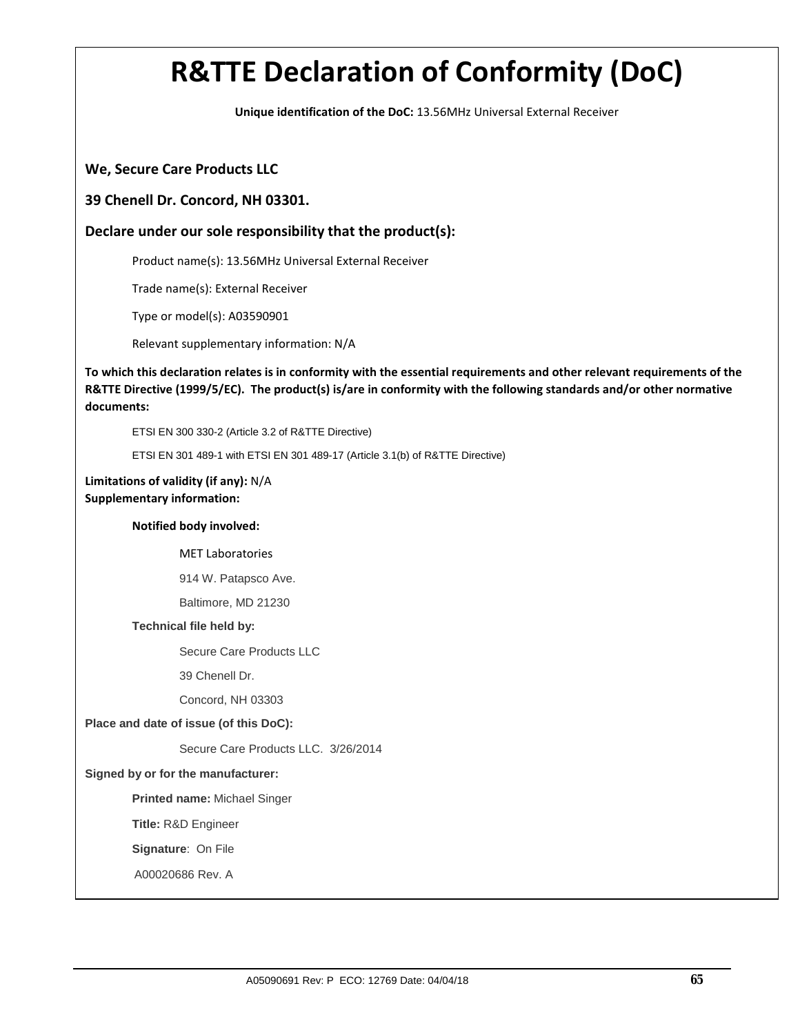# R&TTE Declaration of Conformity (DoC)

**Unique identification of the DoC:** 13.56MHz Universal External Receiver

**We, Secure Care Products LLC**

**39 Chenell Dr. Concord, NH 03301.**

**Declare under our sole responsibility that the product(s):**

Product name(s): 13.56MHz Universal External Receiver

Trade name(s): External Receiver

Type or model(s): A03590901

Relevant supplementary information: N/A

**To which this declaration relates is in conformity with the essential requirements and other relevant requirements of the R&TTE Directive (1999/5/EC). The product(s) is/are in conformity with the following standards and/or other normative documents:**

ETSI EN 300 330-2 (Article 3.2 of R&TTE Directive)

ETSI EN 301 489-1 with ETSI EN 301 489-17 (Article 3.1(b) of R&TTE Directive)

**Limitations of validity (if any):** N/A
**Supplementary information:**

**Notified body involved:**

MET Laboratories

914 W. Patapsco Ave.

Baltimore, MD 21230

**Technical file held by:**

Secure Care Products LLC

39 Chenell Dr.

Concord, NH 03303

**Place and date of issue (of this DoC):**

Secure Care Products LLC. 3/26/2014

**Signed by or for the manufacturer:**

**Printed name:** Michael Singer

**Title:** R&D Engineer

**Signature**: On File

A00020686 Rev. A

A05090691 Rev: P ECO: 12769 Date: 04/04/18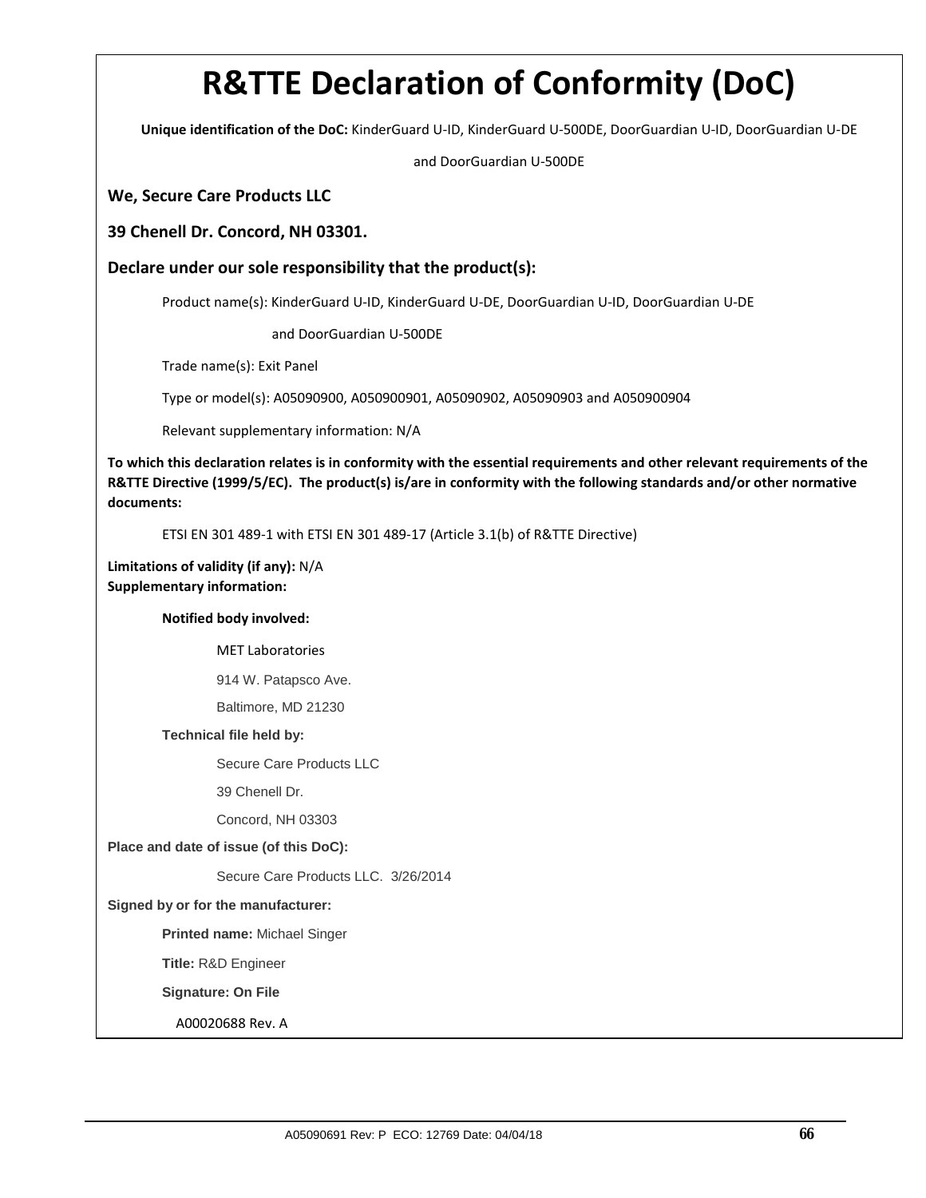# R&TTE Declaration of Conformity (DoC)

**Unique identification of the DoC:** KinderGuard U-ID, KinderGuard U-500DE, DoorGuardian U-ID, DoorGuardian U-DE and DoorGuardian U-500DE

**We, Secure Care Products LLC**

**39 Chenell Dr. Concord, NH 03301.**

**Declare under our sole responsibility that the product(s):**

Product name(s): KinderGuard U-ID, KinderGuard U-DE, DoorGuardian U-ID, DoorGuardian U-DE and DoorGuardian U-500DE

Trade name(s): Exit Panel

Type or model(s): A05090900, A050900901, A05090902, A05090903 and A050900904

Relevant supplementary information: N/A

**To which this declaration relates is in conformity with the essential requirements and other relevant requirements of the R&TTE Directive (1999/5/EC). The product(s) is/are in conformity with the following standards and/or other normative documents:**

ETSI EN 301 489-1 with ETSI EN 301 489-17 (Article 3.1(b) of R&TTE Directive)

**Limitations of validity (if any):** N/A

**Supplementary information:**

**Notified body involved:**

MET Laboratories

914 W. Patapsco Ave.

Baltimore, MD 21230

**Technical file held by:**

Secure Care Products LLC

39 Chenell Dr.

Concord, NH 03303

**Place and date of issue (of this DoC):**

Secure Care Products LLC. 3/26/2014

**Signed by or for the manufacturer:**

**Printed name:** Michael Singer

**Title:** R&D Engineer

**Signature: On File**

A00020688 Rev. A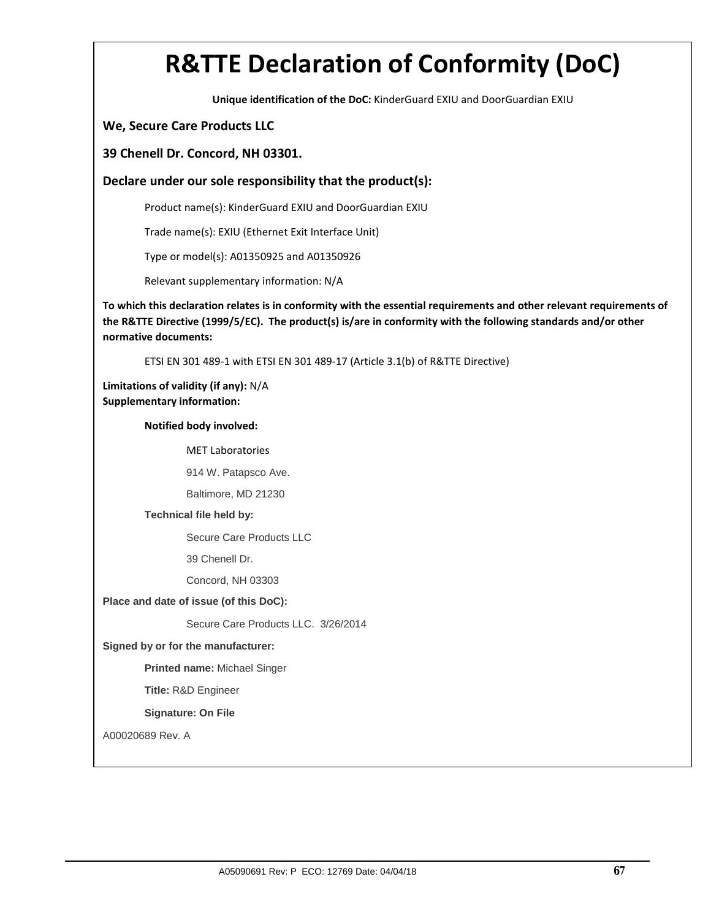# R&TTE Declaration of Conformity (DoC)

**Unique identification of the DoC:** KinderGuard EXIU and DoorGuardian EXIU

**We, Secure Care Products LLC**

**39 Chenell Dr. Concord, NH 03301.**

**Declare under our sole responsibility that the product(s):**

Product name(s): KinderGuard EXIU and DoorGuardian EXIU

Trade name(s): EXIU (Ethernet Exit Interface Unit)

Type or model(s): A01350925 and A01350926

Relevant supplementary information: N/A

**To which this declaration relates is in conformity with the essential requirements and other relevant requirements of the R&TTE Directive (1999/5/EC). The product(s) is/are in conformity with the following standards and/or other normative documents:**

ETSI EN 301 489-1 with ETSI EN 301 489-17 (Article 3.1(b) of R&TTE Directive)

**Limitations of validity (if any):** N/A

**Supplementary information:**

**Notified body involved:**

MET Laboratories

914 W. Patapsco Ave.

Baltimore, MD 21230

**Technical file held by:**

Secure Care Products LLC

39 Chenell Dr.

Concord, NH 03303

**Place and date of issue (of this DoC):**

Secure Care Products LLC. 3/26/2014

**Signed by or for the manufacturer:**

**Printed name:** Michael Singer

**Title:** R&D Engineer

**Signature: On File**

A00020689 Rev. A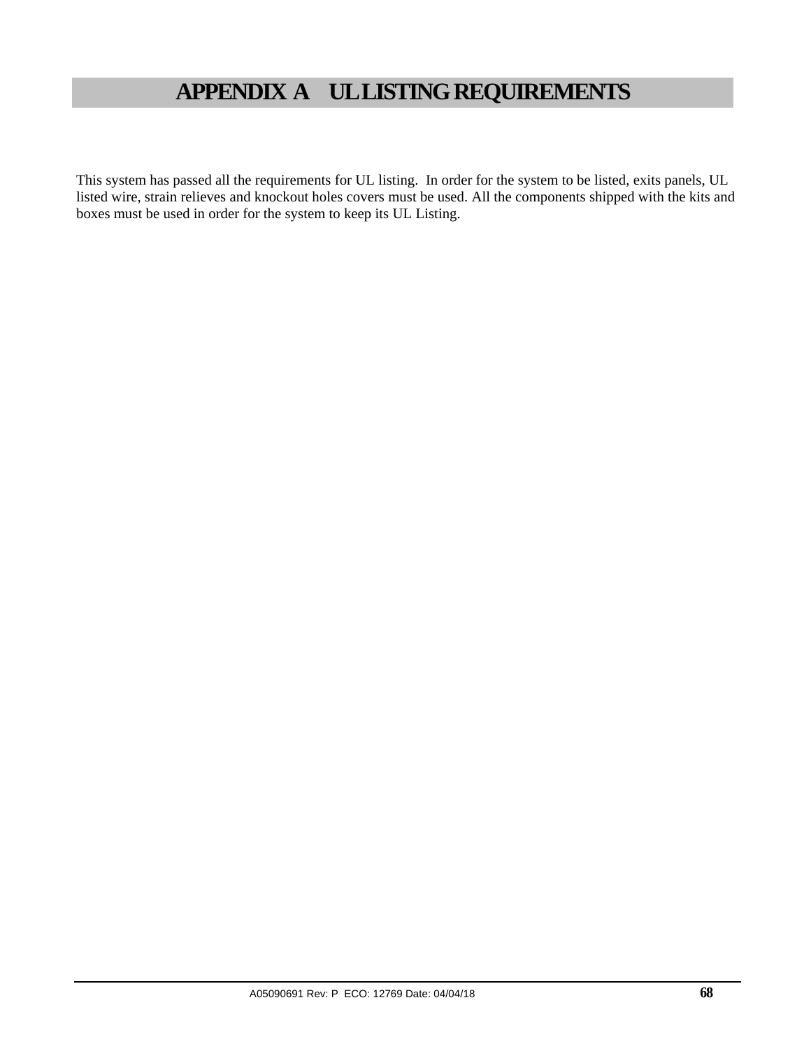# APPENDIX A UL LISTING REQUIREMENTS

This system has passed all the requirements for UL listing. In order for the system to be listed, exits panels, UL listed wire, strain relieves and knockout holes covers must be used. All the components shipped with the kits and boxes must be used in order for the system to keep its UL Listing.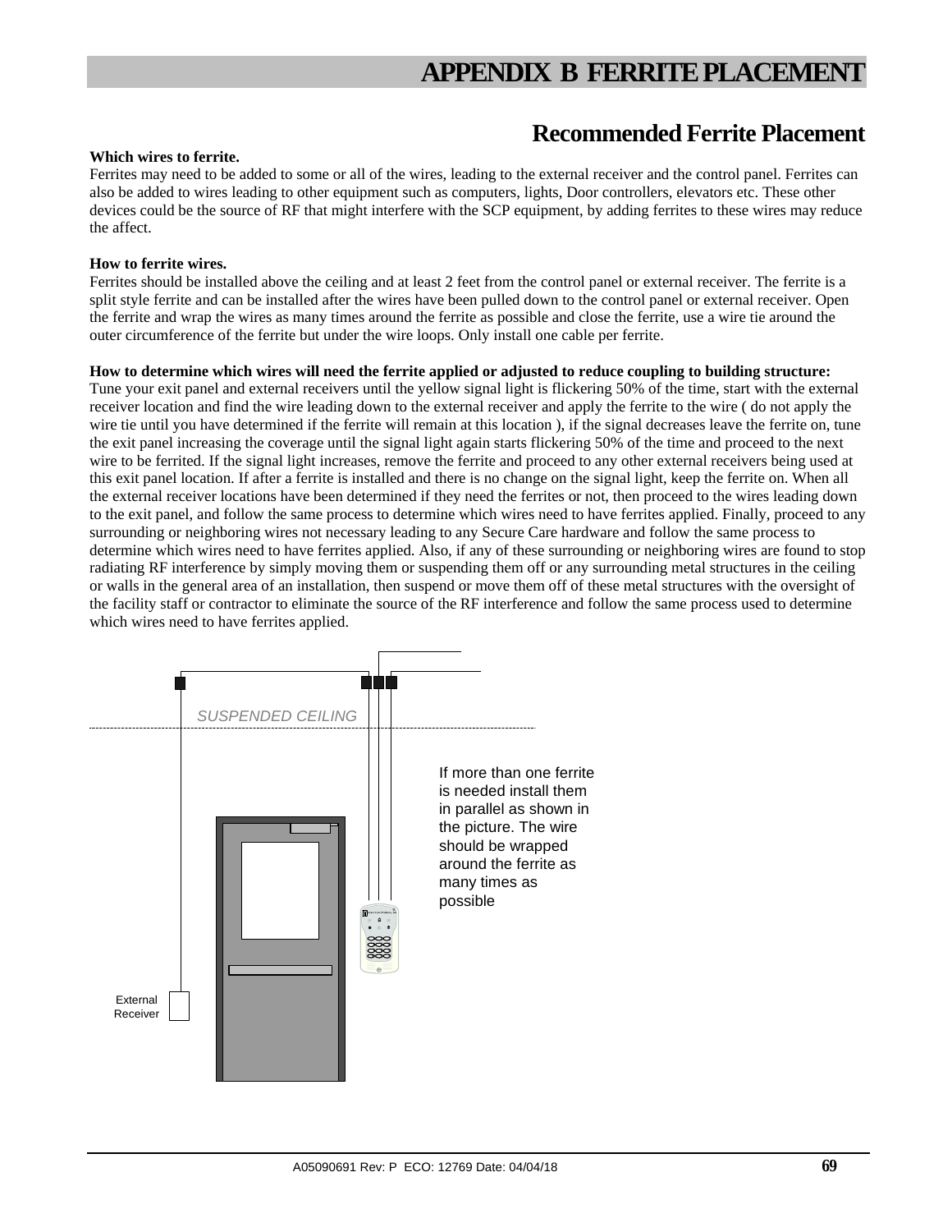# APPENDIX B FERRITE PLACEMENT

## Recommended Ferrite Placement

**Which wires to ferrite.**

Ferrites may need to be added to some or all of the wires, leading to the external receiver and the control panel. Ferrites can also be added to wires leading to other equipment such as computers, lights, Door controllers, elevators etc. These other devices could be the source of RF that might interfere with the SCP equipment, by adding ferrites to these wires may reduce the affect.

**How to ferrite wires.**

Ferrites should be installed above the ceiling and at least 2 feet from the control panel or external receiver. The ferrite is a split style ferrite and can be installed after the wires have been pulled down to the control panel or external receiver. Open the ferrite and wrap the wires as many times around the ferrite as possible and close the ferrite, use a wire tie around the outer circumference of the ferrite but under the wire loops. Only install one cable per ferrite.

**How to determine which wires will need the ferrite applied or adjusted to reduce coupling to building structure:**

Tune your exit panel and external receivers until the yellow signal light is flickering 50% of the time, start with the external receiver location and find the wire leading down to the external receiver and apply the ferrite to the wire ( do not apply the wire tie until you have determined if the ferrite will remain at this location ), if the signal decreases leave the ferrite on, tune the exit panel increasing the coverage until the signal light again starts flickering 50% of the time and proceed to the next wire to be ferrited. If the signal light increases, remove the ferrite and proceed to any other external receivers being used at this exit panel location. If after a ferrite is installed and there is no change on the signal light, keep the ferrite on. When all the external receiver locations have been determined if they need the ferrites or not, then proceed to the wires leading down to the exit panel, and follow the same process to determine which wires need to have ferrites applied. Finally, proceed to any surrounding or neighboring wires not necessary leading to any Secure Care hardware and follow the same process to determine which wires need to have ferrites applied. Also, if any of these surrounding or neighboring wires are found to stop radiating RF interference by simply moving them or suspending them off or any surrounding metal structures in the ceiling or walls in the general area of an installation, then suspend or move them off of these metal structures with the oversight of the facility staff or contractor to eliminate the source of the RF interference and follow the same process used to determine which wires need to have ferrites applied.

SUSPENDED CEILING

If more than one ferrite is needed install them in parallel as shown in the picture. The wire should be wrapped around the ferrite as many times as possible

External Receiver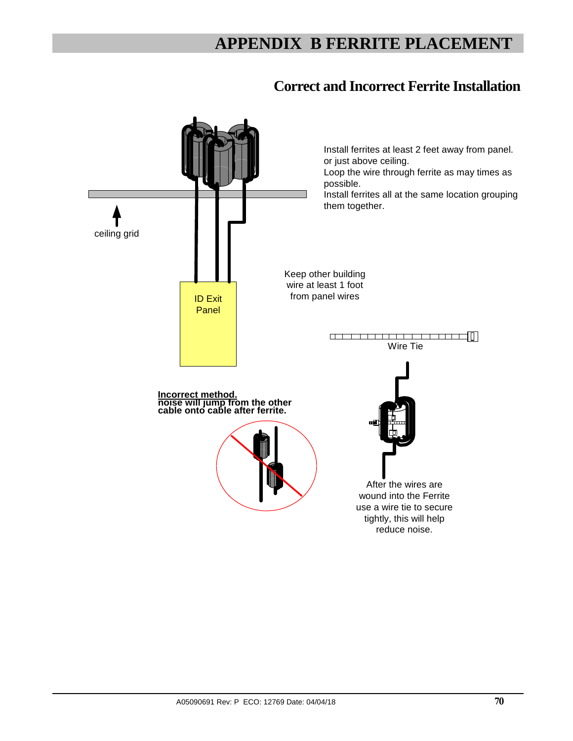# APPENDIX B FERRITE PLACEMENT

## Correct and Incorrect Ferrite Installation

Install ferrites at least 2 feet away from panel. or just above ceiling.
Loop the wire through ferrite as may times as possible.
Install ferrites all at the same location grouping them together.

ceiling grid

Keep other building wire at least 1 foot from panel wires

ID Exit Panel

Wire Tie

**Incorrect method.**
**noise will jump from the other cable onto cable after ferrite.**

After the wires are wound into the Ferrite use a wire tie to secure tightly, this will help reduce noise.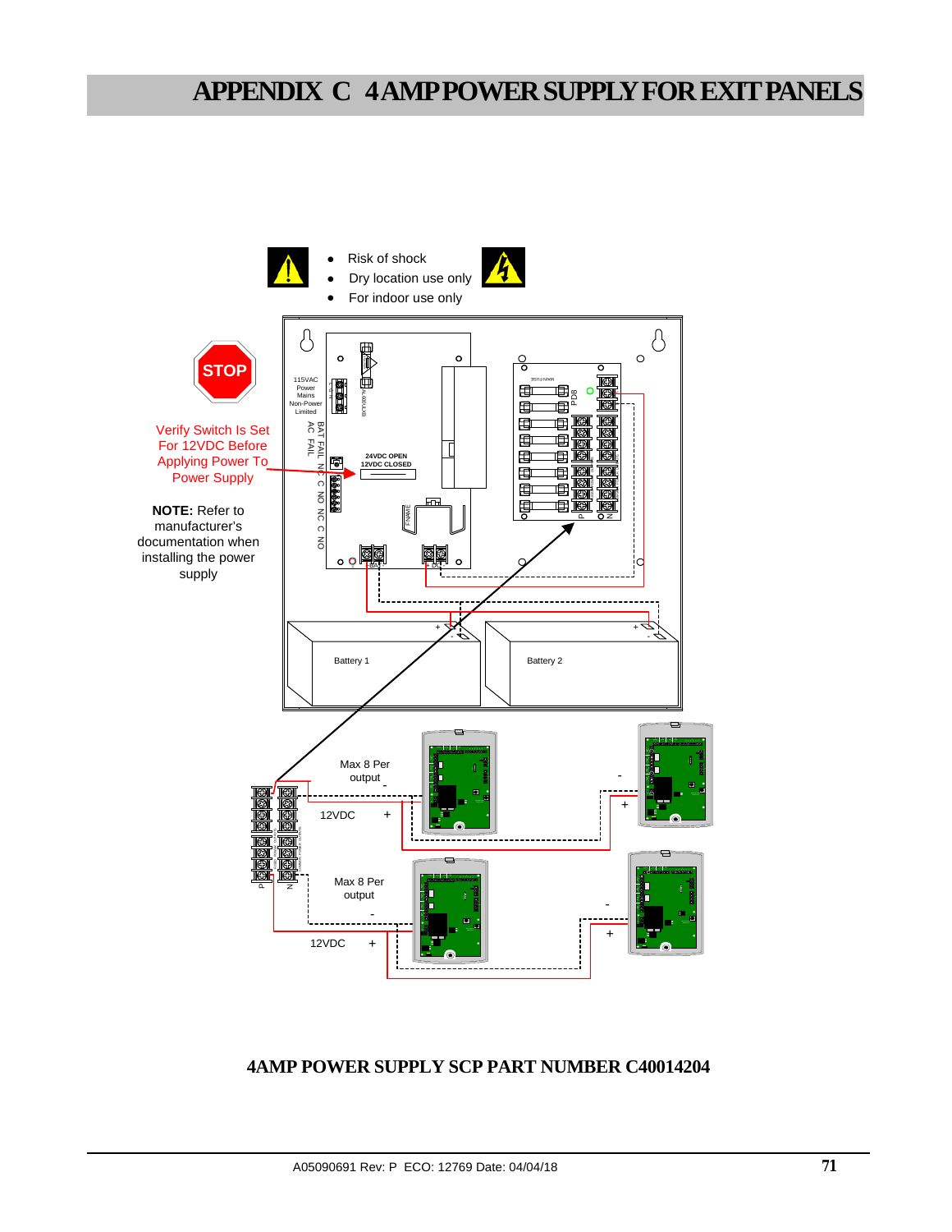# APPENDIX C 4 AMP POWER SUPPLY FOR EXIT PANELS

- Risk of shock
- Dry location use only
- For indoor use only

STOP

Verify Switch Is Set For 12VDC Before Applying Power To Power Supply

**NOTE:** Refer to manufacturer's documentation when installing the power supply

115VAC Power Mains Non-Power Limited

BAT FAIL AC FAIL

NC C NO NC C NO

24VDC OPEN 12VDC CLOSED

Battery 1

Battery 2

Max 8 Per output

12VDC

Max 8 Per output

12VDC

**4AMP POWER SUPPLY SCP PART NUMBER C40014204**

A05090691 Rev: P ECO: 12769 Date: 04/04/18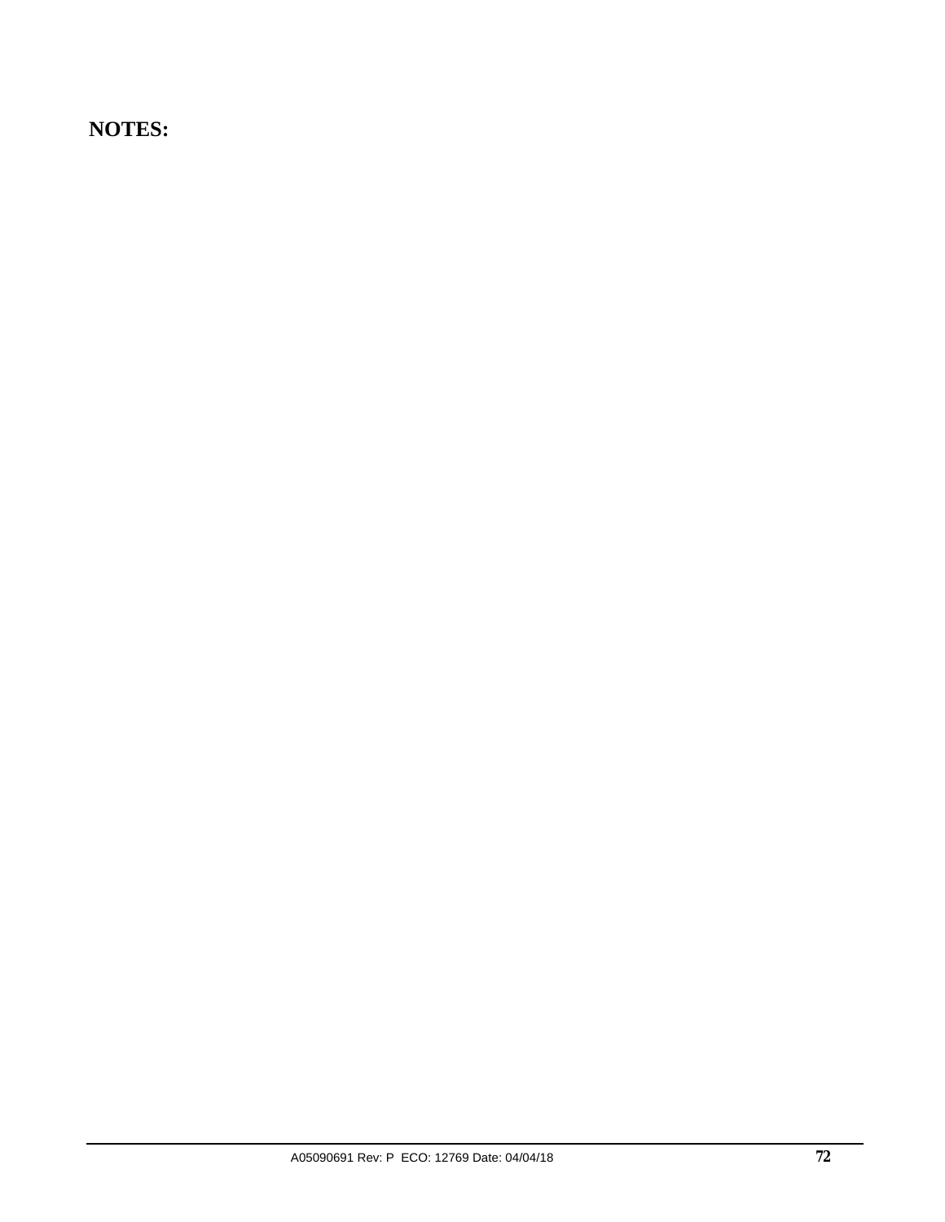**NOTES:**